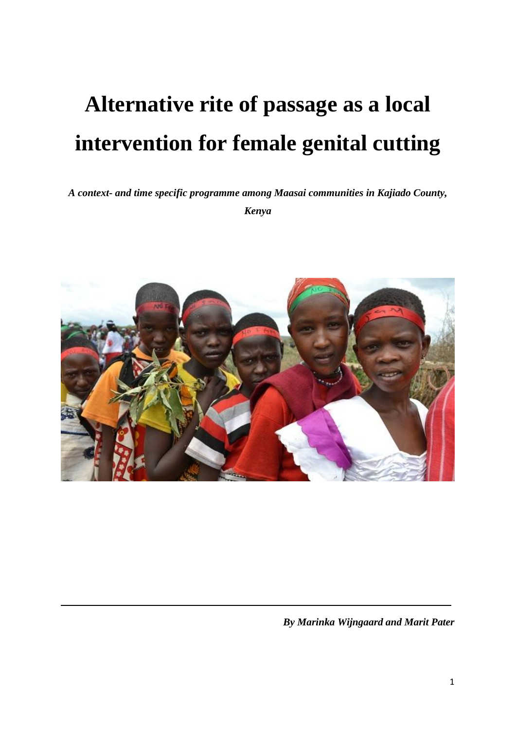# Alternative rite of passage as a local intervention for female genital cutting

***A context- and time specific programme among Maasai communities in Kajiado County, Kenya***

***By Marinka Wijngaard and Marit Pater***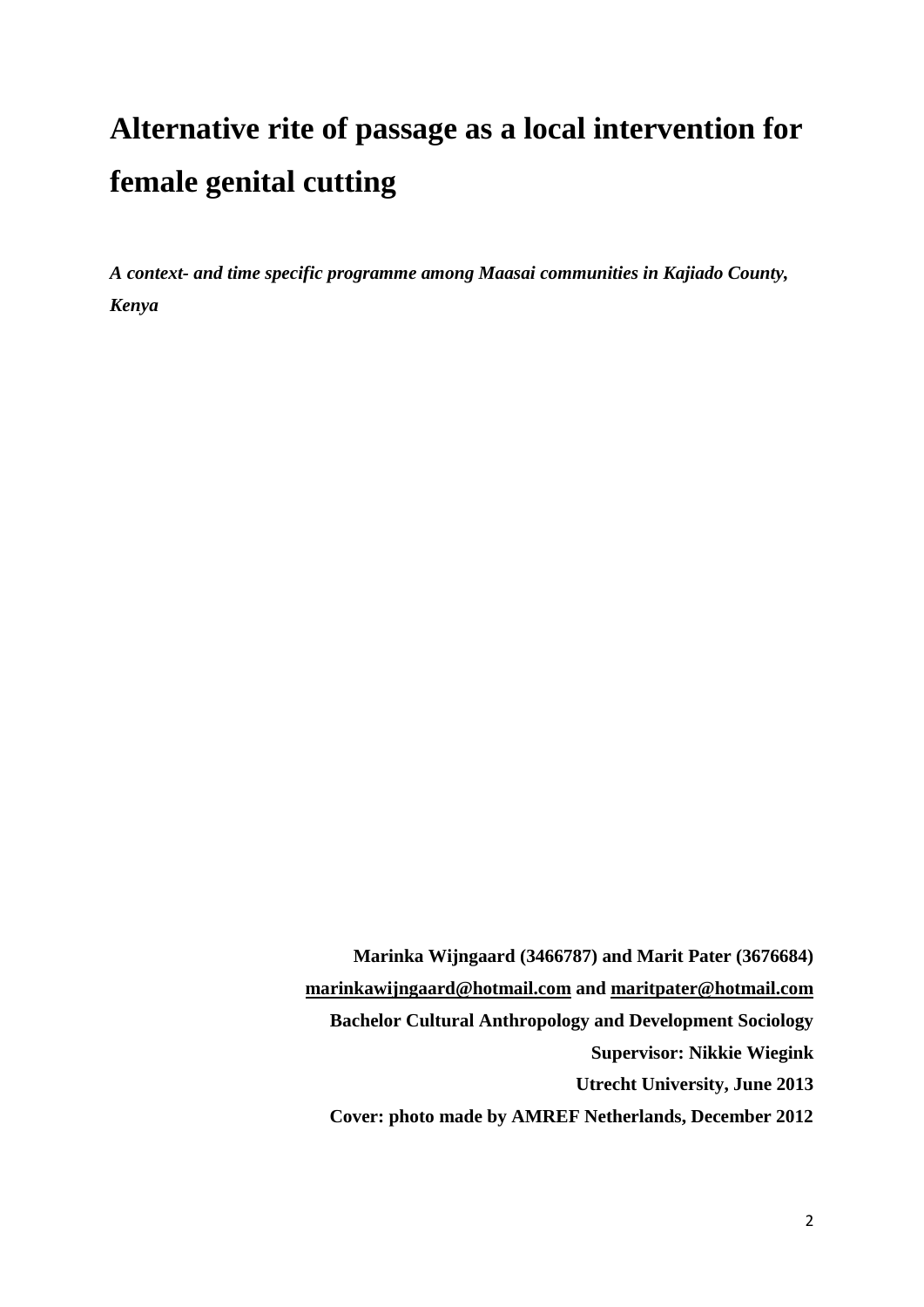# Alternative rite of passage as a local intervention for female genital cutting

***A context- and time specific programme among Maasai communities in Kajiado County, Kenya***

**Marinka Wijngaard (3466787) and Marit Pater (3676684)**

**marinkawijngaard@hotmail.com and maritpater@hotmail.com**

**Bachelor Cultural Anthropology and Development Sociology**

**Supervisor: Nikkie Wiegink**

**Utrecht University, June 2013**

**Cover: photo made by AMREF Netherlands, December 2012**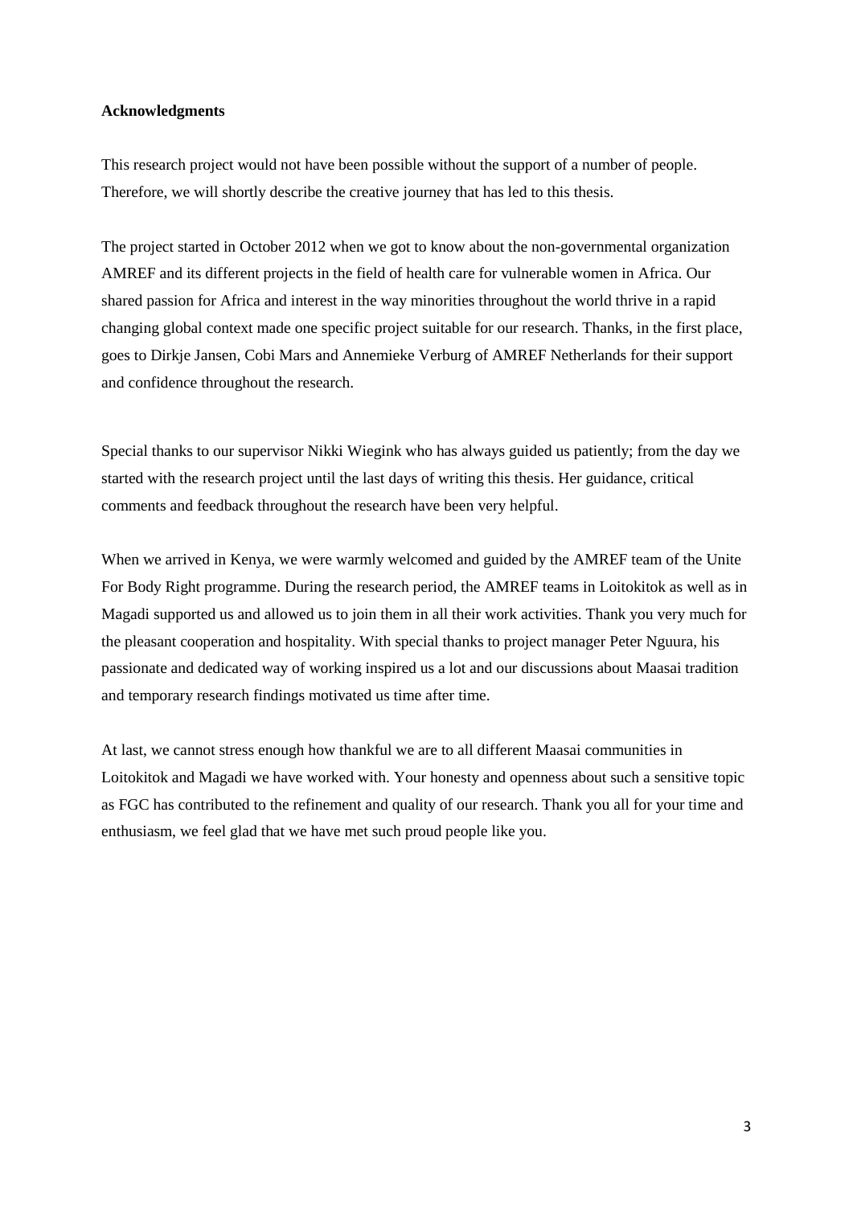**Acknowledgments**

This research project would not have been possible without the support of a number of people. Therefore, we will shortly describe the creative journey that has led to this thesis.

The project started in October 2012 when we got to know about the non-governmental organization AMREF and its different projects in the field of health care for vulnerable women in Africa. Our shared passion for Africa and interest in the way minorities throughout the world thrive in a rapid changing global context made one specific project suitable for our research. Thanks, in the first place, goes to Dirkje Jansen, Cobi Mars and Annemieke Verburg of AMREF Netherlands for their support and confidence throughout the research.

Special thanks to our supervisor Nikki Wiegink who has always guided us patiently; from the day we started with the research project until the last days of writing this thesis. Her guidance, critical comments and feedback throughout the research have been very helpful.

When we arrived in Kenya, we were warmly welcomed and guided by the AMREF team of the Unite For Body Right programme. During the research period, the AMREF teams in Loitokitok as well as in Magadi supported us and allowed us to join them in all their work activities. Thank you very much for the pleasant cooperation and hospitality. With special thanks to project manager Peter Nguura, his passionate and dedicated way of working inspired us a lot and our discussions about Maasai tradition and temporary research findings motivated us time after time.

At last, we cannot stress enough how thankful we are to all different Maasai communities in Loitokitok and Magadi we have worked with. Your honesty and openness about such a sensitive topic as FGC has contributed to the refinement and quality of our research. Thank you all for your time and enthusiasm, we feel glad that we have met such proud people like you.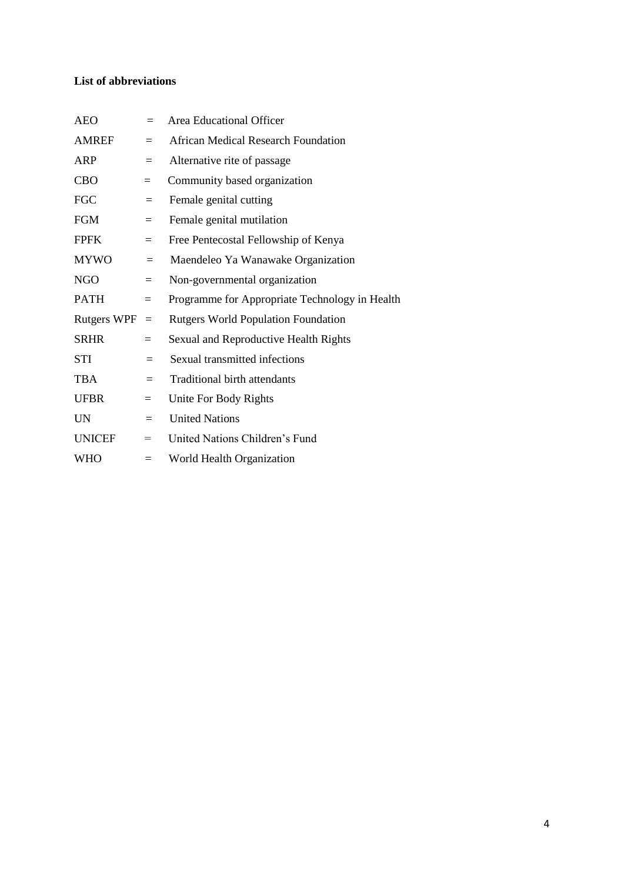**List of abbreviations**

| | | |
|---|---|---|
| AEO | = | Area Educational Officer |
| AMREF | = | African Medical Research Foundation |
| ARP | = | Alternative rite of passage |
| CBO | = | Community based organization |
| FGC | = | Female genital cutting |
| FGM | = | Female genital mutilation |
| FPFK | = | Free Pentecostal Fellowship of Kenya |
| MYWO | = | Maendeleo Ya Wanawake Organization |
| NGO | = | Non-governmental organization |
| PATH | = | Programme for Appropriate Technology in Health |
| Rutgers WPF | = | Rutgers World Population Foundation |
| SRHR | = | Sexual and Reproductive Health Rights |
| STI | = | Sexual transmitted infections |
| TBA | = | Traditional birth attendants |
| UFBR | = | Unite For Body Rights |
| UN | = | United Nations |
| UNICEF | = | United Nations Children's Fund |
| WHO | = | World Health Organization |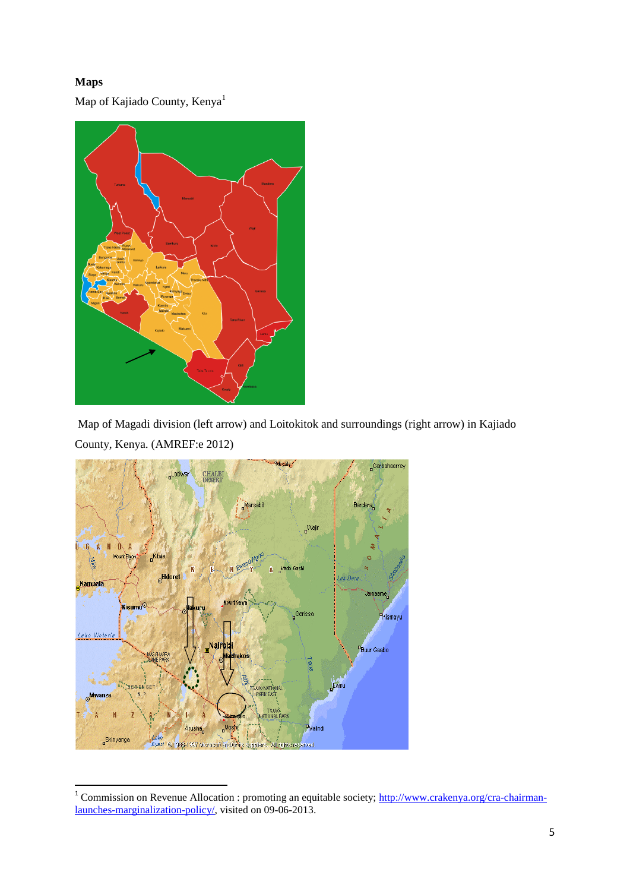**Maps**

Map of Kajiado County, Kenya[1]

Map of Magadi division (left arrow) and Loitokitok and surroundings (right arrow) in Kajiado County, Kenya. (AMREF:e 2012)

[1] Commission on Revenue Allocation : promoting an equitable society; http://www.crakenya.org/cra-chairman-launches-marginalization-policy/, visited on 09-06-2013.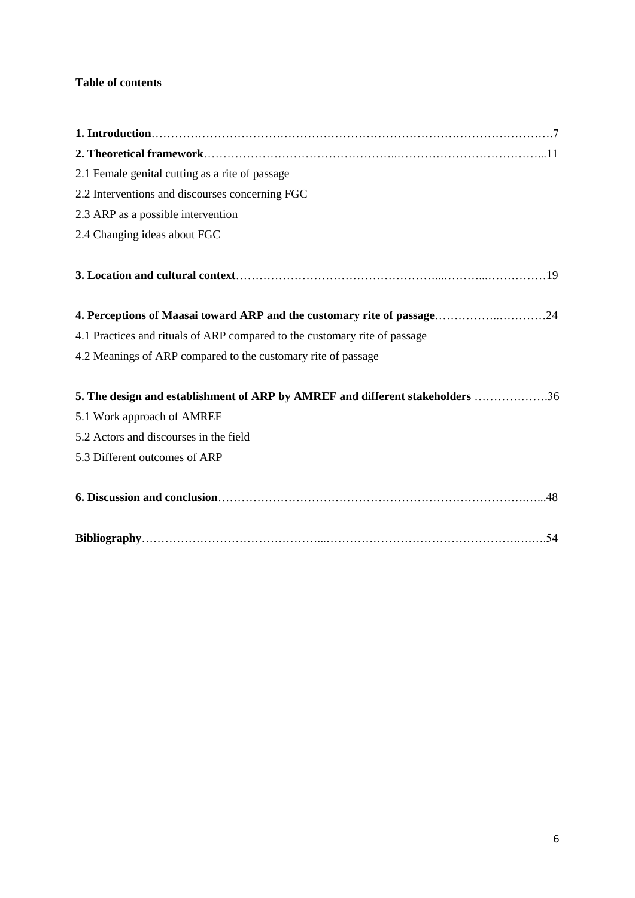**Table of contents**

**1. Introduction**……………………………………………………………………………………….7

**2. Theoretical framework**…………………………………………..………………………………...11

2.1 Female genital cutting as a rite of passage

2.2 Interventions and discourses concerning FGC

2.3 ARP as a possible intervention

2.4 Changing ideas about FGC

**3. Location and cultural context**…………………………………………...………...……………19

**4. Perceptions of Maasai toward ARP and the customary rite of passage**……………..…………24

4.1 Practices and rituals of ARP compared to the customary rite of passage

4.2 Meanings of ARP compared to the customary rite of passage

**5. The design and establishment of ARP by AMREF and different stakeholders** ……………….36

5.1 Work approach of AMREF

5.2 Actors and discourses in the field

5.3 Different outcomes of ARP

**6. Discussion and conclusion**……………………………………………………………….…...48

**Bibliography**……………………………………...……………………………………….….….54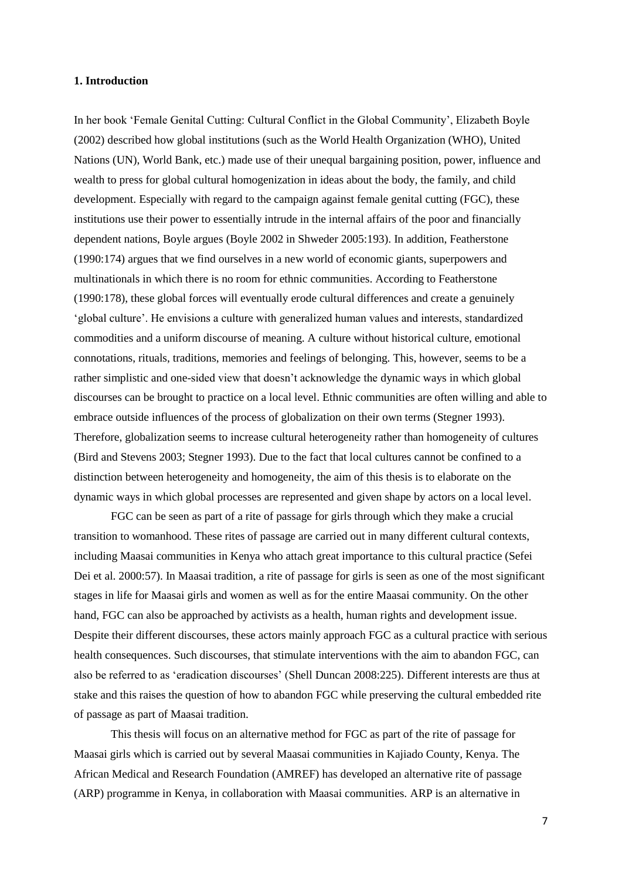### 1. Introduction

In her book 'Female Genital Cutting: Cultural Conflict in the Global Community', Elizabeth Boyle (2002) described how global institutions (such as the World Health Organization (WHO), United Nations (UN), World Bank, etc.) made use of their unequal bargaining position, power, influence and wealth to press for global cultural homogenization in ideas about the body, the family, and child development. Especially with regard to the campaign against female genital cutting (FGC), these institutions use their power to essentially intrude in the internal affairs of the poor and financially dependent nations, Boyle argues (Boyle 2002 in Shweder 2005:193). In addition, Featherstone (1990:174) argues that we find ourselves in a new world of economic giants, superpowers and multinationals in which there is no room for ethnic communities. According to Featherstone (1990:178), these global forces will eventually erode cultural differences and create a genuinely 'global culture'. He envisions a culture with generalized human values and interests, standardized commodities and a uniform discourse of meaning. A culture without historical culture, emotional connotations, rituals, traditions, memories and feelings of belonging. This, however, seems to be a rather simplistic and one-sided view that doesn't acknowledge the dynamic ways in which global discourses can be brought to practice on a local level. Ethnic communities are often willing and able to embrace outside influences of the process of globalization on their own terms (Stegner 1993). Therefore, globalization seems to increase cultural heterogeneity rather than homogeneity of cultures (Bird and Stevens 2003; Stegner 1993). Due to the fact that local cultures cannot be confined to a distinction between heterogeneity and homogeneity, the aim of this thesis is to elaborate on the dynamic ways in which global processes are represented and given shape by actors on a local level.

FGC can be seen as part of a rite of passage for girls through which they make a crucial transition to womanhood. These rites of passage are carried out in many different cultural contexts, including Maasai communities in Kenya who attach great importance to this cultural practice (Sefei Dei et al. 2000:57). In Maasai tradition, a rite of passage for girls is seen as one of the most significant stages in life for Maasai girls and women as well as for the entire Maasai community. On the other hand, FGC can also be approached by activists as a health, human rights and development issue. Despite their different discourses, these actors mainly approach FGC as a cultural practice with serious health consequences. Such discourses, that stimulate interventions with the aim to abandon FGC, can also be referred to as 'eradication discourses' (Shell Duncan 2008:225). Different interests are thus at stake and this raises the question of how to abandon FGC while preserving the cultural embedded rite of passage as part of Maasai tradition.

This thesis will focus on an alternative method for FGC as part of the rite of passage for Maasai girls which is carried out by several Maasai communities in Kajiado County, Kenya. The African Medical and Research Foundation (AMREF) has developed an alternative rite of passage (ARP) programme in Kenya, in collaboration with Maasai communities. ARP is an alternative in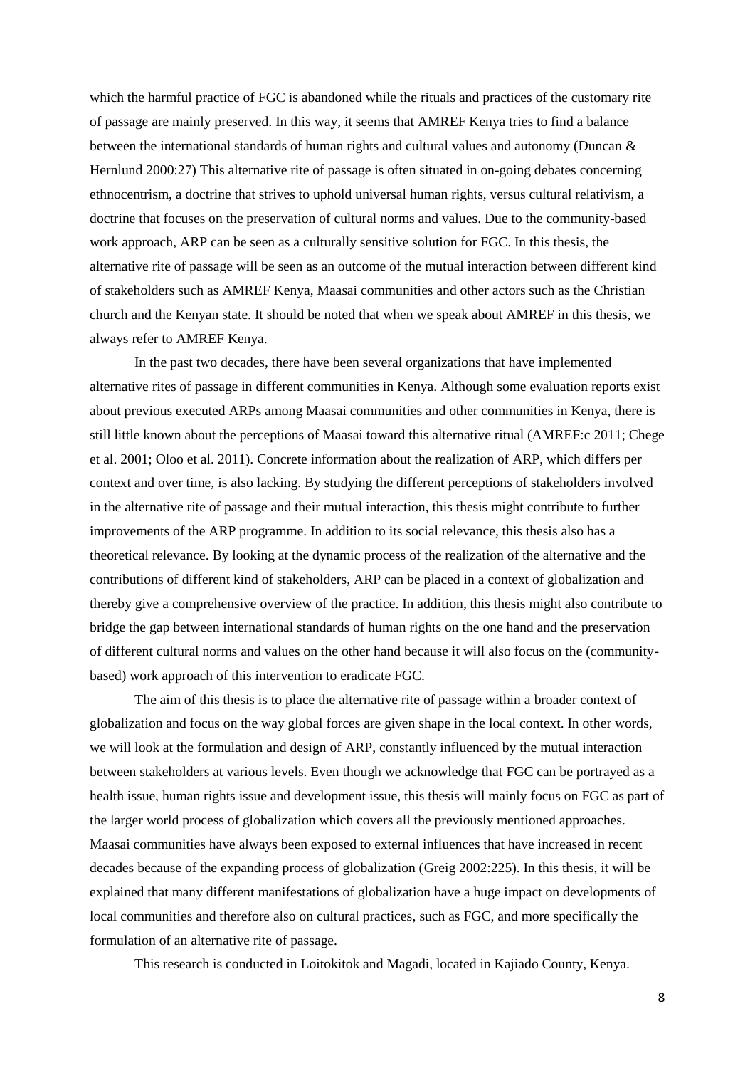which the harmful practice of FGC is abandoned while the rituals and practices of the customary rite of passage are mainly preserved. In this way, it seems that AMREF Kenya tries to find a balance between the international standards of human rights and cultural values and autonomy (Duncan & Hernlund 2000:27) This alternative rite of passage is often situated in on-going debates concerning ethnocentrism, a doctrine that strives to uphold universal human rights, versus cultural relativism, a doctrine that focuses on the preservation of cultural norms and values. Due to the community-based work approach, ARP can be seen as a culturally sensitive solution for FGC. In this thesis, the alternative rite of passage will be seen as an outcome of the mutual interaction between different kind of stakeholders such as AMREF Kenya, Maasai communities and other actors such as the Christian church and the Kenyan state. It should be noted that when we speak about AMREF in this thesis, we always refer to AMREF Kenya.

In the past two decades, there have been several organizations that have implemented alternative rites of passage in different communities in Kenya. Although some evaluation reports exist about previous executed ARPs among Maasai communities and other communities in Kenya, there is still little known about the perceptions of Maasai toward this alternative ritual (AMREF:c 2011; Chege et al. 2001; Oloo et al. 2011). Concrete information about the realization of ARP, which differs per context and over time, is also lacking. By studying the different perceptions of stakeholders involved in the alternative rite of passage and their mutual interaction, this thesis might contribute to further improvements of the ARP programme. In addition to its social relevance, this thesis also has a theoretical relevance. By looking at the dynamic process of the realization of the alternative and the contributions of different kind of stakeholders, ARP can be placed in a context of globalization and thereby give a comprehensive overview of the practice. In addition, this thesis might also contribute to bridge the gap between international standards of human rights on the one hand and the preservation of different cultural norms and values on the other hand because it will also focus on the (community-based) work approach of this intervention to eradicate FGC.

The aim of this thesis is to place the alternative rite of passage within a broader context of globalization and focus on the way global forces are given shape in the local context. In other words, we will look at the formulation and design of ARP, constantly influenced by the mutual interaction between stakeholders at various levels. Even though we acknowledge that FGC can be portrayed as a health issue, human rights issue and development issue, this thesis will mainly focus on FGC as part of the larger world process of globalization which covers all the previously mentioned approaches. Maasai communities have always been exposed to external influences that have increased in recent decades because of the expanding process of globalization (Greig 2002:225). In this thesis, it will be explained that many different manifestations of globalization have a huge impact on developments of local communities and therefore also on cultural practices, such as FGC, and more specifically the formulation of an alternative rite of passage.

This research is conducted in Loitokitok and Magadi, located in Kajiado County, Kenya.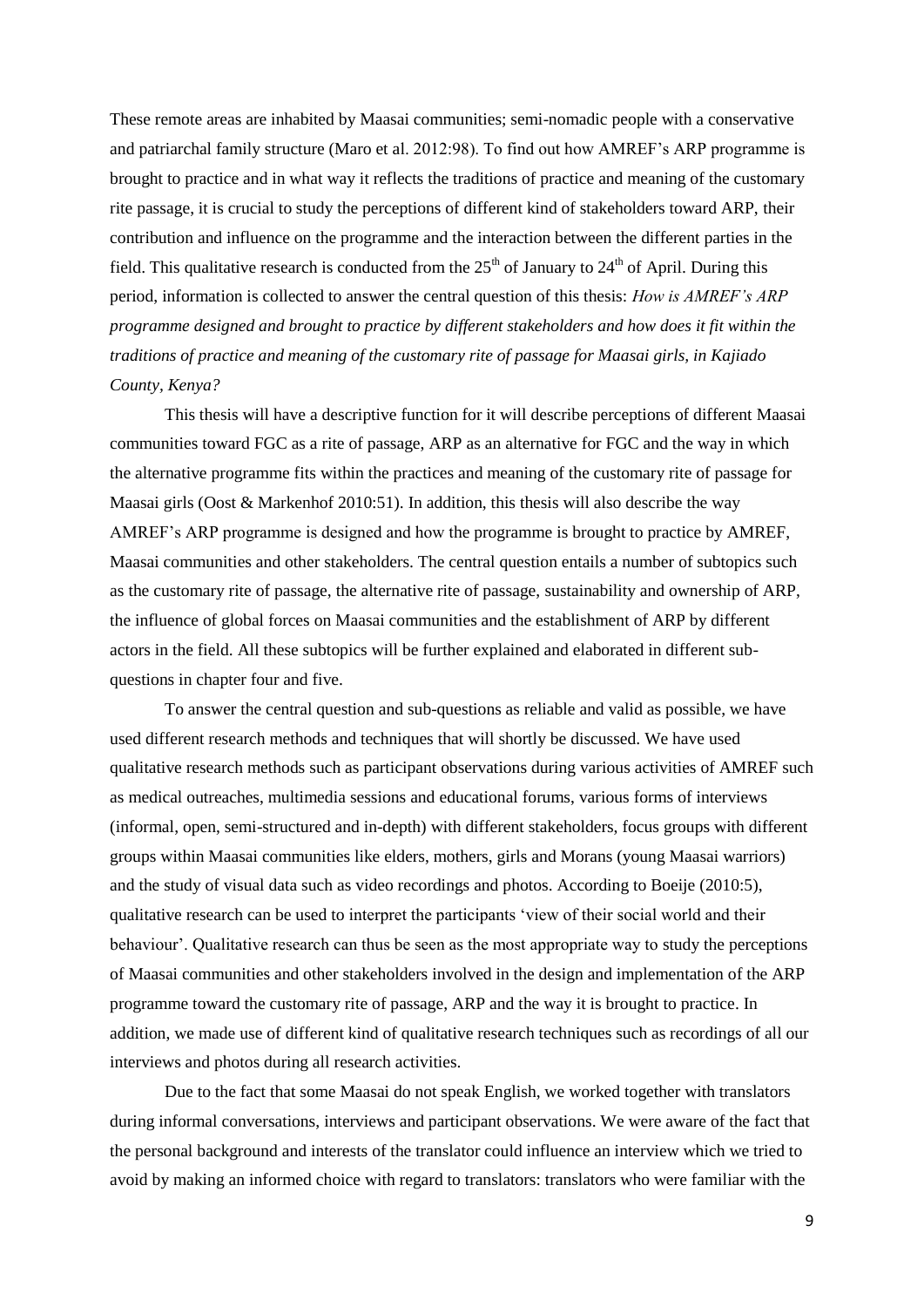These remote areas are inhabited by Maasai communities; semi-nomadic people with a conservative and patriarchal family structure (Maro et al. 2012:98). To find out how AMREF's ARP programme is brought to practice and in what way it reflects the traditions of practice and meaning of the customary rite passage, it is crucial to study the perceptions of different kind of stakeholders toward ARP, their contribution and influence on the programme and the interaction between the different parties in the field. This qualitative research is conducted from the 25th of January to 24th of April. During this period, information is collected to answer the central question of this thesis: *How is AMREF's ARP programme designed and brought to practice by different stakeholders and how does it fit within the traditions of practice and meaning of the customary rite of passage for Maasai girls, in Kajiado County, Kenya?*

This thesis will have a descriptive function for it will describe perceptions of different Maasai communities toward FGC as a rite of passage, ARP as an alternative for FGC and the way in which the alternative programme fits within the practices and meaning of the customary rite of passage for Maasai girls (Oost & Markenhof 2010:51). In addition, this thesis will also describe the way AMREF's ARP programme is designed and how the programme is brought to practice by AMREF, Maasai communities and other stakeholders. The central question entails a number of subtopics such as the customary rite of passage, the alternative rite of passage, sustainability and ownership of ARP, the influence of global forces on Maasai communities and the establishment of ARP by different actors in the field. All these subtopics will be further explained and elaborated in different sub-questions in chapter four and five.

To answer the central question and sub-questions as reliable and valid as possible, we have used different research methods and techniques that will shortly be discussed. We have used qualitative research methods such as participant observations during various activities of AMREF such as medical outreaches, multimedia sessions and educational forums, various forms of interviews (informal, open, semi-structured and in-depth) with different stakeholders, focus groups with different groups within Maasai communities like elders, mothers, girls and Morans (young Maasai warriors) and the study of visual data such as video recordings and photos. According to Boeije (2010:5), qualitative research can be used to interpret the participants 'view of their social world and their behaviour'. Qualitative research can thus be seen as the most appropriate way to study the perceptions of Maasai communities and other stakeholders involved in the design and implementation of the ARP programme toward the customary rite of passage, ARP and the way it is brought to practice. In addition, we made use of different kind of qualitative research techniques such as recordings of all our interviews and photos during all research activities.

Due to the fact that some Maasai do not speak English, we worked together with translators during informal conversations, interviews and participant observations. We were aware of the fact that the personal background and interests of the translator could influence an interview which we tried to avoid by making an informed choice with regard to translators: translators who were familiar with the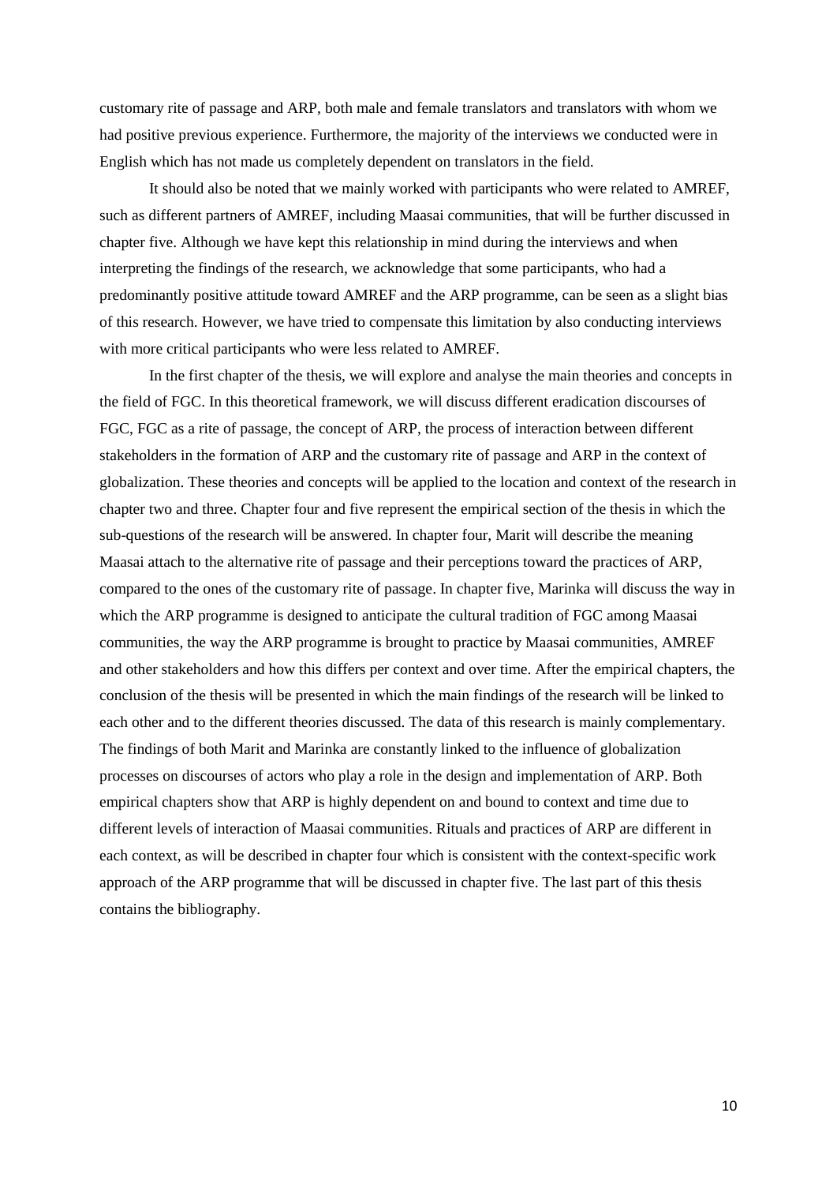customary rite of passage and ARP, both male and female translators and translators with whom we had positive previous experience. Furthermore, the majority of the interviews we conducted were in English which has not made us completely dependent on translators in the field.

It should also be noted that we mainly worked with participants who were related to AMREF, such as different partners of AMREF, including Maasai communities, that will be further discussed in chapter five. Although we have kept this relationship in mind during the interviews and when interpreting the findings of the research, we acknowledge that some participants, who had a predominantly positive attitude toward AMREF and the ARP programme, can be seen as a slight bias of this research. However, we have tried to compensate this limitation by also conducting interviews with more critical participants who were less related to AMREF.

In the first chapter of the thesis, we will explore and analyse the main theories and concepts in the field of FGC. In this theoretical framework, we will discuss different eradication discourses of FGC, FGC as a rite of passage, the concept of ARP, the process of interaction between different stakeholders in the formation of ARP and the customary rite of passage and ARP in the context of globalization. These theories and concepts will be applied to the location and context of the research in chapter two and three. Chapter four and five represent the empirical section of the thesis in which the sub-questions of the research will be answered. In chapter four, Marit will describe the meaning Maasai attach to the alternative rite of passage and their perceptions toward the practices of ARP, compared to the ones of the customary rite of passage. In chapter five, Marinka will discuss the way in which the ARP programme is designed to anticipate the cultural tradition of FGC among Maasai communities, the way the ARP programme is brought to practice by Maasai communities, AMREF and other stakeholders and how this differs per context and over time. After the empirical chapters, the conclusion of the thesis will be presented in which the main findings of the research will be linked to each other and to the different theories discussed. The data of this research is mainly complementary. The findings of both Marit and Marinka are constantly linked to the influence of globalization processes on discourses of actors who play a role in the design and implementation of ARP. Both empirical chapters show that ARP is highly dependent on and bound to context and time due to different levels of interaction of Maasai communities. Rituals and practices of ARP are different in each context, as will be described in chapter four which is consistent with the context-specific work approach of the ARP programme that will be discussed in chapter five. The last part of this thesis contains the bibliography.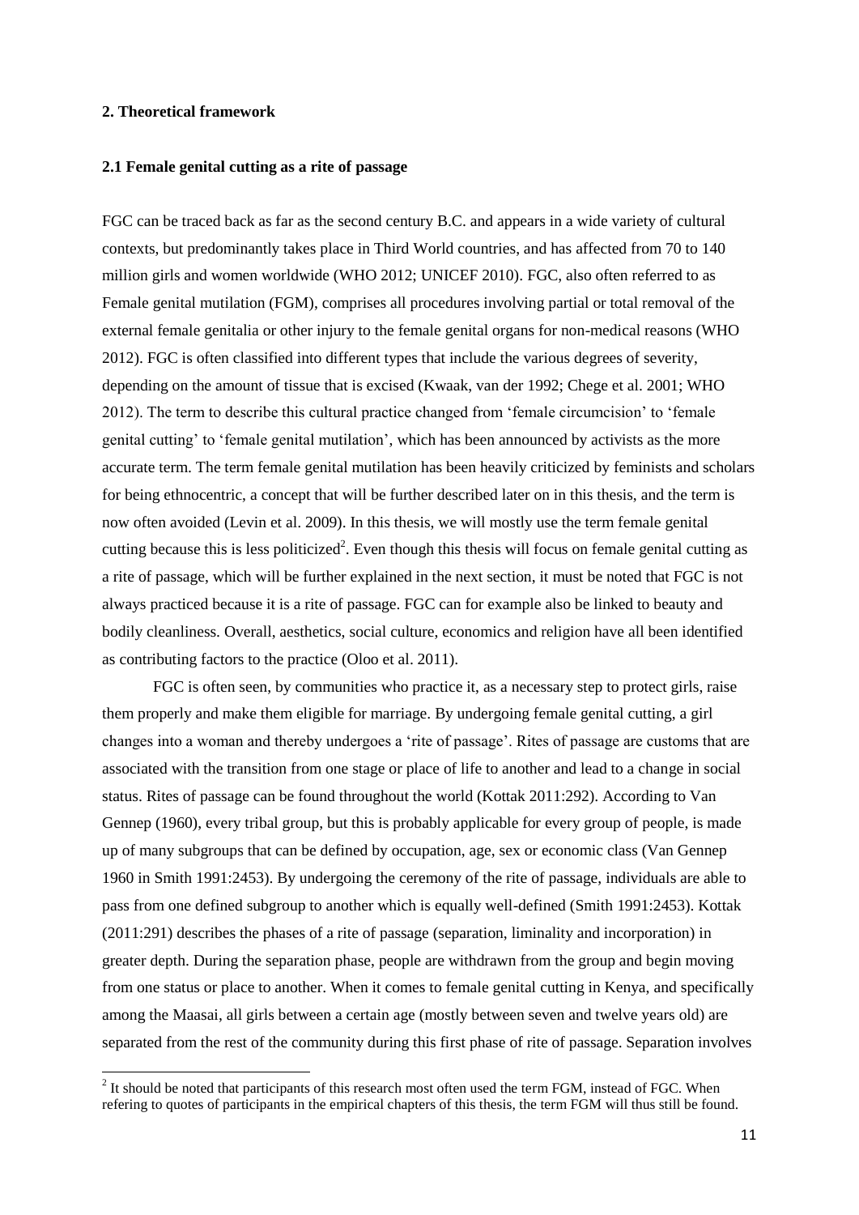## 2. Theoretical framework

### 2.1 Female genital cutting as a rite of passage

FGC can be traced back as far as the second century B.C. and appears in a wide variety of cultural contexts, but predominantly takes place in Third World countries, and has affected from 70 to 140 million girls and women worldwide (WHO 2012; UNICEF 2010). FGC, also often referred to as Female genital mutilation (FGM), comprises all procedures involving partial or total removal of the external female genitalia or other injury to the female genital organs for non-medical reasons (WHO 2012). FGC is often classified into different types that include the various degrees of severity, depending on the amount of tissue that is excised (Kwaak, van der 1992; Chege et al. 2001; WHO 2012). The term to describe this cultural practice changed from 'female circumcision' to 'female genital cutting' to 'female genital mutilation', which has been announced by activists as the more accurate term. The term female genital mutilation has been heavily criticized by feminists and scholars for being ethnocentric, a concept that will be further described later on in this thesis, and the term is now often avoided (Levin et al. 2009). In this thesis, we will mostly use the term female genital cutting because this is less politicized[2]. Even though this thesis will focus on female genital cutting as a rite of passage, which will be further explained in the next section, it must be noted that FGC is not always practiced because it is a rite of passage. FGC can for example also be linked to beauty and bodily cleanliness. Overall, aesthetics, social culture, economics and religion have all been identified as contributing factors to the practice (Oloo et al. 2011).

FGC is often seen, by communities who practice it, as a necessary step to protect girls, raise them properly and make them eligible for marriage. By undergoing female genital cutting, a girl changes into a woman and thereby undergoes a 'rite of passage'. Rites of passage are customs that are associated with the transition from one stage or place of life to another and lead to a change in social status. Rites of passage can be found throughout the world (Kottak 2011:292). According to Van Gennep (1960), every tribal group, but this is probably applicable for every group of people, is made up of many subgroups that can be defined by occupation, age, sex or economic class (Van Gennep 1960 in Smith 1991:2453). By undergoing the ceremony of the rite of passage, individuals are able to pass from one defined subgroup to another which is equally well-defined (Smith 1991:2453). Kottak (2011:291) describes the phases of a rite of passage (separation, liminality and incorporation) in greater depth. During the separation phase, people are withdrawn from the group and begin moving from one status or place to another. When it comes to female genital cutting in Kenya, and specifically among the Maasai, all girls between a certain age (mostly between seven and twelve years old) are separated from the rest of the community during this first phase of rite of passage. Separation involves

[2] It should be noted that participants of this research most often used the term FGM, instead of FGC. When refering to quotes of participants in the empirical chapters of this thesis, the term FGM will thus still be found.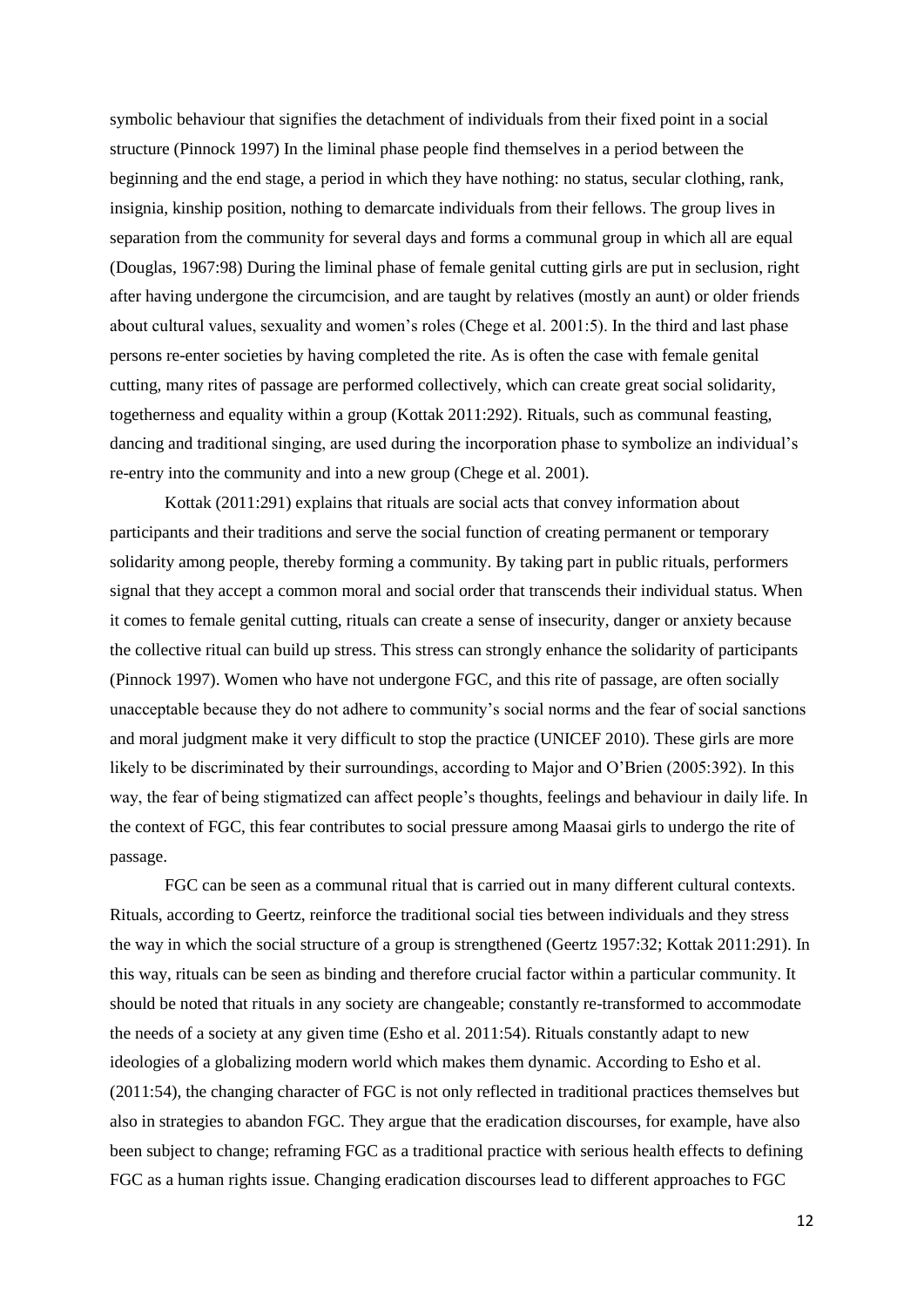symbolic behaviour that signifies the detachment of individuals from their fixed point in a social structure (Pinnock 1997) In the liminal phase people find themselves in a period between the beginning and the end stage, a period in which they have nothing: no status, secular clothing, rank, insignia, kinship position, nothing to demarcate individuals from their fellows. The group lives in separation from the community for several days and forms a communal group in which all are equal (Douglas, 1967:98) During the liminal phase of female genital cutting girls are put in seclusion, right after having undergone the circumcision, and are taught by relatives (mostly an aunt) or older friends about cultural values, sexuality and women's roles (Chege et al. 2001:5). In the third and last phase persons re-enter societies by having completed the rite. As is often the case with female genital cutting, many rites of passage are performed collectively, which can create great social solidarity, togetherness and equality within a group (Kottak 2011:292). Rituals, such as communal feasting, dancing and traditional singing, are used during the incorporation phase to symbolize an individual's re-entry into the community and into a new group (Chege et al. 2001).

Kottak (2011:291) explains that rituals are social acts that convey information about participants and their traditions and serve the social function of creating permanent or temporary solidarity among people, thereby forming a community. By taking part in public rituals, performers signal that they accept a common moral and social order that transcends their individual status. When it comes to female genital cutting, rituals can create a sense of insecurity, danger or anxiety because the collective ritual can build up stress. This stress can strongly enhance the solidarity of participants (Pinnock 1997). Women who have not undergone FGC, and this rite of passage, are often socially unacceptable because they do not adhere to community's social norms and the fear of social sanctions and moral judgment make it very difficult to stop the practice (UNICEF 2010). These girls are more likely to be discriminated by their surroundings, according to Major and O'Brien (2005:392). In this way, the fear of being stigmatized can affect people's thoughts, feelings and behaviour in daily life. In the context of FGC, this fear contributes to social pressure among Maasai girls to undergo the rite of passage.

FGC can be seen as a communal ritual that is carried out in many different cultural contexts. Rituals, according to Geertz, reinforce the traditional social ties between individuals and they stress the way in which the social structure of a group is strengthened (Geertz 1957:32; Kottak 2011:291). In this way, rituals can be seen as binding and therefore crucial factor within a particular community. It should be noted that rituals in any society are changeable; constantly re-transformed to accommodate the needs of a society at any given time (Esho et al. 2011:54). Rituals constantly adapt to new ideologies of a globalizing modern world which makes them dynamic. According to Esho et al. (2011:54), the changing character of FGC is not only reflected in traditional practices themselves but also in strategies to abandon FGC. They argue that the eradication discourses, for example, have also been subject to change; reframing FGC as a traditional practice with serious health effects to defining FGC as a human rights issue. Changing eradication discourses lead to different approaches to FGC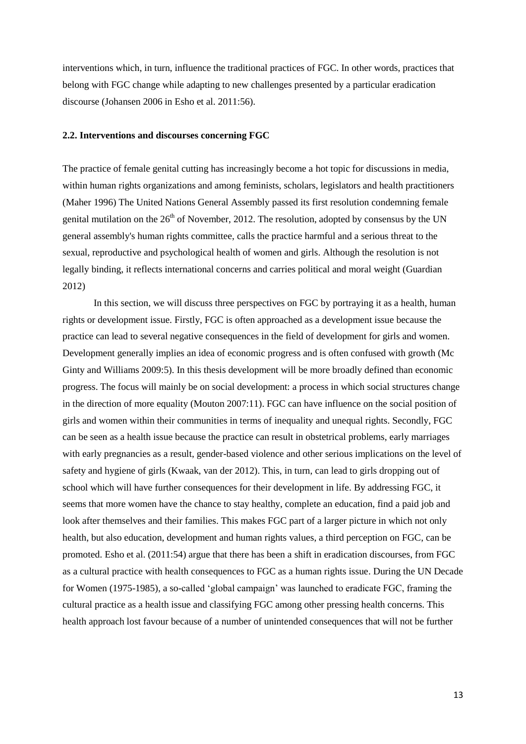interventions which, in turn, influence the traditional practices of FGC. In other words, practices that belong with FGC change while adapting to new challenges presented by a particular eradication discourse (Johansen 2006 in Esho et al. 2011:56).

### 2.2. Interventions and discourses concerning FGC

The practice of female genital cutting has increasingly become a hot topic for discussions in media, within human rights organizations and among feminists, scholars, legislators and health practitioners (Maher 1996) The United Nations General Assembly passed its first resolution condemning female genital mutilation on the 26th of November, 2012. The resolution, adopted by consensus by the UN general assembly's human rights committee, calls the practice harmful and a serious threat to the sexual, reproductive and psychological health of women and girls. Although the resolution is not legally binding, it reflects international concerns and carries political and moral weight (Guardian 2012)

In this section, we will discuss three perspectives on FGC by portraying it as a health, human rights or development issue. Firstly, FGC is often approached as a development issue because the practice can lead to several negative consequences in the field of development for girls and women. Development generally implies an idea of economic progress and is often confused with growth (Mc Ginty and Williams 2009:5). In this thesis development will be more broadly defined than economic progress. The focus will mainly be on social development: a process in which social structures change in the direction of more equality (Mouton 2007:11). FGC can have influence on the social position of girls and women within their communities in terms of inequality and unequal rights. Secondly, FGC can be seen as a health issue because the practice can result in obstetrical problems, early marriages with early pregnancies as a result, gender-based violence and other serious implications on the level of safety and hygiene of girls (Kwaak, van der 2012). This, in turn, can lead to girls dropping out of school which will have further consequences for their development in life. By addressing FGC, it seems that more women have the chance to stay healthy, complete an education, find a paid job and look after themselves and their families. This makes FGC part of a larger picture in which not only health, but also education, development and human rights values, a third perception on FGC, can be promoted. Esho et al. (2011:54) argue that there has been a shift in eradication discourses, from FGC as a cultural practice with health consequences to FGC as a human rights issue. During the UN Decade for Women (1975-1985), a so-called 'global campaign' was launched to eradicate FGC, framing the cultural practice as a health issue and classifying FGC among other pressing health concerns. This health approach lost favour because of a number of unintended consequences that will not be further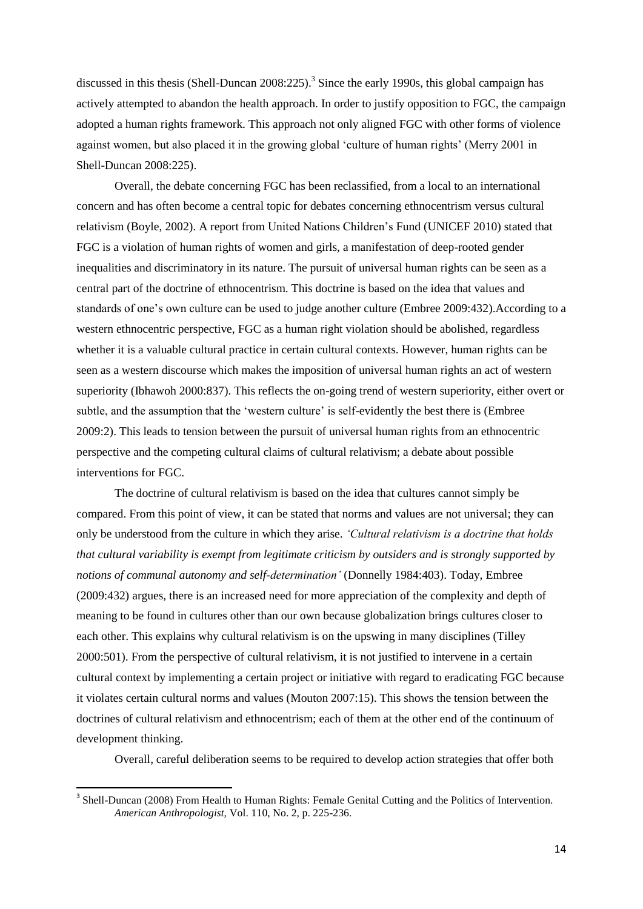discussed in this thesis (Shell-Duncan 2008:225).[3] Since the early 1990s, this global campaign has actively attempted to abandon the health approach. In order to justify opposition to FGC, the campaign adopted a human rights framework. This approach not only aligned FGC with other forms of violence against women, but also placed it in the growing global 'culture of human rights' (Merry 2001 in Shell-Duncan 2008:225).

Overall, the debate concerning FGC has been reclassified, from a local to an international concern and has often become a central topic for debates concerning ethnocentrism versus cultural relativism (Boyle, 2002). A report from United Nations Children's Fund (UNICEF 2010) stated that FGC is a violation of human rights of women and girls, a manifestation of deep-rooted gender inequalities and discriminatory in its nature. The pursuit of universal human rights can be seen as a central part of the doctrine of ethnocentrism. This doctrine is based on the idea that values and standards of one's own culture can be used to judge another culture (Embree 2009:432).According to a western ethnocentric perspective, FGC as a human right violation should be abolished, regardless whether it is a valuable cultural practice in certain cultural contexts. However, human rights can be seen as a western discourse which makes the imposition of universal human rights an act of western superiority (Ibhawoh 2000:837). This reflects the on-going trend of western superiority, either overt or subtle, and the assumption that the 'western culture' is self-evidently the best there is (Embree 2009:2). This leads to tension between the pursuit of universal human rights from an ethnocentric perspective and the competing cultural claims of cultural relativism; a debate about possible interventions for FGC.

The doctrine of cultural relativism is based on the idea that cultures cannot simply be compared. From this point of view, it can be stated that norms and values are not universal; they can only be understood from the culture in which they arise. *'Cultural relativism is a doctrine that holds that cultural variability is exempt from legitimate criticism by outsiders and is strongly supported by notions of communal autonomy and self-determination'* (Donnelly 1984:403). Today, Embree (2009:432) argues, there is an increased need for more appreciation of the complexity and depth of meaning to be found in cultures other than our own because globalization brings cultures closer to each other. This explains why cultural relativism is on the upswing in many disciplines (Tilley 2000:501). From the perspective of cultural relativism, it is not justified to intervene in a certain cultural context by implementing a certain project or initiative with regard to eradicating FGC because it violates certain cultural norms and values (Mouton 2007:15). This shows the tension between the doctrines of cultural relativism and ethnocentrism; each of them at the other end of the continuum of development thinking.

Overall, careful deliberation seems to be required to develop action strategies that offer both

---

[3] Shell-Duncan (2008) From Health to Human Rights: Female Genital Cutting and the Politics of Intervention. *American Anthropologist*, Vol. 110, No. 2, p. 225-236.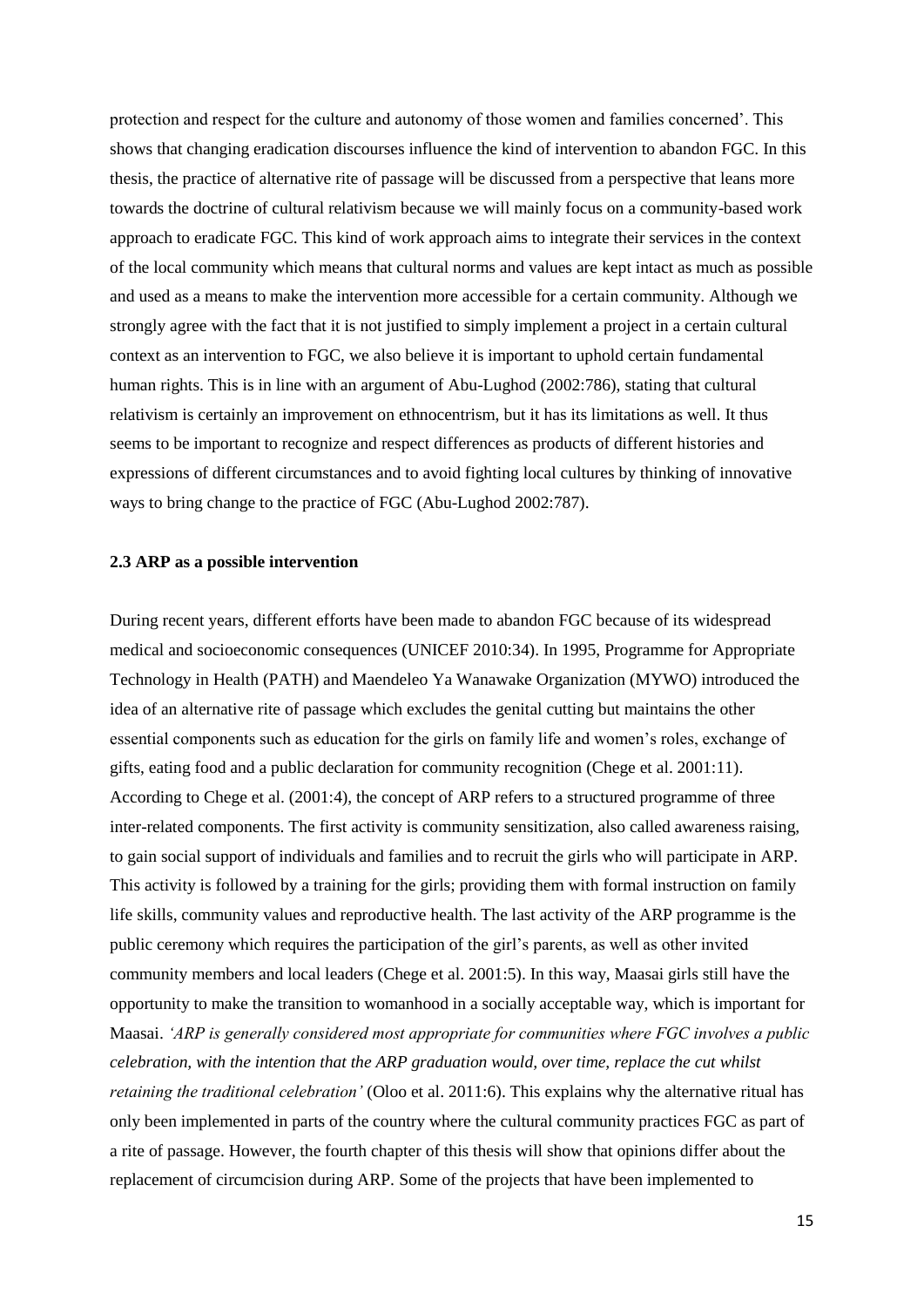protection and respect for the culture and autonomy of those women and families concerned'. This shows that changing eradication discourses influence the kind of intervention to abandon FGC. In this thesis, the practice of alternative rite of passage will be discussed from a perspective that leans more towards the doctrine of cultural relativism because we will mainly focus on a community-based work approach to eradicate FGC. This kind of work approach aims to integrate their services in the context of the local community which means that cultural norms and values are kept intact as much as possible and used as a means to make the intervention more accessible for a certain community. Although we strongly agree with the fact that it is not justified to simply implement a project in a certain cultural context as an intervention to FGC, we also believe it is important to uphold certain fundamental human rights. This is in line with an argument of Abu-Lughod (2002:786), stating that cultural relativism is certainly an improvement on ethnocentrism, but it has its limitations as well. It thus seems to be important to recognize and respect differences as products of different histories and expressions of different circumstances and to avoid fighting local cultures by thinking of innovative ways to bring change to the practice of FGC (Abu-Lughod 2002:787).

### 2.3 ARP as a possible intervention

During recent years, different efforts have been made to abandon FGC because of its widespread medical and socioeconomic consequences (UNICEF 2010:34). In 1995, Programme for Appropriate Technology in Health (PATH) and Maendeleo Ya Wanawake Organization (MYWO) introduced the idea of an alternative rite of passage which excludes the genital cutting but maintains the other essential components such as education for the girls on family life and women's roles, exchange of gifts, eating food and a public declaration for community recognition (Chege et al. 2001:11). According to Chege et al. (2001:4), the concept of ARP refers to a structured programme of three inter-related components. The first activity is community sensitization, also called awareness raising, to gain social support of individuals and families and to recruit the girls who will participate in ARP. This activity is followed by a training for the girls; providing them with formal instruction on family life skills, community values and reproductive health. The last activity of the ARP programme is the public ceremony which requires the participation of the girl's parents, as well as other invited community members and local leaders (Chege et al. 2001:5). In this way, Maasai girls still have the opportunity to make the transition to womanhood in a socially acceptable way, which is important for Maasai. *'ARP is generally considered most appropriate for communities where FGC involves a public celebration, with the intention that the ARP graduation would, over time, replace the cut whilst retaining the traditional celebration'* (Oloo et al. 2011:6). This explains why the alternative ritual has only been implemented in parts of the country where the cultural community practices FGC as part of a rite of passage. However, the fourth chapter of this thesis will show that opinions differ about the replacement of circumcision during ARP. Some of the projects that have been implemented to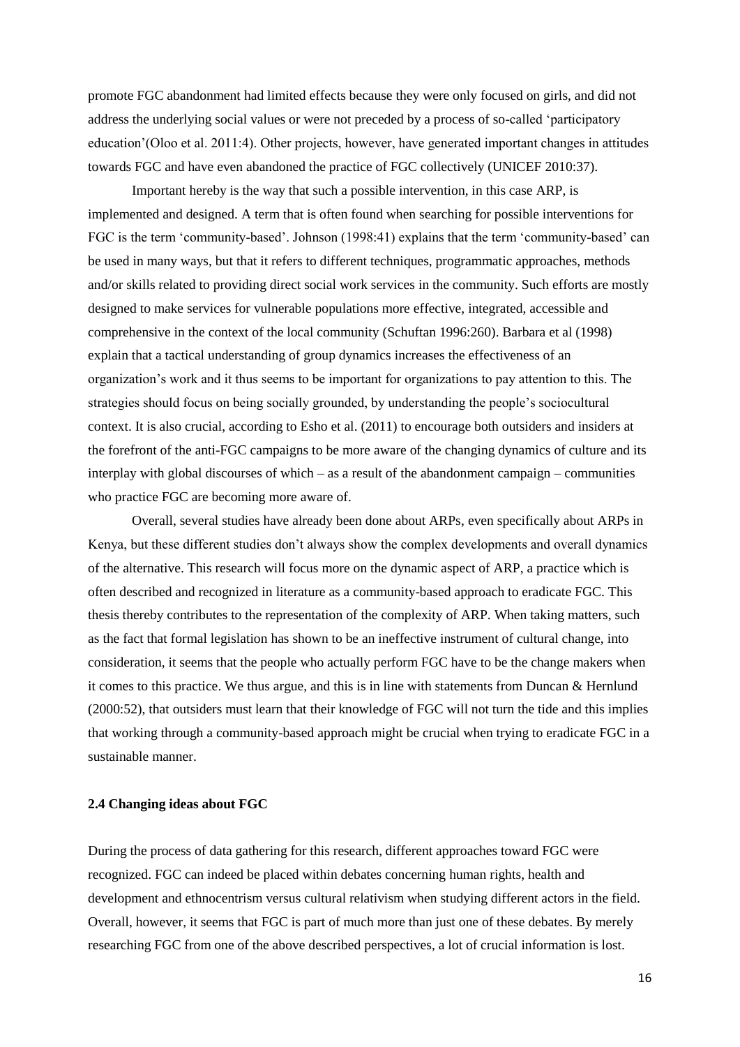promote FGC abandonment had limited effects because they were only focused on girls, and did not address the underlying social values or were not preceded by a process of so-called 'participatory education'(Oloo et al. 2011:4). Other projects, however, have generated important changes in attitudes towards FGC and have even abandoned the practice of FGC collectively (UNICEF 2010:37).

Important hereby is the way that such a possible intervention, in this case ARP, is implemented and designed. A term that is often found when searching for possible interventions for FGC is the term 'community-based'. Johnson (1998:41) explains that the term 'community-based' can be used in many ways, but that it refers to different techniques, programmatic approaches, methods and/or skills related to providing direct social work services in the community. Such efforts are mostly designed to make services for vulnerable populations more effective, integrated, accessible and comprehensive in the context of the local community (Schuftan 1996:260). Barbara et al (1998) explain that a tactical understanding of group dynamics increases the effectiveness of an organization's work and it thus seems to be important for organizations to pay attention to this. The strategies should focus on being socially grounded, by understanding the people's sociocultural context. It is also crucial, according to Esho et al. (2011) to encourage both outsiders and insiders at the forefront of the anti-FGC campaigns to be more aware of the changing dynamics of culture and its interplay with global discourses of which – as a result of the abandonment campaign – communities who practice FGC are becoming more aware of.

Overall, several studies have already been done about ARPs, even specifically about ARPs in Kenya, but these different studies don't always show the complex developments and overall dynamics of the alternative. This research will focus more on the dynamic aspect of ARP, a practice which is often described and recognized in literature as a community-based approach to eradicate FGC. This thesis thereby contributes to the representation of the complexity of ARP. When taking matters, such as the fact that formal legislation has shown to be an ineffective instrument of cultural change, into consideration, it seems that the people who actually perform FGC have to be the change makers when it comes to this practice. We thus argue, and this is in line with statements from Duncan & Hernlund (2000:52), that outsiders must learn that their knowledge of FGC will not turn the tide and this implies that working through a community-based approach might be crucial when trying to eradicate FGC in a sustainable manner.

### 2.4 Changing ideas about FGC

During the process of data gathering for this research, different approaches toward FGC were recognized. FGC can indeed be placed within debates concerning human rights, health and development and ethnocentrism versus cultural relativism when studying different actors in the field. Overall, however, it seems that FGC is part of much more than just one of these debates. By merely researching FGC from one of the above described perspectives, a lot of crucial information is lost.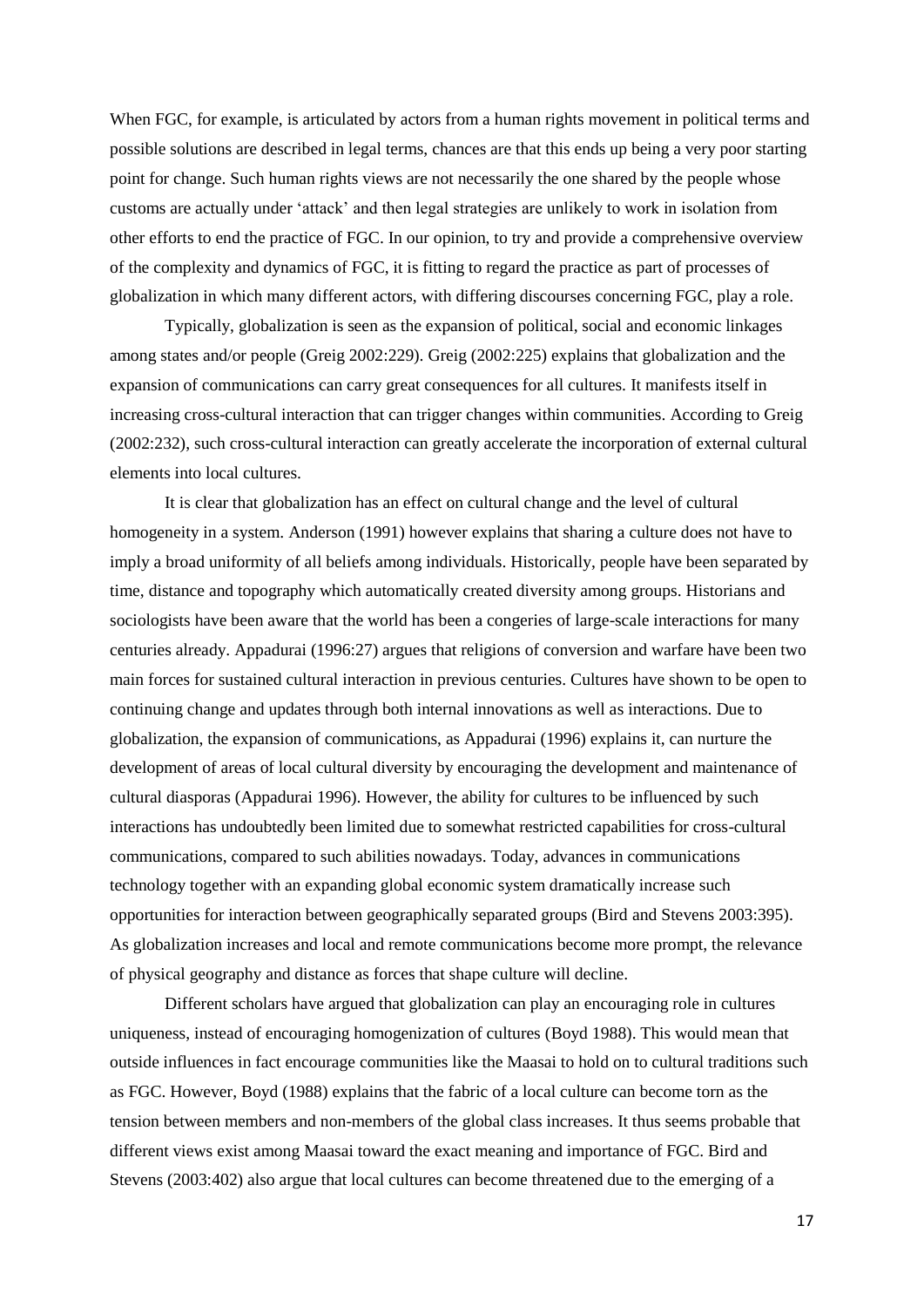When FGC, for example, is articulated by actors from a human rights movement in political terms and possible solutions are described in legal terms, chances are that this ends up being a very poor starting point for change. Such human rights views are not necessarily the one shared by the people whose customs are actually under 'attack' and then legal strategies are unlikely to work in isolation from other efforts to end the practice of FGC. In our opinion, to try and provide a comprehensive overview of the complexity and dynamics of FGC, it is fitting to regard the practice as part of processes of globalization in which many different actors, with differing discourses concerning FGC, play a role.

Typically, globalization is seen as the expansion of political, social and economic linkages among states and/or people (Greig 2002:229). Greig (2002:225) explains that globalization and the expansion of communications can carry great consequences for all cultures. It manifests itself in increasing cross-cultural interaction that can trigger changes within communities. According to Greig (2002:232), such cross-cultural interaction can greatly accelerate the incorporation of external cultural elements into local cultures.

It is clear that globalization has an effect on cultural change and the level of cultural homogeneity in a system. Anderson (1991) however explains that sharing a culture does not have to imply a broad uniformity of all beliefs among individuals. Historically, people have been separated by time, distance and topography which automatically created diversity among groups. Historians and sociologists have been aware that the world has been a congeries of large-scale interactions for many centuries already. Appadurai (1996:27) argues that religions of conversion and warfare have been two main forces for sustained cultural interaction in previous centuries. Cultures have shown to be open to continuing change and updates through both internal innovations as well as interactions. Due to globalization, the expansion of communications, as Appadurai (1996) explains it, can nurture the development of areas of local cultural diversity by encouraging the development and maintenance of cultural diasporas (Appadurai 1996). However, the ability for cultures to be influenced by such interactions has undoubtedly been limited due to somewhat restricted capabilities for cross-cultural communications, compared to such abilities nowadays. Today, advances in communications technology together with an expanding global economic system dramatically increase such opportunities for interaction between geographically separated groups (Bird and Stevens 2003:395). As globalization increases and local and remote communications become more prompt, the relevance of physical geography and distance as forces that shape culture will decline.

Different scholars have argued that globalization can play an encouraging role in cultures uniqueness, instead of encouraging homogenization of cultures (Boyd 1988). This would mean that outside influences in fact encourage communities like the Maasai to hold on to cultural traditions such as FGC. However, Boyd (1988) explains that the fabric of a local culture can become torn as the tension between members and non-members of the global class increases. It thus seems probable that different views exist among Maasai toward the exact meaning and importance of FGC. Bird and Stevens (2003:402) also argue that local cultures can become threatened due to the emerging of a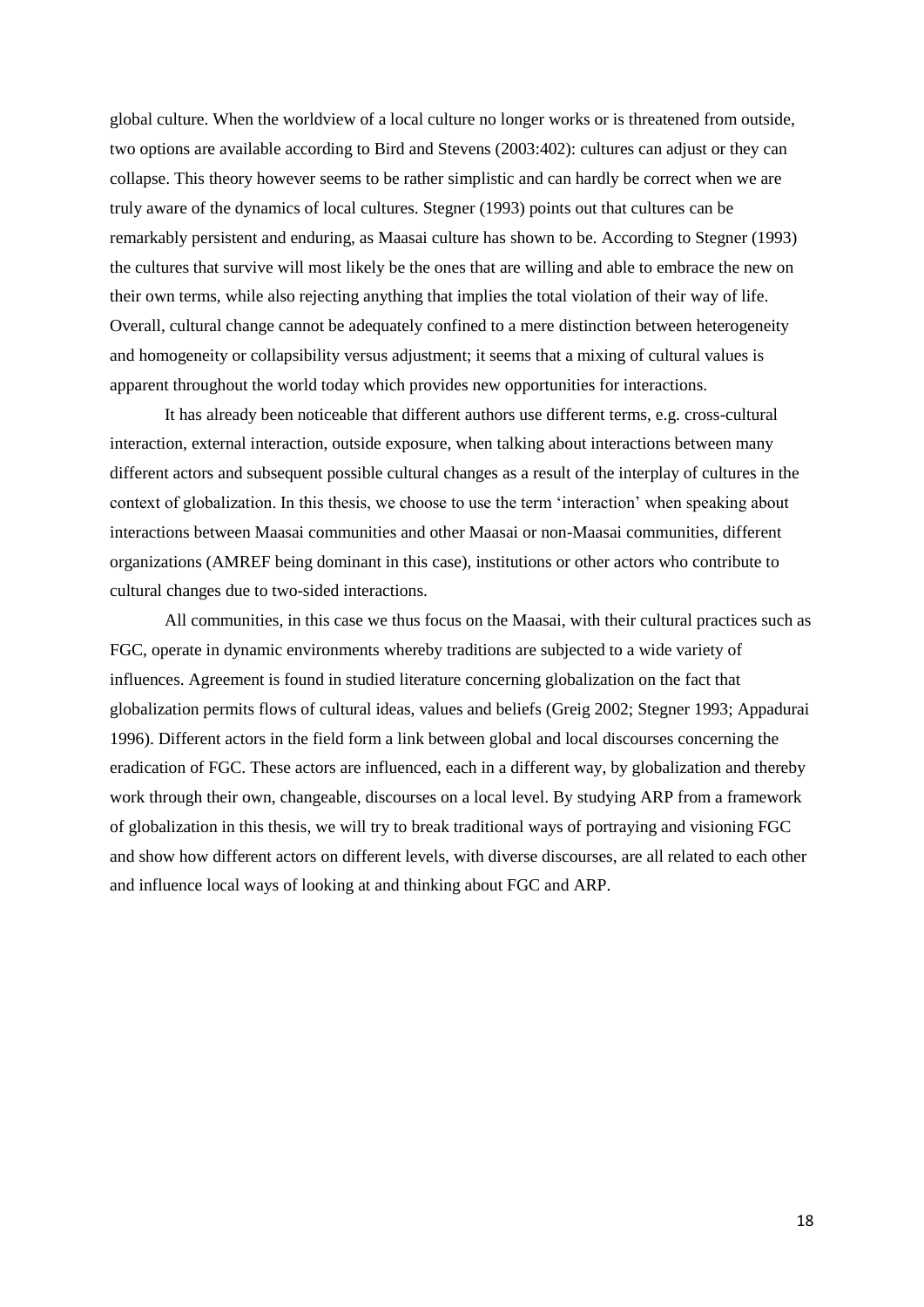global culture. When the worldview of a local culture no longer works or is threatened from outside, two options are available according to Bird and Stevens (2003:402): cultures can adjust or they can collapse. This theory however seems to be rather simplistic and can hardly be correct when we are truly aware of the dynamics of local cultures. Stegner (1993) points out that cultures can be remarkably persistent and enduring, as Maasai culture has shown to be. According to Stegner (1993) the cultures that survive will most likely be the ones that are willing and able to embrace the new on their own terms, while also rejecting anything that implies the total violation of their way of life. Overall, cultural change cannot be adequately confined to a mere distinction between heterogeneity and homogeneity or collapsibility versus adjustment; it seems that a mixing of cultural values is apparent throughout the world today which provides new opportunities for interactions.

It has already been noticeable that different authors use different terms, e.g. cross-cultural interaction, external interaction, outside exposure, when talking about interactions between many different actors and subsequent possible cultural changes as a result of the interplay of cultures in the context of globalization. In this thesis, we choose to use the term 'interaction' when speaking about interactions between Maasai communities and other Maasai or non-Maasai communities, different organizations (AMREF being dominant in this case), institutions or other actors who contribute to cultural changes due to two-sided interactions.

All communities, in this case we thus focus on the Maasai, with their cultural practices such as FGC, operate in dynamic environments whereby traditions are subjected to a wide variety of influences. Agreement is found in studied literature concerning globalization on the fact that globalization permits flows of cultural ideas, values and beliefs (Greig 2002; Stegner 1993; Appadurai 1996). Different actors in the field form a link between global and local discourses concerning the eradication of FGC. These actors are influenced, each in a different way, by globalization and thereby work through their own, changeable, discourses on a local level. By studying ARP from a framework of globalization in this thesis, we will try to break traditional ways of portraying and visioning FGC and show how different actors on different levels, with diverse discourses, are all related to each other and influence local ways of looking at and thinking about FGC and ARP.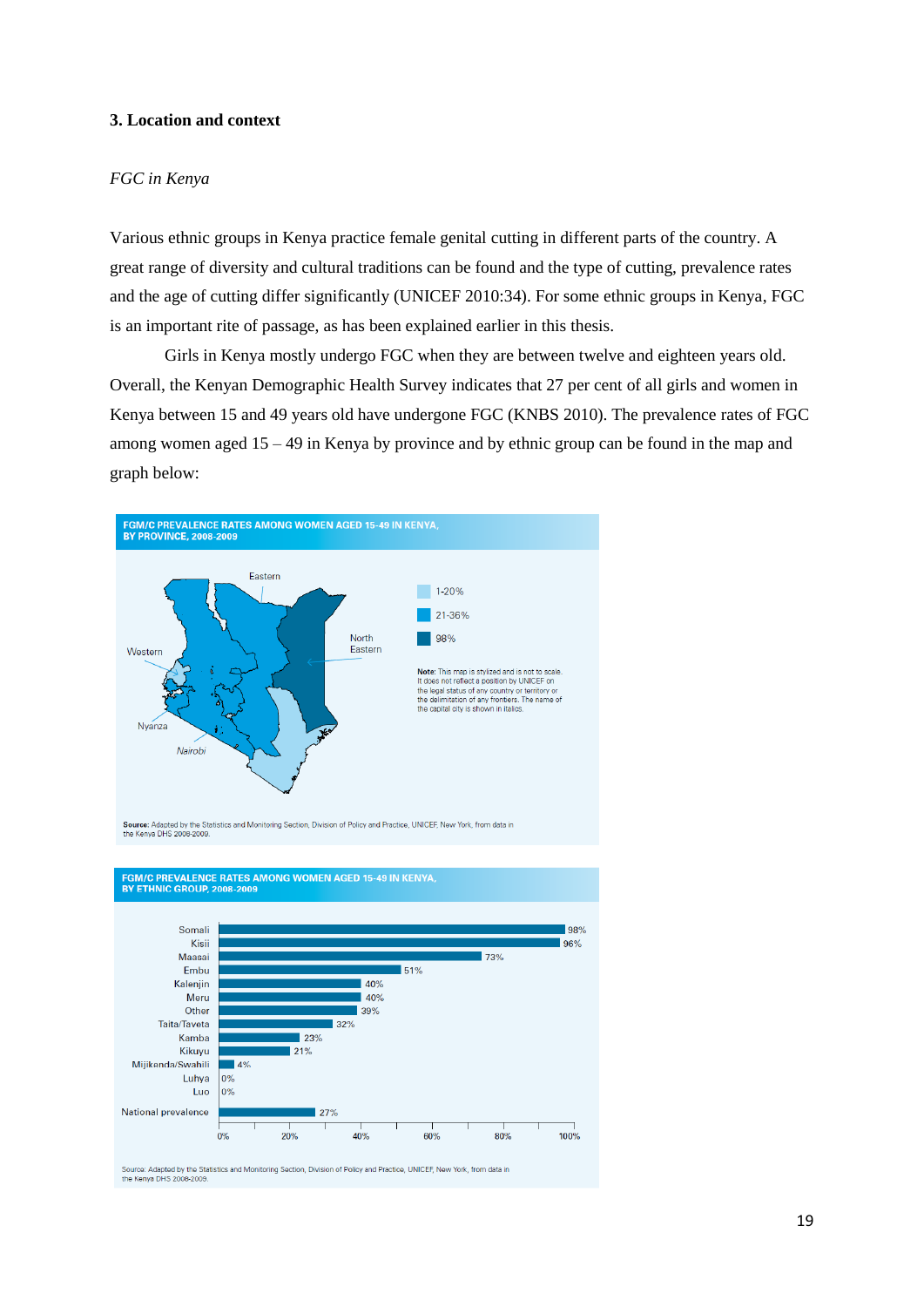### 3. Location and context

*FGC in Kenya*

Various ethnic groups in Kenya practice female genital cutting in different parts of the country. A great range of diversity and cultural traditions can be found and the type of cutting, prevalence rates and the age of cutting differ significantly (UNICEF 2010:34). For some ethnic groups in Kenya, FGC is an important rite of passage, as has been explained earlier in this thesis.

Girls in Kenya mostly undergo FGC when they are between twelve and eighteen years old. Overall, the Kenyan Demographic Health Survey indicates that 27 per cent of all girls and women in Kenya between 15 and 49 years old have undergone FGC (KNBS 2010). The prevalence rates of FGC among women aged 15 – 49 in Kenya by province and by ethnic group can be found in the map and graph below:

FGM/C PREVALENCE RATES AMONG WOMEN AGED 15-49 IN KENYA, BY PROVINCE, 2008-2009

Eastern
Western
North Eastern
Nyanza
*Nairobi*

1-20%
21-36%
98%

**Note:** This map is stylized and is not to scale. It does not reflect a position by UNICEF on the legal status of any country or territory or the delimitation of any frontiers. The name of the capital city is shown in italics.

**Source:** Adapted by the Statistics and Monitoring Section, Division of Policy and Practice, UNICEF, New York, from data in the Kenya DHS 2008-2009.

FGM/C PREVALENCE RATES AMONG WOMEN AGED 15-49 IN KENYA, BY ETHNIC GROUP, 2008-2009

Somali 98%
Kisii 96%
Maasai 73%
Embu 51%
Kalenjin 40%
Meru 40%
Other 39%
Taita/Taveta 32%
Kamba 23%
Kikuyu 21%
Mijikenda/Swahili 4%
Luhya 0%
Luo 0%

National prevalence 27%

0% 20% 40% 60% 80% 100%

Source: Adapted by the Statistics and Monitoring Section, Division of Policy and Practice, UNICEF, New York, from data in the Kenya DHS 2008-2009.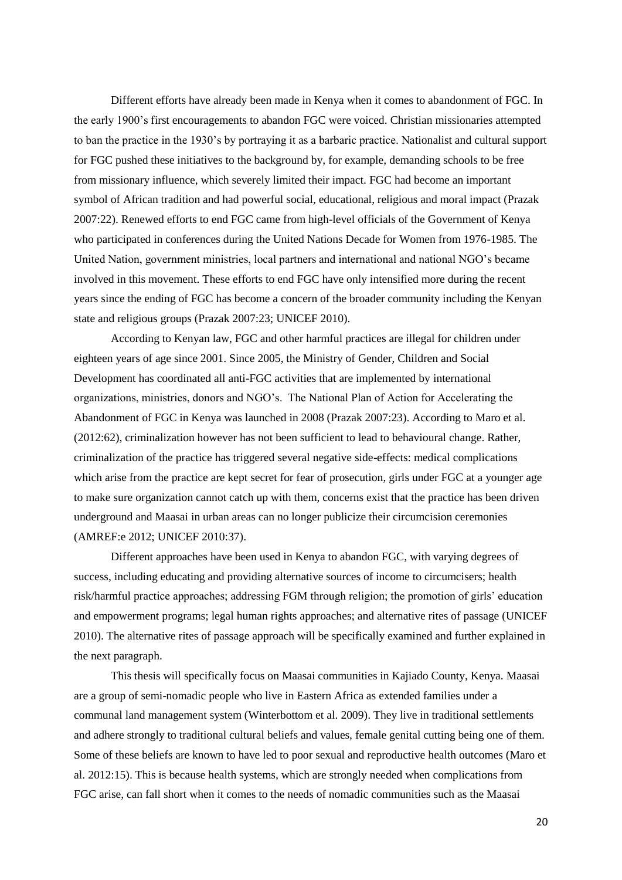Different efforts have already been made in Kenya when it comes to abandonment of FGC. In the early 1900's first encouragements to abandon FGC were voiced. Christian missionaries attempted to ban the practice in the 1930's by portraying it as a barbaric practice. Nationalist and cultural support for FGC pushed these initiatives to the background by, for example, demanding schools to be free from missionary influence, which severely limited their impact. FGC had become an important symbol of African tradition and had powerful social, educational, religious and moral impact (Prazak 2007:22). Renewed efforts to end FGC came from high-level officials of the Government of Kenya who participated in conferences during the United Nations Decade for Women from 1976-1985. The United Nation, government ministries, local partners and international and national NGO's became involved in this movement. These efforts to end FGC have only intensified more during the recent years since the ending of FGC has become a concern of the broader community including the Kenyan state and religious groups (Prazak 2007:23; UNICEF 2010).

According to Kenyan law, FGC and other harmful practices are illegal for children under eighteen years of age since 2001. Since 2005, the Ministry of Gender, Children and Social Development has coordinated all anti-FGC activities that are implemented by international organizations, ministries, donors and NGO's. The National Plan of Action for Accelerating the Abandonment of FGC in Kenya was launched in 2008 (Prazak 2007:23). According to Maro et al. (2012:62), criminalization however has not been sufficient to lead to behavioural change. Rather, criminalization of the practice has triggered several negative side-effects: medical complications which arise from the practice are kept secret for fear of prosecution, girls under FGC at a younger age to make sure organization cannot catch up with them, concerns exist that the practice has been driven underground and Maasai in urban areas can no longer publicize their circumcision ceremonies (AMREF:e 2012; UNICEF 2010:37).

Different approaches have been used in Kenya to abandon FGC, with varying degrees of success, including educating and providing alternative sources of income to circumcisers; health risk/harmful practice approaches; addressing FGM through religion; the promotion of girls' education and empowerment programs; legal human rights approaches; and alternative rites of passage (UNICEF 2010). The alternative rites of passage approach will be specifically examined and further explained in the next paragraph.

This thesis will specifically focus on Maasai communities in Kajiado County, Kenya. Maasai are a group of semi-nomadic people who live in Eastern Africa as extended families under a communal land management system (Winterbottom et al. 2009). They live in traditional settlements and adhere strongly to traditional cultural beliefs and values, female genital cutting being one of them. Some of these beliefs are known to have led to poor sexual and reproductive health outcomes (Maro et al. 2012:15). This is because health systems, which are strongly needed when complications from FGC arise, can fall short when it comes to the needs of nomadic communities such as the Maasai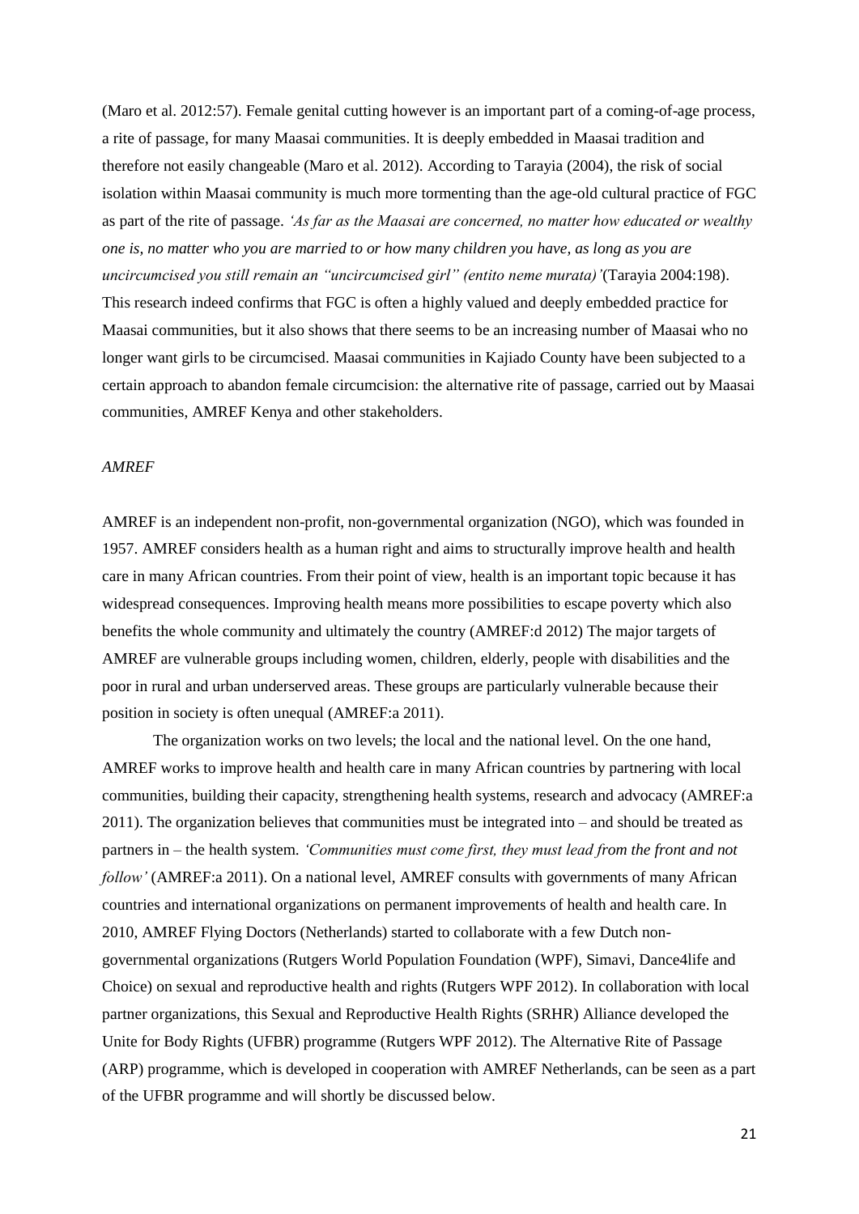(Maro et al. 2012:57). Female genital cutting however is an important part of a coming-of-age process, a rite of passage, for many Maasai communities. It is deeply embedded in Maasai tradition and therefore not easily changeable (Maro et al. 2012). According to Tarayia (2004), the risk of social isolation within Maasai community is much more tormenting than the age-old cultural practice of FGC as part of the rite of passage. *'As far as the Maasai are concerned, no matter how educated or wealthy one is, no matter who you are married to or how many children you have, as long as you are uncircumcised you still remain an "uncircumcised girl" (entito neme murata)'*(Tarayia 2004:198). This research indeed confirms that FGC is often a highly valued and deeply embedded practice for Maasai communities, but it also shows that there seems to be an increasing number of Maasai who no longer want girls to be circumcised. Maasai communities in Kajiado County have been subjected to a certain approach to abandon female circumcision: the alternative rite of passage, carried out by Maasai communities, AMREF Kenya and other stakeholders.

*AMREF*

AMREF is an independent non-profit, non-governmental organization (NGO), which was founded in 1957. AMREF considers health as a human right and aims to structurally improve health and health care in many African countries. From their point of view, health is an important topic because it has widespread consequences. Improving health means more possibilities to escape poverty which also benefits the whole community and ultimately the country (AMREF:d 2012) The major targets of AMREF are vulnerable groups including women, children, elderly, people with disabilities and the poor in rural and urban underserved areas. These groups are particularly vulnerable because their position in society is often unequal (AMREF:a 2011).

The organization works on two levels; the local and the national level. On the one hand, AMREF works to improve health and health care in many African countries by partnering with local communities, building their capacity, strengthening health systems, research and advocacy (AMREF:a 2011). The organization believes that communities must be integrated into – and should be treated as partners in – the health system. *'Communities must come first, they must lead from the front and not follow'* (AMREF:a 2011). On a national level, AMREF consults with governments of many African countries and international organizations on permanent improvements of health and health care. In 2010, AMREF Flying Doctors (Netherlands) started to collaborate with a few Dutch non-governmental organizations (Rutgers World Population Foundation (WPF), Simavi, Dance4life and Choice) on sexual and reproductive health and rights (Rutgers WPF 2012). In collaboration with local partner organizations, this Sexual and Reproductive Health Rights (SRHR) Alliance developed the Unite for Body Rights (UFBR) programme (Rutgers WPF 2012). The Alternative Rite of Passage (ARP) programme, which is developed in cooperation with AMREF Netherlands, can be seen as a part of the UFBR programme and will shortly be discussed below.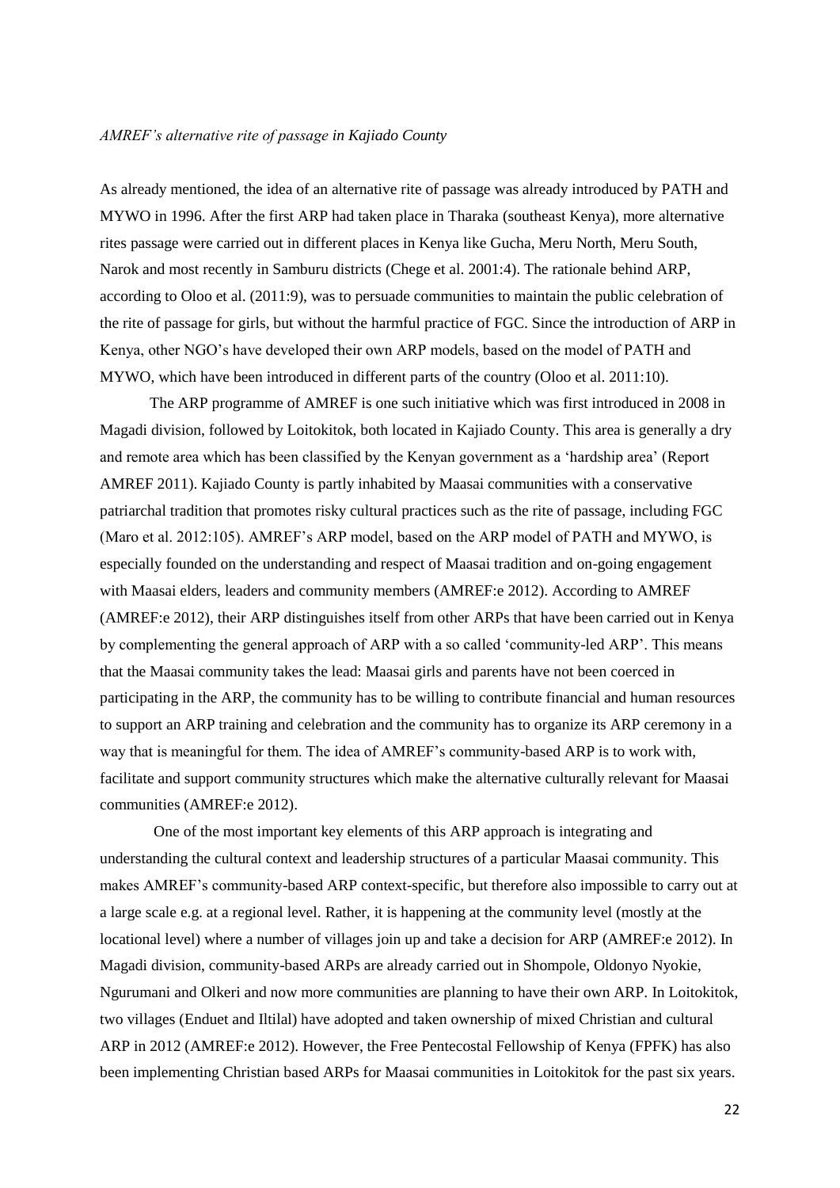*AMREF's alternative rite of passage in Kajiado County*

As already mentioned, the idea of an alternative rite of passage was already introduced by PATH and MYWO in 1996. After the first ARP had taken place in Tharaka (southeast Kenya), more alternative rites passage were carried out in different places in Kenya like Gucha, Meru North, Meru South, Narok and most recently in Samburu districts (Chege et al. 2001:4). The rationale behind ARP, according to Oloo et al. (2011:9), was to persuade communities to maintain the public celebration of the rite of passage for girls, but without the harmful practice of FGC. Since the introduction of ARP in Kenya, other NGO's have developed their own ARP models, based on the model of PATH and MYWO, which have been introduced in different parts of the country (Oloo et al. 2011:10).

The ARP programme of AMREF is one such initiative which was first introduced in 2008 in Magadi division, followed by Loitokitok, both located in Kajiado County. This area is generally a dry and remote area which has been classified by the Kenyan government as a 'hardship area' (Report AMREF 2011). Kajiado County is partly inhabited by Maasai communities with a conservative patriarchal tradition that promotes risky cultural practices such as the rite of passage, including FGC (Maro et al. 2012:105). AMREF's ARP model, based on the ARP model of PATH and MYWO, is especially founded on the understanding and respect of Maasai tradition and on-going engagement with Maasai elders, leaders and community members (AMREF:e 2012). According to AMREF (AMREF:e 2012), their ARP distinguishes itself from other ARPs that have been carried out in Kenya by complementing the general approach of ARP with a so called 'community-led ARP'. This means that the Maasai community takes the lead: Maasai girls and parents have not been coerced in participating in the ARP, the community has to be willing to contribute financial and human resources to support an ARP training and celebration and the community has to organize its ARP ceremony in a way that is meaningful for them. The idea of AMREF's community-based ARP is to work with, facilitate and support community structures which make the alternative culturally relevant for Maasai communities (AMREF:e 2012).

One of the most important key elements of this ARP approach is integrating and understanding the cultural context and leadership structures of a particular Maasai community. This makes AMREF's community-based ARP context-specific, but therefore also impossible to carry out at a large scale e.g. at a regional level. Rather, it is happening at the community level (mostly at the locational level) where a number of villages join up and take a decision for ARP (AMREF:e 2012). In Magadi division, community-based ARPs are already carried out in Shompole, Oldonyo Nyokie, Ngurumani and Olkeri and now more communities are planning to have their own ARP. In Loitokitok, two villages (Enduet and Iltilal) have adopted and taken ownership of mixed Christian and cultural ARP in 2012 (AMREF:e 2012). However, the Free Pentecostal Fellowship of Kenya (FPFK) has also been implementing Christian based ARPs for Maasai communities in Loitokitok for the past six years.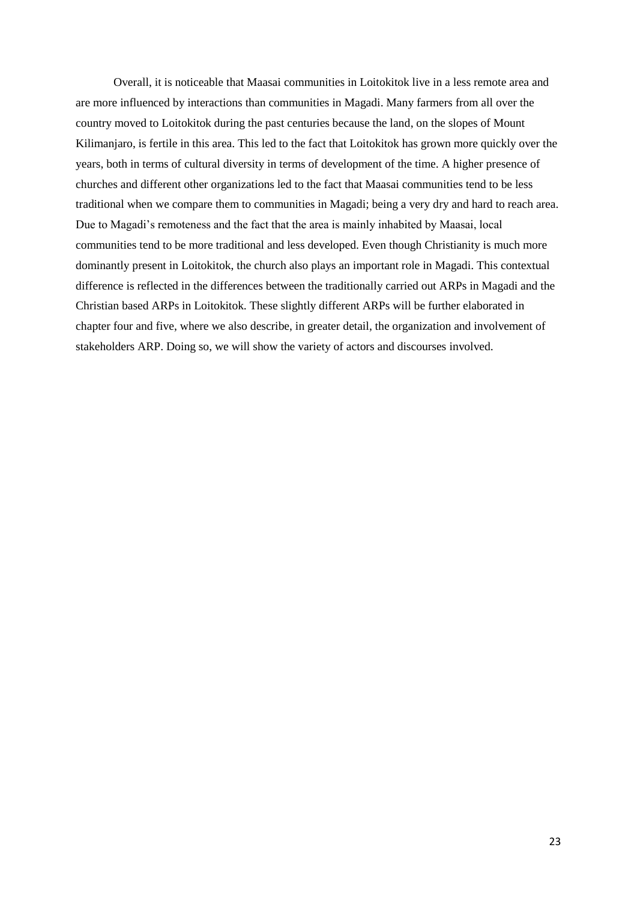Overall, it is noticeable that Maasai communities in Loitokitok live in a less remote area and are more influenced by interactions than communities in Magadi. Many farmers from all over the country moved to Loitokitok during the past centuries because the land, on the slopes of Mount Kilimanjaro, is fertile in this area. This led to the fact that Loitokitok has grown more quickly over the years, both in terms of cultural diversity in terms of development of the time. A higher presence of churches and different other organizations led to the fact that Maasai communities tend to be less traditional when we compare them to communities in Magadi; being a very dry and hard to reach area. Due to Magadi's remoteness and the fact that the area is mainly inhabited by Maasai, local communities tend to be more traditional and less developed. Even though Christianity is much more dominantly present in Loitokitok, the church also plays an important role in Magadi. This contextual difference is reflected in the differences between the traditionally carried out ARPs in Magadi and the Christian based ARPs in Loitokitok. These slightly different ARPs will be further elaborated in chapter four and five, where we also describe, in greater detail, the organization and involvement of stakeholders ARP. Doing so, we will show the variety of actors and discourses involved.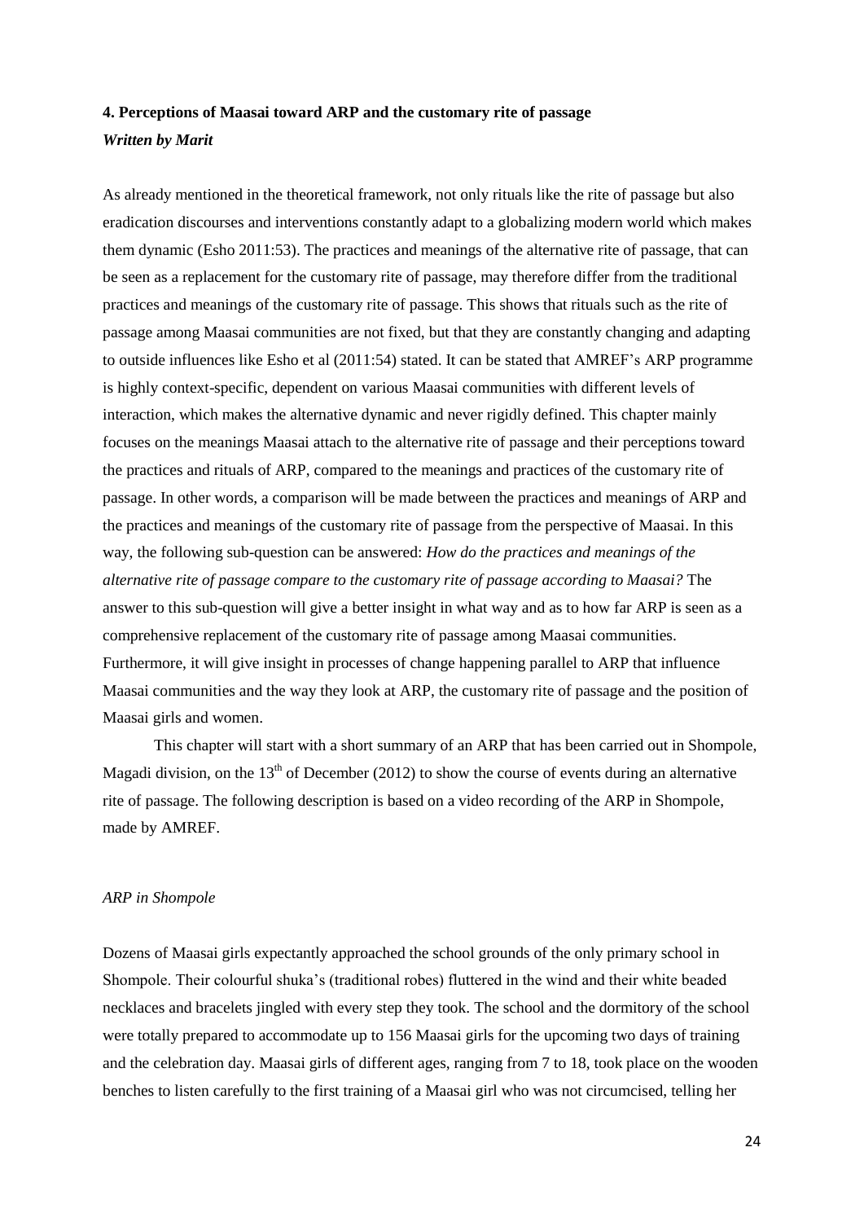## 4. Perceptions of Maasai toward ARP and the customary rite of passage

***Written by Marit***

As already mentioned in the theoretical framework, not only rituals like the rite of passage but also eradication discourses and interventions constantly adapt to a globalizing modern world which makes them dynamic (Esho 2011:53). The practices and meanings of the alternative rite of passage, that can be seen as a replacement for the customary rite of passage, may therefore differ from the traditional practices and meanings of the customary rite of passage. This shows that rituals such as the rite of passage among Maasai communities are not fixed, but that they are constantly changing and adapting to outside influences like Esho et al (2011:54) stated. It can be stated that AMREF's ARP programme is highly context-specific, dependent on various Maasai communities with different levels of interaction, which makes the alternative dynamic and never rigidly defined. This chapter mainly focuses on the meanings Maasai attach to the alternative rite of passage and their perceptions toward the practices and rituals of ARP, compared to the meanings and practices of the customary rite of passage. In other words, a comparison will be made between the practices and meanings of ARP and the practices and meanings of the customary rite of passage from the perspective of Maasai. In this way, the following sub-question can be answered: *How do the practices and meanings of the alternative rite of passage compare to the customary rite of passage according to Maasai?* The answer to this sub-question will give a better insight in what way and as to how far ARP is seen as a comprehensive replacement of the customary rite of passage among Maasai communities. Furthermore, it will give insight in processes of change happening parallel to ARP that influence Maasai communities and the way they look at ARP, the customary rite of passage and the position of Maasai girls and women.

This chapter will start with a short summary of an ARP that has been carried out in Shompole, Magadi division, on the 13th of December (2012) to show the course of events during an alternative rite of passage. The following description is based on a video recording of the ARP in Shompole, made by AMREF.

*ARP in Shompole*

Dozens of Maasai girls expectantly approached the school grounds of the only primary school in Shompole. Their colourful shuka's (traditional robes) fluttered in the wind and their white beaded necklaces and bracelets jingled with every step they took. The school and the dormitory of the school were totally prepared to accommodate up to 156 Maasai girls for the upcoming two days of training and the celebration day. Maasai girls of different ages, ranging from 7 to 18, took place on the wooden benches to listen carefully to the first training of a Maasai girl who was not circumcised, telling her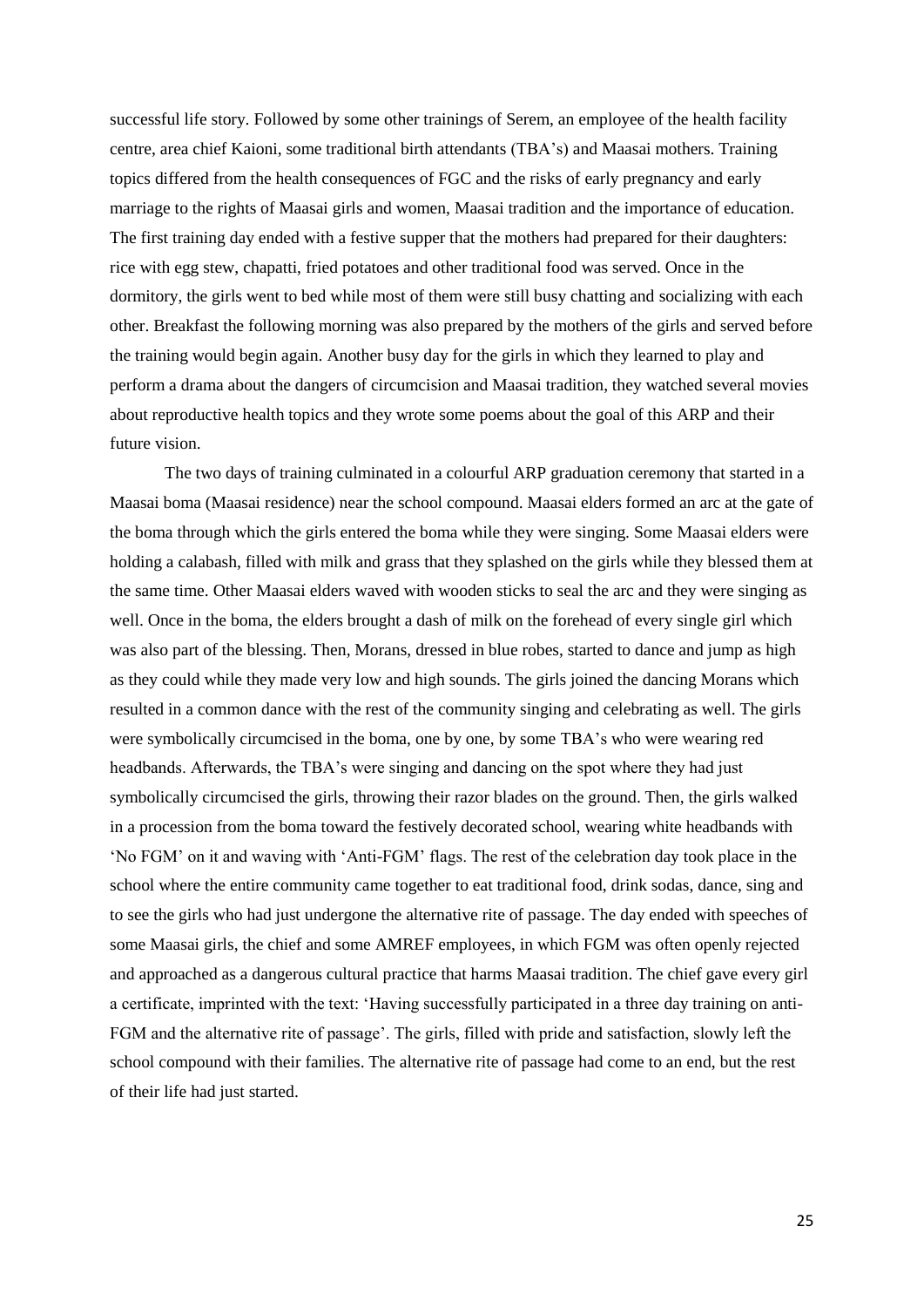successful life story. Followed by some other trainings of Serem, an employee of the health facility centre, area chief Kaioni, some traditional birth attendants (TBA's) and Maasai mothers. Training topics differed from the health consequences of FGC and the risks of early pregnancy and early marriage to the rights of Maasai girls and women, Maasai tradition and the importance of education. The first training day ended with a festive supper that the mothers had prepared for their daughters: rice with egg stew, chapatti, fried potatoes and other traditional food was served. Once in the dormitory, the girls went to bed while most of them were still busy chatting and socializing with each other. Breakfast the following morning was also prepared by the mothers of the girls and served before the training would begin again. Another busy day for the girls in which they learned to play and perform a drama about the dangers of circumcision and Maasai tradition, they watched several movies about reproductive health topics and they wrote some poems about the goal of this ARP and their future vision.

The two days of training culminated in a colourful ARP graduation ceremony that started in a Maasai boma (Maasai residence) near the school compound. Maasai elders formed an arc at the gate of the boma through which the girls entered the boma while they were singing. Some Maasai elders were holding a calabash, filled with milk and grass that they splashed on the girls while they blessed them at the same time. Other Maasai elders waved with wooden sticks to seal the arc and they were singing as well. Once in the boma, the elders brought a dash of milk on the forehead of every single girl which was also part of the blessing. Then, Morans, dressed in blue robes, started to dance and jump as high as they could while they made very low and high sounds. The girls joined the dancing Morans which resulted in a common dance with the rest of the community singing and celebrating as well. The girls were symbolically circumcised in the boma, one by one, by some TBA's who were wearing red headbands. Afterwards, the TBA's were singing and dancing on the spot where they had just symbolically circumcised the girls, throwing their razor blades on the ground. Then, the girls walked in a procession from the boma toward the festively decorated school, wearing white headbands with 'No FGM' on it and waving with 'Anti-FGM' flags. The rest of the celebration day took place in the school where the entire community came together to eat traditional food, drink sodas, dance, sing and to see the girls who had just undergone the alternative rite of passage. The day ended with speeches of some Maasai girls, the chief and some AMREF employees, in which FGM was often openly rejected and approached as a dangerous cultural practice that harms Maasai tradition. The chief gave every girl a certificate, imprinted with the text: 'Having successfully participated in a three day training on anti-FGM and the alternative rite of passage'. The girls, filled with pride and satisfaction, slowly left the school compound with their families. The alternative rite of passage had come to an end, but the rest of their life had just started.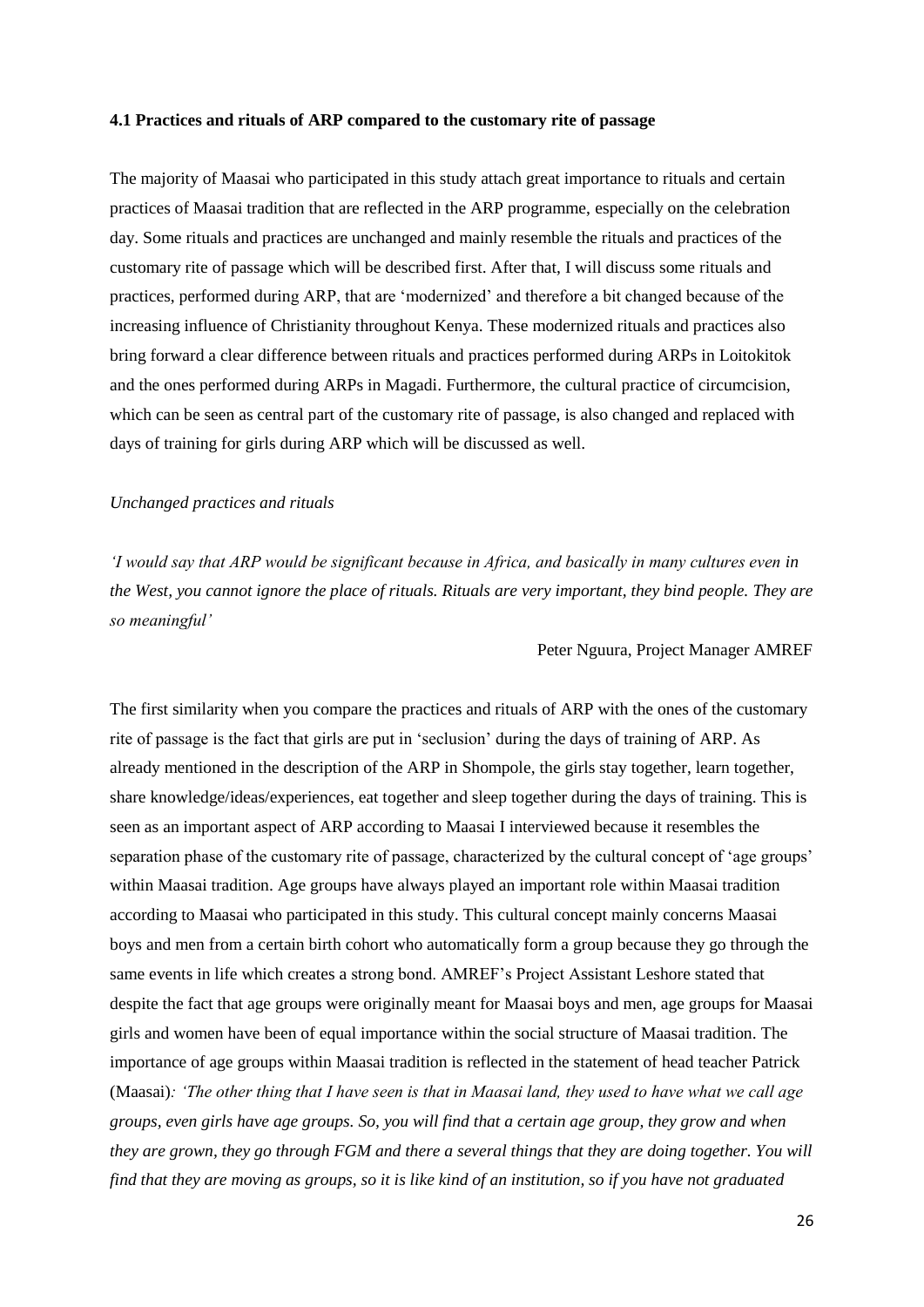**4.1 Practices and rituals of ARP compared to the customary rite of passage**

The majority of Maasai who participated in this study attach great importance to rituals and certain practices of Maasai tradition that are reflected in the ARP programme, especially on the celebration day. Some rituals and practices are unchanged and mainly resemble the rituals and practices of the customary rite of passage which will be described first. After that, I will discuss some rituals and practices, performed during ARP, that are 'modernized' and therefore a bit changed because of the increasing influence of Christianity throughout Kenya. These modernized rituals and practices also bring forward a clear difference between rituals and practices performed during ARPs in Loitokitok and the ones performed during ARPs in Magadi. Furthermore, the cultural practice of circumcision, which can be seen as central part of the customary rite of passage, is also changed and replaced with days of training for girls during ARP which will be discussed as well.

*Unchanged practices and rituals*

*'I would say that ARP would be significant because in Africa, and basically in many cultures even in the West, you cannot ignore the place of rituals. Rituals are very important, they bind people. They are so meaningful'*

Peter Nguura, Project Manager AMREF

The first similarity when you compare the practices and rituals of ARP with the ones of the customary rite of passage is the fact that girls are put in 'seclusion' during the days of training of ARP. As already mentioned in the description of the ARP in Shompole, the girls stay together, learn together, share knowledge/ideas/experiences, eat together and sleep together during the days of training. This is seen as an important aspect of ARP according to Maasai I interviewed because it resembles the separation phase of the customary rite of passage, characterized by the cultural concept of 'age groups' within Maasai tradition. Age groups have always played an important role within Maasai tradition according to Maasai who participated in this study. This cultural concept mainly concerns Maasai boys and men from a certain birth cohort who automatically form a group because they go through the same events in life which creates a strong bond. AMREF's Project Assistant Leshore stated that despite the fact that age groups were originally meant for Maasai boys and men, age groups for Maasai girls and women have been of equal importance within the social structure of Maasai tradition. The importance of age groups within Maasai tradition is reflected in the statement of head teacher Patrick (Maasai)*: 'The other thing that I have seen is that in Maasai land, they used to have what we call age groups, even girls have age groups. So, you will find that a certain age group, they grow and when they are grown, they go through FGM and there a several things that they are doing together. You will find that they are moving as groups, so it is like kind of an institution, so if you have not graduated*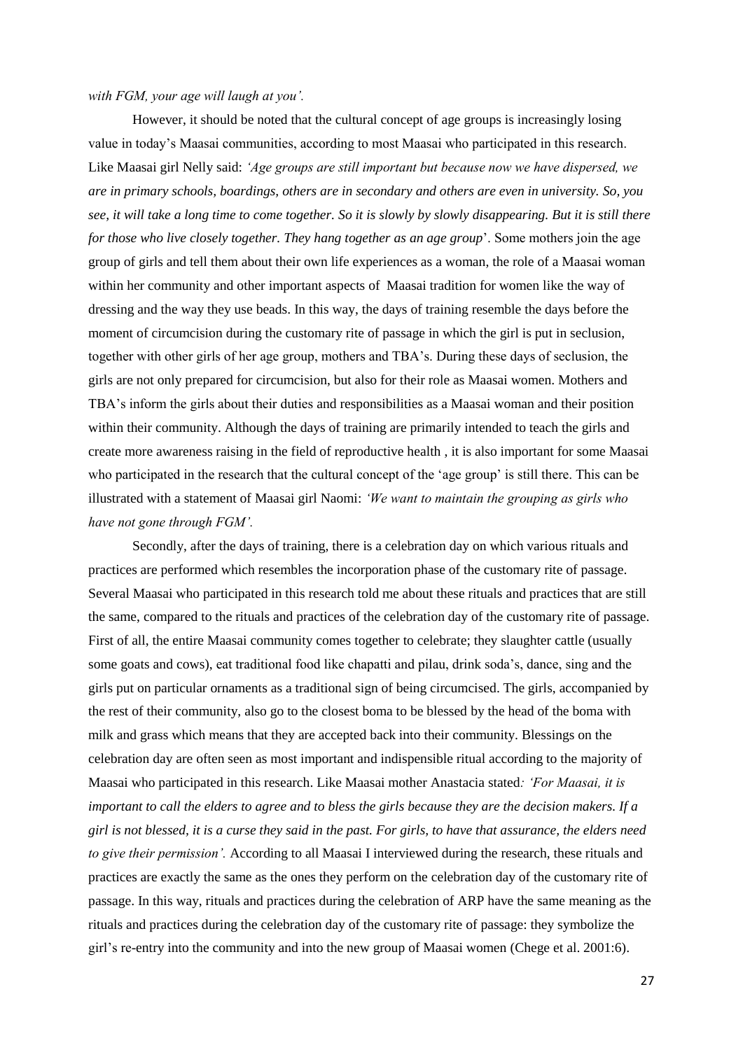*with FGM, your age will laugh at you'.*

However, it should be noted that the cultural concept of age groups is increasingly losing value in today's Maasai communities, according to most Maasai who participated in this research. Like Maasai girl Nelly said: *'Age groups are still important but because now we have dispersed, we are in primary schools, boardings, others are in secondary and others are even in university. So, you see, it will take a long time to come together. So it is slowly by slowly disappearing. But it is still there for those who live closely together. They hang together as an age group*'. Some mothers join the age group of girls and tell them about their own life experiences as a woman, the role of a Maasai woman within her community and other important aspects of Maasai tradition for women like the way of dressing and the way they use beads. In this way, the days of training resemble the days before the moment of circumcision during the customary rite of passage in which the girl is put in seclusion, together with other girls of her age group, mothers and TBA's. During these days of seclusion, the girls are not only prepared for circumcision, but also for their role as Maasai women. Mothers and TBA's inform the girls about their duties and responsibilities as a Maasai woman and their position within their community. Although the days of training are primarily intended to teach the girls and create more awareness raising in the field of reproductive health , it is also important for some Maasai who participated in the research that the cultural concept of the 'age group' is still there. This can be illustrated with a statement of Maasai girl Naomi: *'We want to maintain the grouping as girls who have not gone through FGM'.*

Secondly, after the days of training, there is a celebration day on which various rituals and practices are performed which resembles the incorporation phase of the customary rite of passage. Several Maasai who participated in this research told me about these rituals and practices that are still the same, compared to the rituals and practices of the celebration day of the customary rite of passage. First of all, the entire Maasai community comes together to celebrate; they slaughter cattle (usually some goats and cows), eat traditional food like chapatti and pilau, drink soda's, dance, sing and the girls put on particular ornaments as a traditional sign of being circumcised. The girls, accompanied by the rest of their community, also go to the closest boma to be blessed by the head of the boma with milk and grass which means that they are accepted back into their community. Blessings on the celebration day are often seen as most important and indispensible ritual according to the majority of Maasai who participated in this research. Like Maasai mother Anastacia stated*: 'For Maasai, it is important to call the elders to agree and to bless the girls because they are the decision makers. If a girl is not blessed, it is a curse they said in the past. For girls, to have that assurance, the elders need to give their permission'.* According to all Maasai I interviewed during the research, these rituals and practices are exactly the same as the ones they perform on the celebration day of the customary rite of passage. In this way, rituals and practices during the celebration of ARP have the same meaning as the rituals and practices during the celebration day of the customary rite of passage: they symbolize the girl's re-entry into the community and into the new group of Maasai women (Chege et al. 2001:6).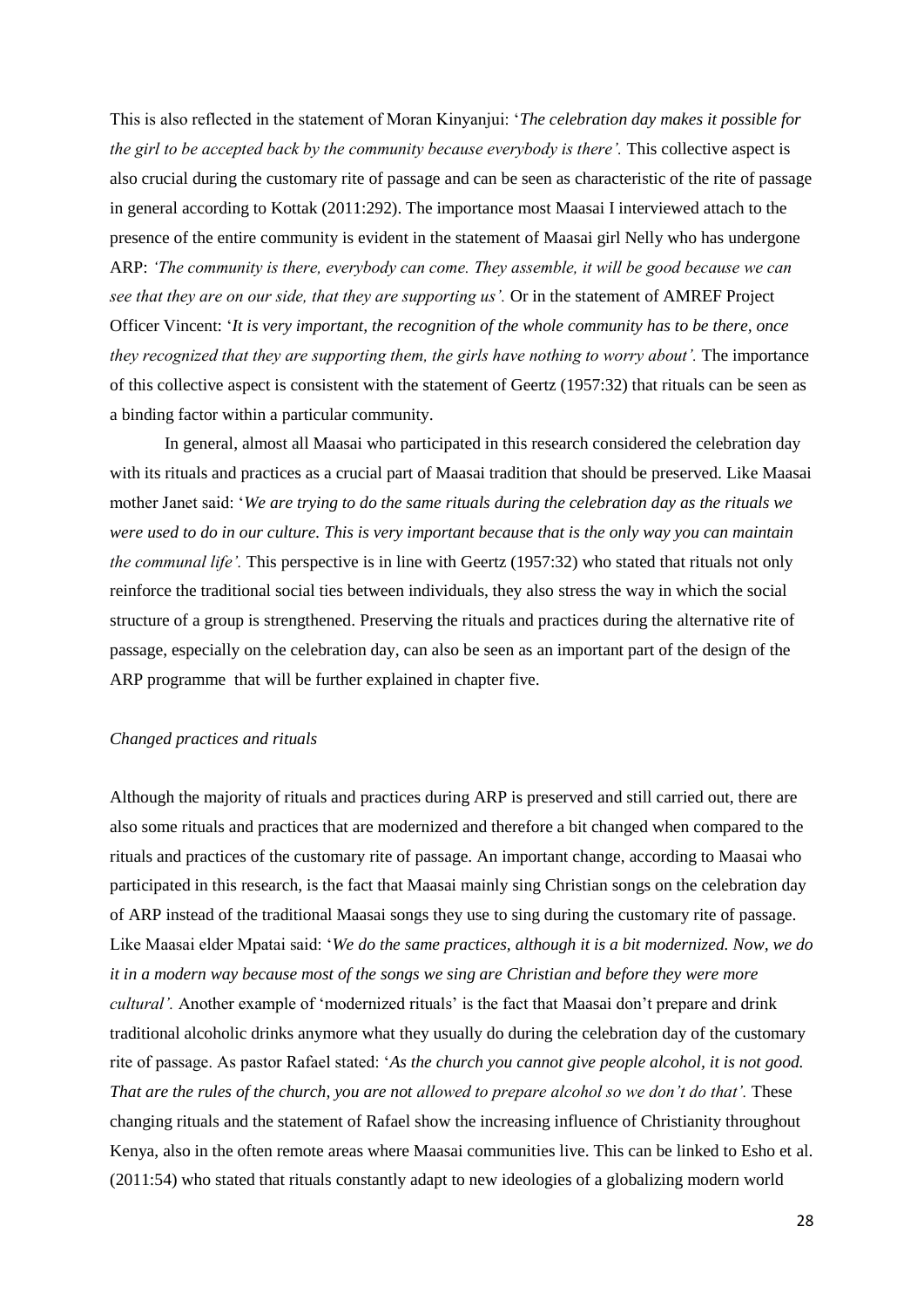This is also reflected in the statement of Moran Kinyanjui: '*The celebration day makes it possible for the girl to be accepted back by the community because everybody is there'.* This collective aspect is also crucial during the customary rite of passage and can be seen as characteristic of the rite of passage in general according to Kottak (2011:292). The importance most Maasai I interviewed attach to the presence of the entire community is evident in the statement of Maasai girl Nelly who has undergone ARP: *'The community is there, everybody can come. They assemble, it will be good because we can see that they are on our side, that they are supporting us'.* Or in the statement of AMREF Project Officer Vincent: '*It is very important, the recognition of the whole community has to be there, once they recognized that they are supporting them, the girls have nothing to worry about'.* The importance of this collective aspect is consistent with the statement of Geertz (1957:32) that rituals can be seen as a binding factor within a particular community.

In general, almost all Maasai who participated in this research considered the celebration day with its rituals and practices as a crucial part of Maasai tradition that should be preserved. Like Maasai mother Janet said: '*We are trying to do the same rituals during the celebration day as the rituals we were used to do in our culture. This is very important because that is the only way you can maintain the communal life'.* This perspective is in line with Geertz (1957:32) who stated that rituals not only reinforce the traditional social ties between individuals, they also stress the way in which the social structure of a group is strengthened. Preserving the rituals and practices during the alternative rite of passage, especially on the celebration day, can also be seen as an important part of the design of the ARP programme that will be further explained in chapter five.

*Changed practices and rituals*

Although the majority of rituals and practices during ARP is preserved and still carried out, there are also some rituals and practices that are modernized and therefore a bit changed when compared to the rituals and practices of the customary rite of passage. An important change, according to Maasai who participated in this research, is the fact that Maasai mainly sing Christian songs on the celebration day of ARP instead of the traditional Maasai songs they use to sing during the customary rite of passage. Like Maasai elder Mpatai said: '*We do the same practices, although it is a bit modernized. Now, we do it in a modern way because most of the songs we sing are Christian and before they were more cultural'.* Another example of 'modernized rituals' is the fact that Maasai don't prepare and drink traditional alcoholic drinks anymore what they usually do during the celebration day of the customary rite of passage. As pastor Rafael stated: '*As the church you cannot give people alcohol, it is not good. That are the rules of the church, you are not allowed to prepare alcohol so we don't do that'.* These changing rituals and the statement of Rafael show the increasing influence of Christianity throughout Kenya, also in the often remote areas where Maasai communities live. This can be linked to Esho et al. (2011:54) who stated that rituals constantly adapt to new ideologies of a globalizing modern world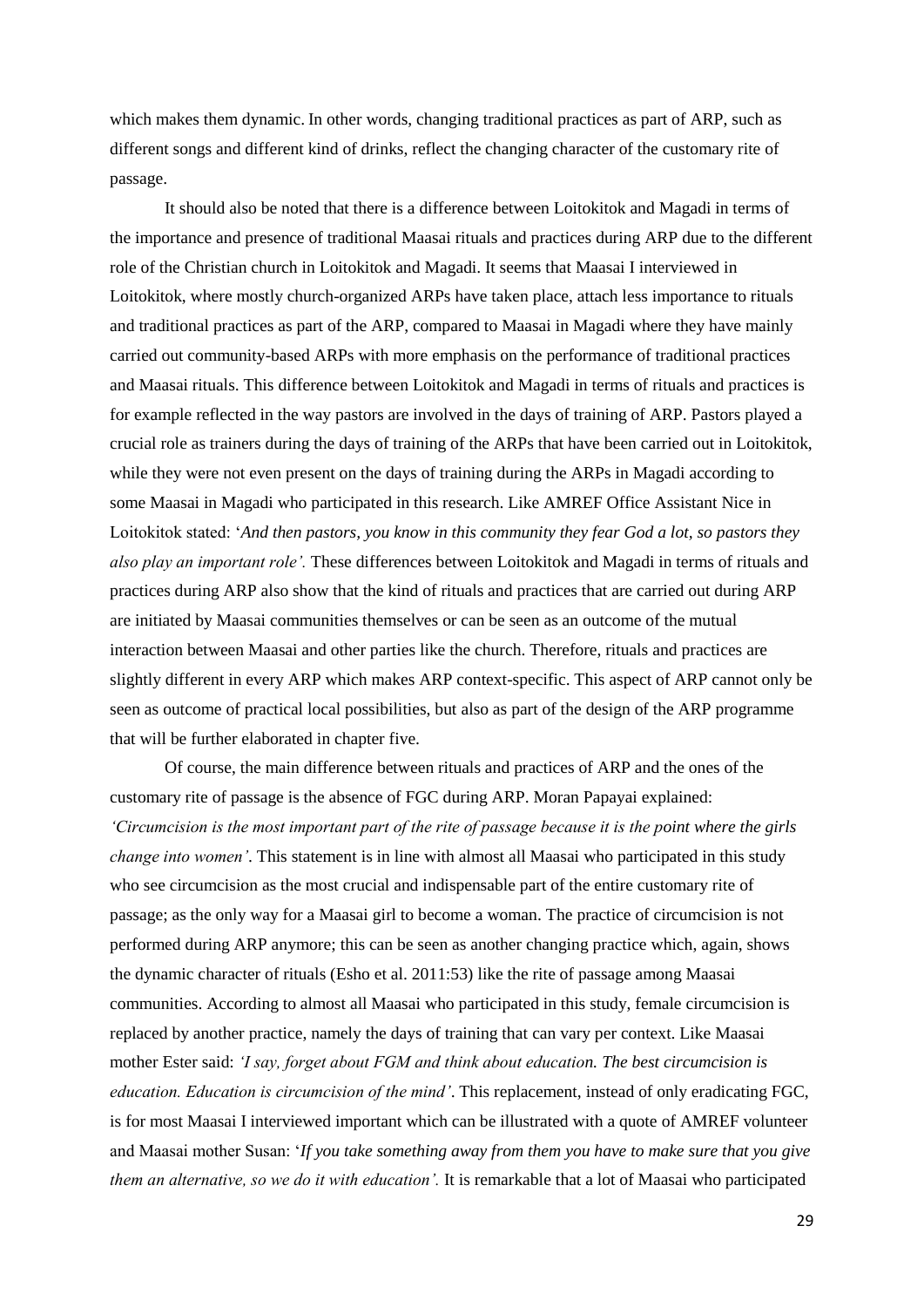which makes them dynamic. In other words, changing traditional practices as part of ARP, such as different songs and different kind of drinks, reflect the changing character of the customary rite of passage.

It should also be noted that there is a difference between Loitokitok and Magadi in terms of the importance and presence of traditional Maasai rituals and practices during ARP due to the different role of the Christian church in Loitokitok and Magadi. It seems that Maasai I interviewed in Loitokitok, where mostly church-organized ARPs have taken place, attach less importance to rituals and traditional practices as part of the ARP, compared to Maasai in Magadi where they have mainly carried out community-based ARPs with more emphasis on the performance of traditional practices and Maasai rituals. This difference between Loitokitok and Magadi in terms of rituals and practices is for example reflected in the way pastors are involved in the days of training of ARP. Pastors played a crucial role as trainers during the days of training of the ARPs that have been carried out in Loitokitok, while they were not even present on the days of training during the ARPs in Magadi according to some Maasai in Magadi who participated in this research. Like AMREF Office Assistant Nice in Loitokitok stated: '*And then pastors, you know in this community they fear God a lot, so pastors they also play an important role'.* These differences between Loitokitok and Magadi in terms of rituals and practices during ARP also show that the kind of rituals and practices that are carried out during ARP are initiated by Maasai communities themselves or can be seen as an outcome of the mutual interaction between Maasai and other parties like the church. Therefore, rituals and practices are slightly different in every ARP which makes ARP context-specific. This aspect of ARP cannot only be seen as outcome of practical local possibilities, but also as part of the design of the ARP programme that will be further elaborated in chapter five.

Of course, the main difference between rituals and practices of ARP and the ones of the customary rite of passage is the absence of FGC during ARP. Moran Papayai explained: *'Circumcision is the most important part of the rite of passage because it is the point where the girls change into women'*. This statement is in line with almost all Maasai who participated in this study who see circumcision as the most crucial and indispensable part of the entire customary rite of passage; as the only way for a Maasai girl to become a woman. The practice of circumcision is not performed during ARP anymore; this can be seen as another changing practice which, again, shows the dynamic character of rituals (Esho et al. 2011:53) like the rite of passage among Maasai communities. According to almost all Maasai who participated in this study, female circumcision is replaced by another practice, namely the days of training that can vary per context. Like Maasai mother Ester said: *'I say, forget about FGM and think about education. The best circumcision is education. Education is circumcision of the mind'*. This replacement, instead of only eradicating FGC, is for most Maasai I interviewed important which can be illustrated with a quote of AMREF volunteer and Maasai mother Susan: '*If you take something away from them you have to make sure that you give them an alternative, so we do it with education'.* It is remarkable that a lot of Maasai who participated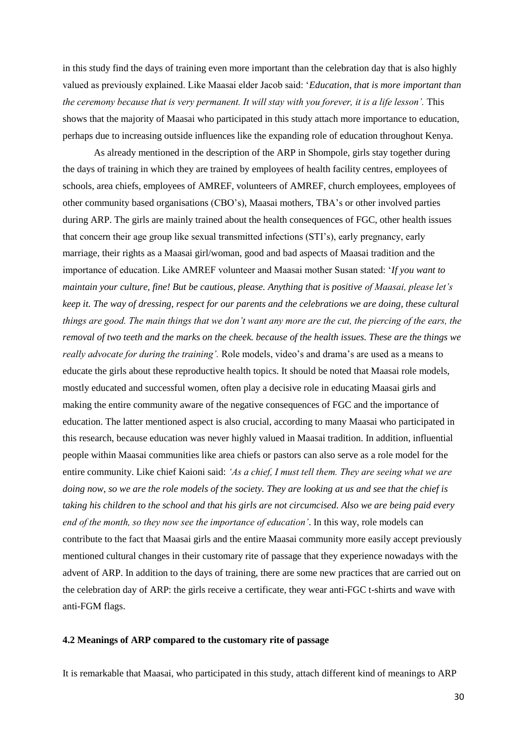in this study find the days of training even more important than the celebration day that is also highly valued as previously explained. Like Maasai elder Jacob said: '*Education, that is more important than the ceremony because that is very permanent. It will stay with you forever, it is a life lesson'.* This shows that the majority of Maasai who participated in this study attach more importance to education, perhaps due to increasing outside influences like the expanding role of education throughout Kenya.

As already mentioned in the description of the ARP in Shompole, girls stay together during the days of training in which they are trained by employees of health facility centres, employees of schools, area chiefs, employees of AMREF, volunteers of AMREF, church employees, employees of other community based organisations (CBO's), Maasai mothers, TBA's or other involved parties during ARP. The girls are mainly trained about the health consequences of FGC, other health issues that concern their age group like sexual transmitted infections (STI's), early pregnancy, early marriage, their rights as a Maasai girl/woman, good and bad aspects of Maasai tradition and the importance of education. Like AMREF volunteer and Maasai mother Susan stated: '*If you want to maintain your culture, fine! But be cautious, please. Anything that is positive of Maasai, please let's keep it. The way of dressing, respect for our parents and the celebrations we are doing, these cultural things are good. The main things that we don't want any more are the cut, the piercing of the ears, the removal of two teeth and the marks on the cheek. because of the health issues. These are the things we really advocate for during the training'.* Role models, video's and drama's are used as a means to educate the girls about these reproductive health topics. It should be noted that Maasai role models, mostly educated and successful women, often play a decisive role in educating Maasai girls and making the entire community aware of the negative consequences of FGC and the importance of education. The latter mentioned aspect is also crucial, according to many Maasai who participated in this research, because education was never highly valued in Maasai tradition. In addition, influential people within Maasai communities like area chiefs or pastors can also serve as a role model for the entire community. Like chief Kaioni said: *'As a chief, I must tell them. They are seeing what we are doing now, so we are the role models of the society. They are looking at us and see that the chief is taking his children to the school and that his girls are not circumcised. Also we are being paid every end of the month, so they now see the importance of education'*. In this way, role models can contribute to the fact that Maasai girls and the entire Maasai community more easily accept previously mentioned cultural changes in their customary rite of passage that they experience nowadays with the advent of ARP. In addition to the days of training, there are some new practices that are carried out on the celebration day of ARP: the girls receive a certificate, they wear anti-FGC t-shirts and wave with anti-FGM flags.

### 4.2 Meanings of ARP compared to the customary rite of passage

It is remarkable that Maasai, who participated in this study, attach different kind of meanings to ARP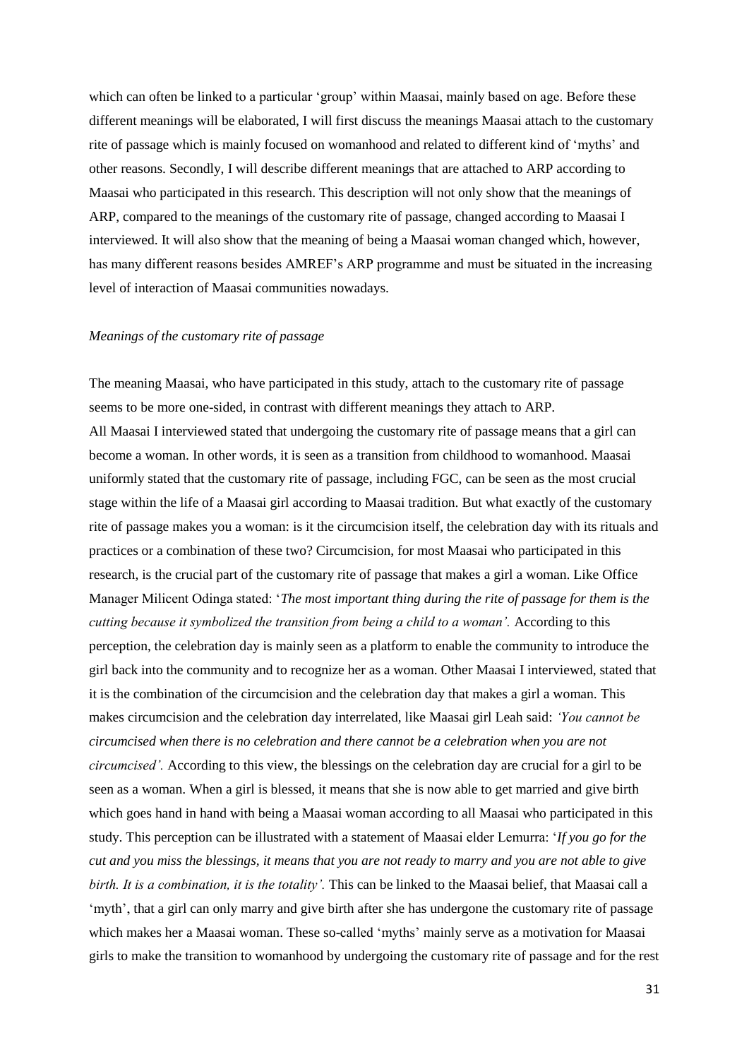which can often be linked to a particular 'group' within Maasai, mainly based on age. Before these different meanings will be elaborated, I will first discuss the meanings Maasai attach to the customary rite of passage which is mainly focused on womanhood and related to different kind of 'myths' and other reasons. Secondly, I will describe different meanings that are attached to ARP according to Maasai who participated in this research. This description will not only show that the meanings of ARP, compared to the meanings of the customary rite of passage, changed according to Maasai I interviewed. It will also show that the meaning of being a Maasai woman changed which, however, has many different reasons besides AMREF's ARP programme and must be situated in the increasing level of interaction of Maasai communities nowadays.

*Meanings of the customary rite of passage*

The meaning Maasai, who have participated in this study, attach to the customary rite of passage seems to be more one-sided, in contrast with different meanings they attach to ARP.
All Maasai I interviewed stated that undergoing the customary rite of passage means that a girl can become a woman. In other words, it is seen as a transition from childhood to womanhood. Maasai uniformly stated that the customary rite of passage, including FGC, can be seen as the most crucial stage within the life of a Maasai girl according to Maasai tradition. But what exactly of the customary rite of passage makes you a woman: is it the circumcision itself, the celebration day with its rituals and practices or a combination of these two? Circumcision, for most Maasai who participated in this research, is the crucial part of the customary rite of passage that makes a girl a woman. Like Office Manager Milicent Odinga stated: '*The most important thing during the rite of passage for them is the cutting because it symbolized the transition from being a child to a woman'.* According to this perception, the celebration day is mainly seen as a platform to enable the community to introduce the girl back into the community and to recognize her as a woman. Other Maasai I interviewed, stated that it is the combination of the circumcision and the celebration day that makes a girl a woman. This makes circumcision and the celebration day interrelated, like Maasai girl Leah said: *'You cannot be circumcised when there is no celebration and there cannot be a celebration when you are not circumcised'.* According to this view, the blessings on the celebration day are crucial for a girl to be seen as a woman. When a girl is blessed, it means that she is now able to get married and give birth which goes hand in hand with being a Maasai woman according to all Maasai who participated in this study. This perception can be illustrated with a statement of Maasai elder Lemurra: '*If you go for the cut and you miss the blessings, it means that you are not ready to marry and you are not able to give birth. It is a combination, it is the totality'.* This can be linked to the Maasai belief, that Maasai call a 'myth', that a girl can only marry and give birth after she has undergone the customary rite of passage which makes her a Maasai woman. These so-called 'myths' mainly serve as a motivation for Maasai girls to make the transition to womanhood by undergoing the customary rite of passage and for the rest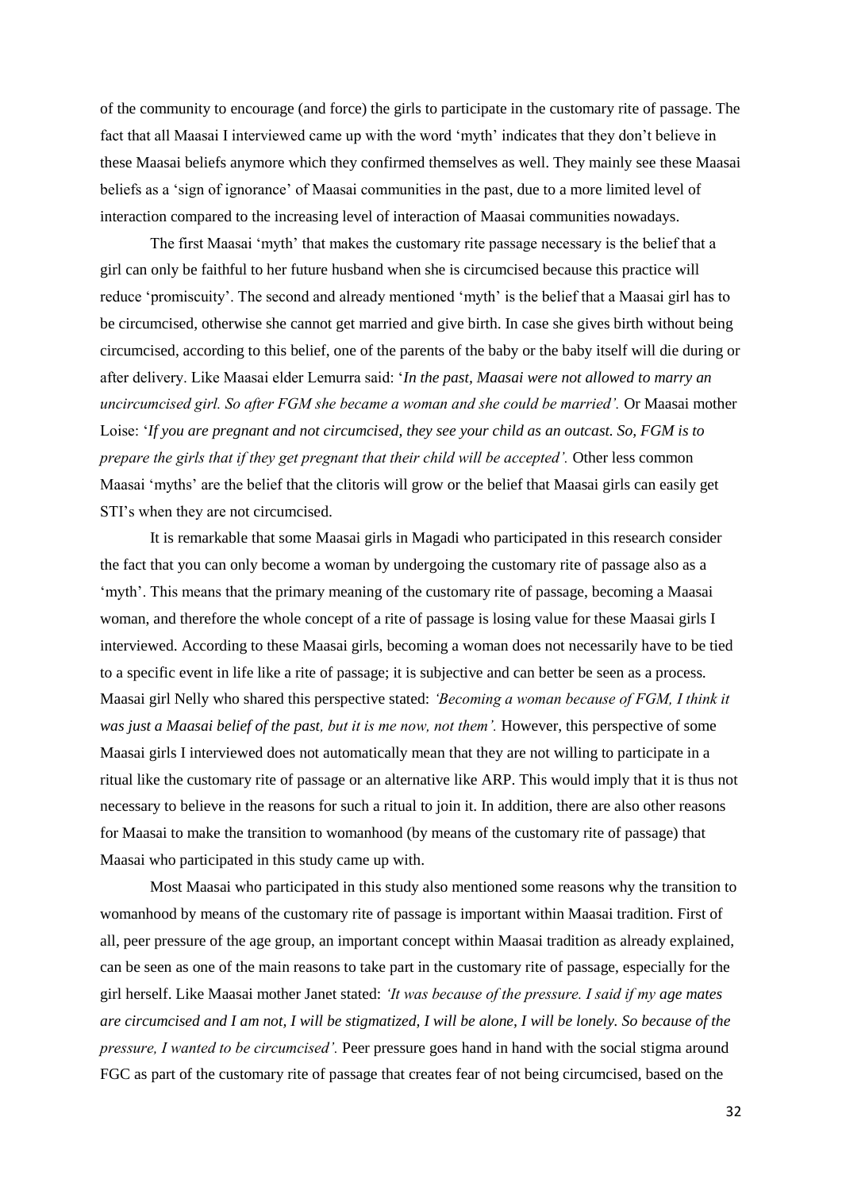of the community to encourage (and force) the girls to participate in the customary rite of passage. The fact that all Maasai I interviewed came up with the word 'myth' indicates that they don't believe in these Maasai beliefs anymore which they confirmed themselves as well. They mainly see these Maasai beliefs as a 'sign of ignorance' of Maasai communities in the past, due to a more limited level of interaction compared to the increasing level of interaction of Maasai communities nowadays.

The first Maasai 'myth' that makes the customary rite passage necessary is the belief that a girl can only be faithful to her future husband when she is circumcised because this practice will reduce 'promiscuity'. The second and already mentioned 'myth' is the belief that a Maasai girl has to be circumcised, otherwise she cannot get married and give birth. In case she gives birth without being circumcised, according to this belief, one of the parents of the baby or the baby itself will die during or after delivery. Like Maasai elder Lemurra said: '*In the past, Maasai were not allowed to marry an uncircumcised girl. So after FGM she became a woman and she could be married'.* Or Maasai mother Loise: '*If you are pregnant and not circumcised, they see your child as an outcast. So, FGM is to prepare the girls that if they get pregnant that their child will be accepted'.* Other less common Maasai 'myths' are the belief that the clitoris will grow or the belief that Maasai girls can easily get STI's when they are not circumcised.

It is remarkable that some Maasai girls in Magadi who participated in this research consider the fact that you can only become a woman by undergoing the customary rite of passage also as a 'myth'. This means that the primary meaning of the customary rite of passage, becoming a Maasai woman, and therefore the whole concept of a rite of passage is losing value for these Maasai girls I interviewed. According to these Maasai girls, becoming a woman does not necessarily have to be tied to a specific event in life like a rite of passage; it is subjective and can better be seen as a process. Maasai girl Nelly who shared this perspective stated: *'Becoming a woman because of FGM, I think it was just a Maasai belief of the past, but it is me now, not them'.* However, this perspective of some Maasai girls I interviewed does not automatically mean that they are not willing to participate in a ritual like the customary rite of passage or an alternative like ARP. This would imply that it is thus not necessary to believe in the reasons for such a ritual to join it. In addition, there are also other reasons for Maasai to make the transition to womanhood (by means of the customary rite of passage) that Maasai who participated in this study came up with.

Most Maasai who participated in this study also mentioned some reasons why the transition to womanhood by means of the customary rite of passage is important within Maasai tradition. First of all, peer pressure of the age group, an important concept within Maasai tradition as already explained, can be seen as one of the main reasons to take part in the customary rite of passage, especially for the girl herself. Like Maasai mother Janet stated: *'It was because of the pressure. I said if my age mates are circumcised and I am not, I will be stigmatized, I will be alone, I will be lonely. So because of the pressure, I wanted to be circumcised'.* Peer pressure goes hand in hand with the social stigma around FGC as part of the customary rite of passage that creates fear of not being circumcised, based on the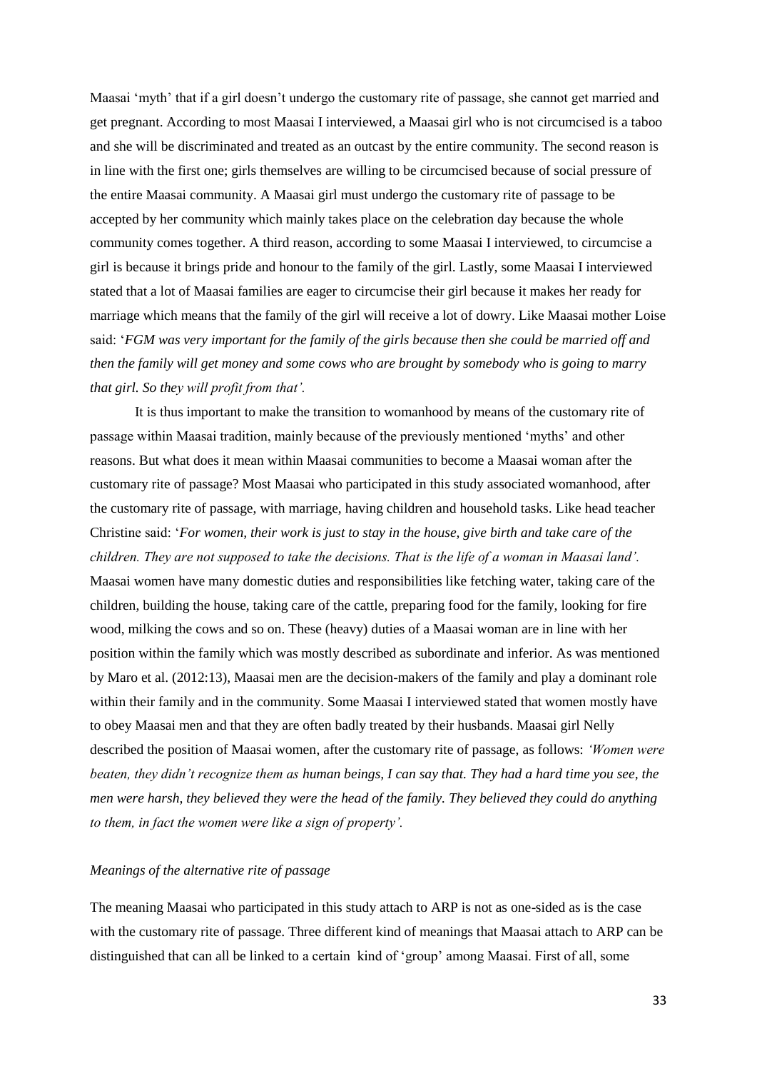Maasai 'myth' that if a girl doesn't undergo the customary rite of passage, she cannot get married and get pregnant. According to most Maasai I interviewed, a Maasai girl who is not circumcised is a taboo and she will be discriminated and treated as an outcast by the entire community. The second reason is in line with the first one; girls themselves are willing to be circumcised because of social pressure of the entire Maasai community. A Maasai girl must undergo the customary rite of passage to be accepted by her community which mainly takes place on the celebration day because the whole community comes together. A third reason, according to some Maasai I interviewed, to circumcise a girl is because it brings pride and honour to the family of the girl. Lastly, some Maasai I interviewed stated that a lot of Maasai families are eager to circumcise their girl because it makes her ready for marriage which means that the family of the girl will receive a lot of dowry. Like Maasai mother Loise said: '*FGM was very important for the family of the girls because then she could be married off and then the family will get money and some cows who are brought by somebody who is going to marry that girl. So they will profit from that'.*

It is thus important to make the transition to womanhood by means of the customary rite of passage within Maasai tradition, mainly because of the previously mentioned 'myths' and other reasons. But what does it mean within Maasai communities to become a Maasai woman after the customary rite of passage? Most Maasai who participated in this study associated womanhood, after the customary rite of passage, with marriage, having children and household tasks. Like head teacher Christine said: '*For women, their work is just to stay in the house, give birth and take care of the children. They are not supposed to take the decisions. That is the life of a woman in Maasai land'.* Maasai women have many domestic duties and responsibilities like fetching water, taking care of the children, building the house, taking care of the cattle, preparing food for the family, looking for fire wood, milking the cows and so on. These (heavy) duties of a Maasai woman are in line with her position within the family which was mostly described as subordinate and inferior. As was mentioned by Maro et al. (2012:13), Maasai men are the decision-makers of the family and play a dominant role within their family and in the community. Some Maasai I interviewed stated that women mostly have to obey Maasai men and that they are often badly treated by their husbands. Maasai girl Nelly described the position of Maasai women, after the customary rite of passage, as follows: *'Women were beaten, they didn't recognize them as human beings, I can say that. They had a hard time you see, the men were harsh, they believed they were the head of the family. They believed they could do anything to them, in fact the women were like a sign of property'.*

*Meanings of the alternative rite of passage*

The meaning Maasai who participated in this study attach to ARP is not as one-sided as is the case with the customary rite of passage. Three different kind of meanings that Maasai attach to ARP can be distinguished that can all be linked to a certain kind of 'group' among Maasai. First of all, some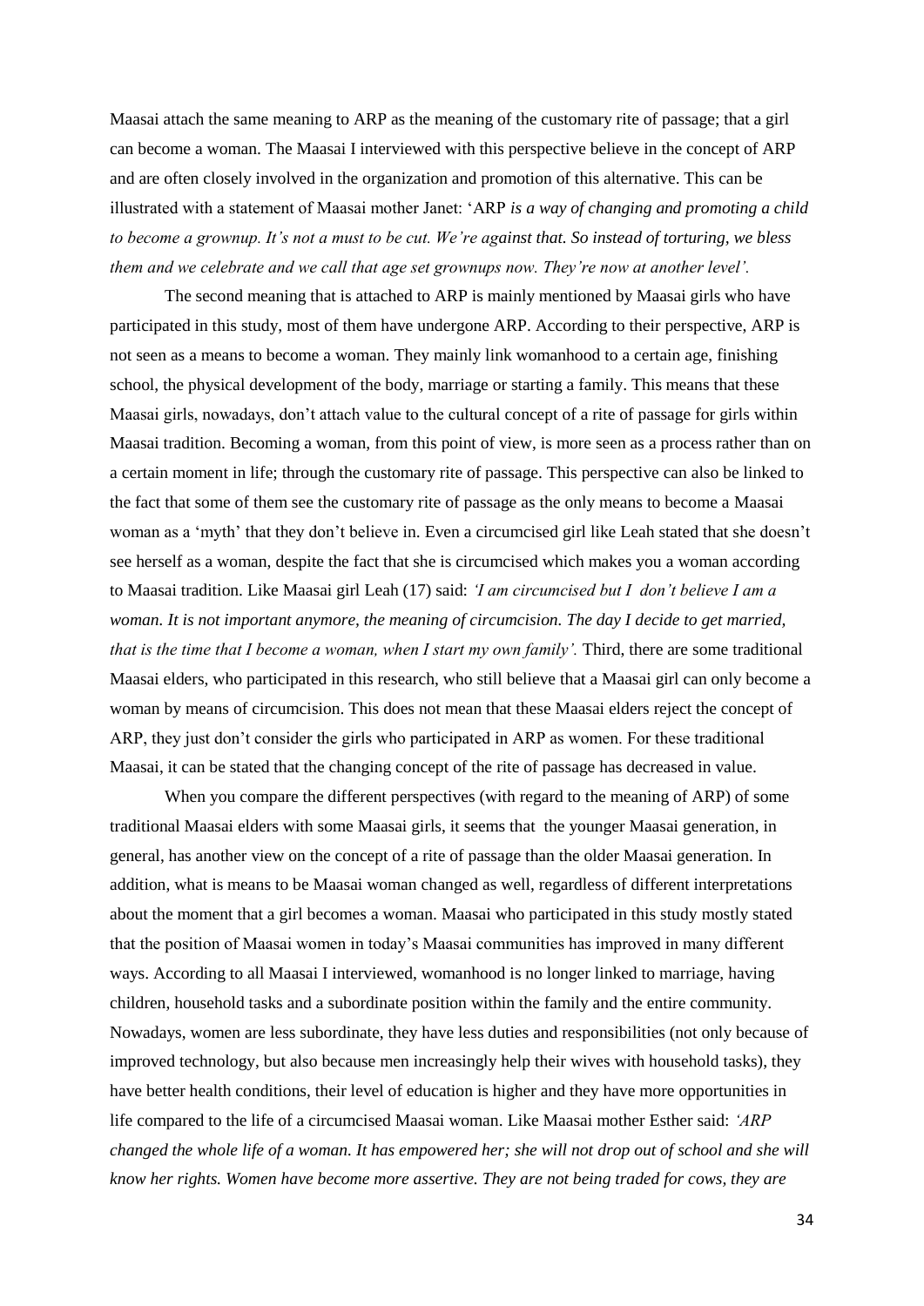Maasai attach the same meaning to ARP as the meaning of the customary rite of passage; that a girl can become a woman. The Maasai I interviewed with this perspective believe in the concept of ARP and are often closely involved in the organization and promotion of this alternative. This can be illustrated with a statement of Maasai mother Janet: 'ARP *is a way of changing and promoting a child to become a grownup. It's not a must to be cut. We're against that. So instead of torturing, we bless them and we celebrate and we call that age set grownups now. They're now at another level'.*

The second meaning that is attached to ARP is mainly mentioned by Maasai girls who have participated in this study, most of them have undergone ARP. According to their perspective, ARP is not seen as a means to become a woman. They mainly link womanhood to a certain age, finishing school, the physical development of the body, marriage or starting a family. This means that these Maasai girls, nowadays, don't attach value to the cultural concept of a rite of passage for girls within Maasai tradition. Becoming a woman, from this point of view, is more seen as a process rather than on a certain moment in life; through the customary rite of passage. This perspective can also be linked to the fact that some of them see the customary rite of passage as the only means to become a Maasai woman as a 'myth' that they don't believe in. Even a circumcised girl like Leah stated that she doesn't see herself as a woman, despite the fact that she is circumcised which makes you a woman according to Maasai tradition. Like Maasai girl Leah (17) said: *'I am circumcised but I don't believe I am a woman. It is not important anymore, the meaning of circumcision. The day I decide to get married, that is the time that I become a woman, when I start my own family'.* Third, there are some traditional Maasai elders, who participated in this research, who still believe that a Maasai girl can only become a woman by means of circumcision. This does not mean that these Maasai elders reject the concept of ARP, they just don't consider the girls who participated in ARP as women. For these traditional Maasai, it can be stated that the changing concept of the rite of passage has decreased in value.

When you compare the different perspectives (with regard to the meaning of ARP) of some traditional Maasai elders with some Maasai girls, it seems that the younger Maasai generation, in general, has another view on the concept of a rite of passage than the older Maasai generation. In addition, what is means to be Maasai woman changed as well, regardless of different interpretations about the moment that a girl becomes a woman. Maasai who participated in this study mostly stated that the position of Maasai women in today's Maasai communities has improved in many different ways. According to all Maasai I interviewed, womanhood is no longer linked to marriage, having children, household tasks and a subordinate position within the family and the entire community. Nowadays, women are less subordinate, they have less duties and responsibilities (not only because of improved technology, but also because men increasingly help their wives with household tasks), they have better health conditions, their level of education is higher and they have more opportunities in life compared to the life of a circumcised Maasai woman. Like Maasai mother Esther said: *'ARP changed the whole life of a woman. It has empowered her; she will not drop out of school and she will know her rights. Women have become more assertive. They are not being traded for cows, they are*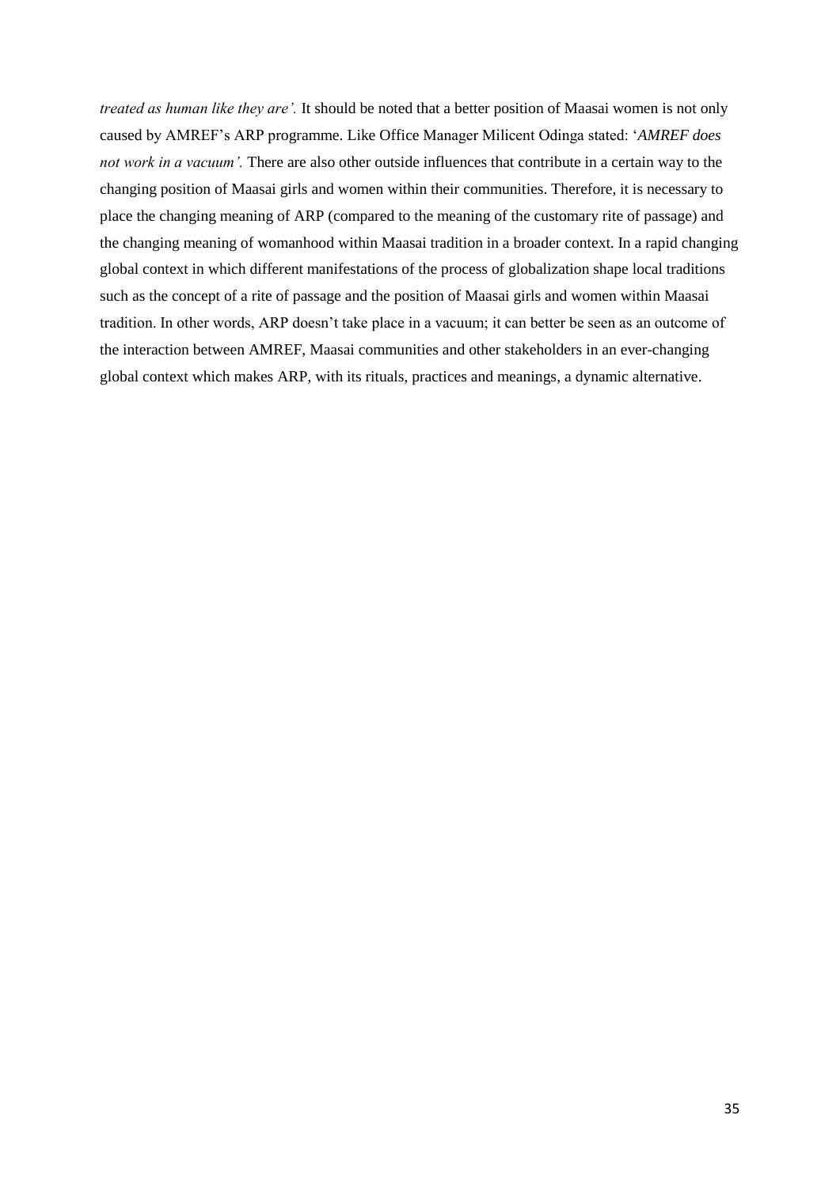*treated as human like they are'.* It should be noted that a better position of Maasai women is not only caused by AMREF's ARP programme. Like Office Manager Milicent Odinga stated: '*AMREF does not work in a vacuum'.* There are also other outside influences that contribute in a certain way to the changing position of Maasai girls and women within their communities. Therefore, it is necessary to place the changing meaning of ARP (compared to the meaning of the customary rite of passage) and the changing meaning of womanhood within Maasai tradition in a broader context. In a rapid changing global context in which different manifestations of the process of globalization shape local traditions such as the concept of a rite of passage and the position of Maasai girls and women within Maasai tradition. In other words, ARP doesn't take place in a vacuum; it can better be seen as an outcome of the interaction between AMREF, Maasai communities and other stakeholders in an ever-changing global context which makes ARP, with its rituals, practices and meanings, a dynamic alternative.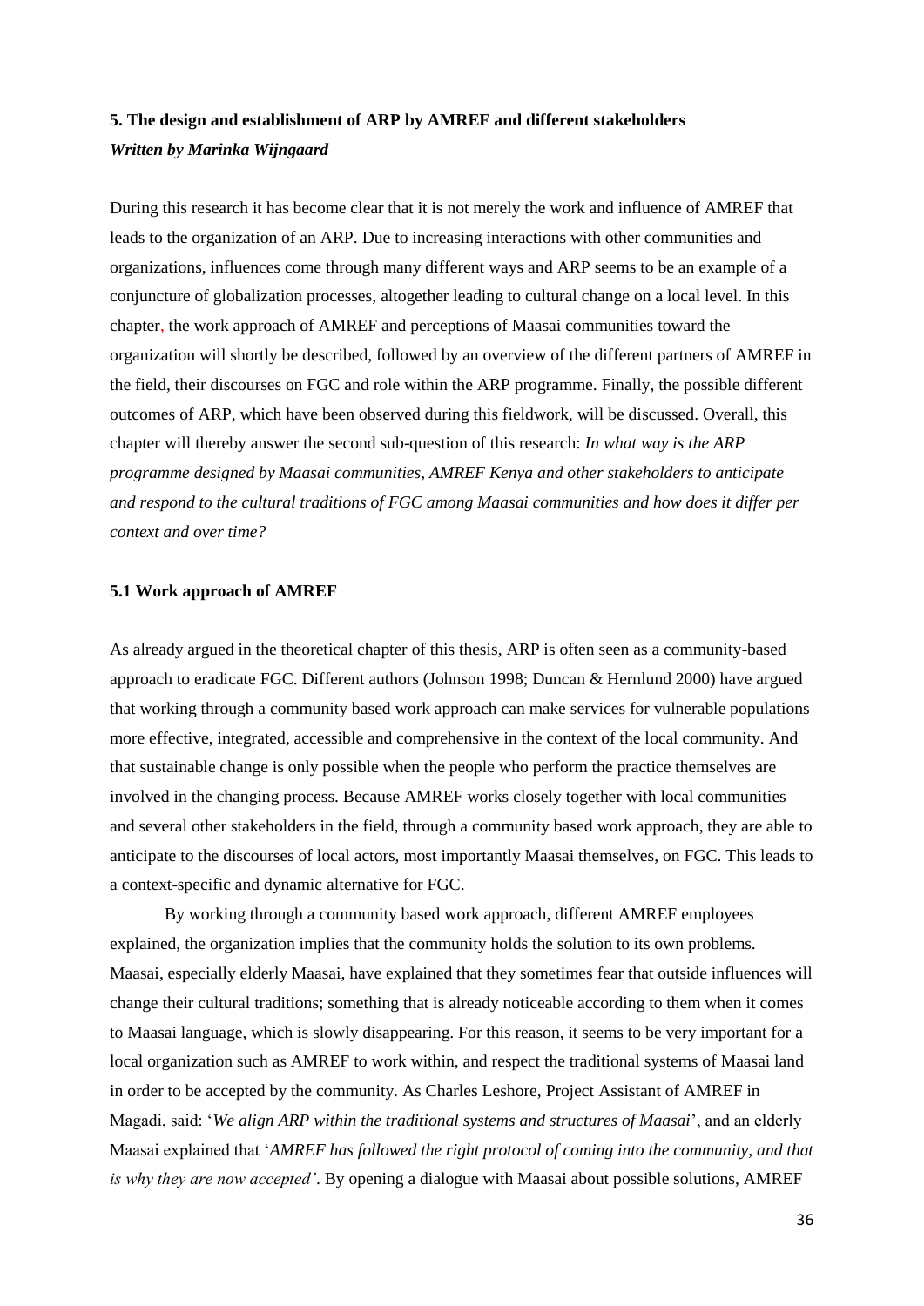## 5. The design and establishment of ARP by AMREF and different stakeholders

***Written by Marinka Wijngaard***

During this research it has become clear that it is not merely the work and influence of AMREF that leads to the organization of an ARP. Due to increasing interactions with other communities and organizations, influences come through many different ways and ARP seems to be an example of a conjuncture of globalization processes, altogether leading to cultural change on a local level. In this chapter, the work approach of AMREF and perceptions of Maasai communities toward the organization will shortly be described, followed by an overview of the different partners of AMREF in the field, their discourses on FGC and role within the ARP programme. Finally, the possible different outcomes of ARP, which have been observed during this fieldwork, will be discussed. Overall, this chapter will thereby answer the second sub-question of this research: *In what way is the ARP programme designed by Maasai communities, AMREF Kenya and other stakeholders to anticipate and respond to the cultural traditions of FGC among Maasai communities and how does it differ per context and over time?*

### 5.1 Work approach of AMREF

As already argued in the theoretical chapter of this thesis, ARP is often seen as a community-based approach to eradicate FGC. Different authors (Johnson 1998; Duncan & Hernlund 2000) have argued that working through a community based work approach can make services for vulnerable populations more effective, integrated, accessible and comprehensive in the context of the local community. And that sustainable change is only possible when the people who perform the practice themselves are involved in the changing process. Because AMREF works closely together with local communities and several other stakeholders in the field, through a community based work approach, they are able to anticipate to the discourses of local actors, most importantly Maasai themselves, on FGC. This leads to a context-specific and dynamic alternative for FGC.

By working through a community based work approach, different AMREF employees explained, the organization implies that the community holds the solution to its own problems. Maasai, especially elderly Maasai, have explained that they sometimes fear that outside influences will change their cultural traditions; something that is already noticeable according to them when it comes to Maasai language, which is slowly disappearing. For this reason, it seems to be very important for a local organization such as AMREF to work within, and respect the traditional systems of Maasai land in order to be accepted by the community. As Charles Leshore, Project Assistant of AMREF in Magadi, said: '*We align ARP within the traditional systems and structures of Maasai*', and an elderly Maasai explained that '*AMREF has followed the right protocol of coming into the community, and that is why they are now accepted'*. By opening a dialogue with Maasai about possible solutions, AMREF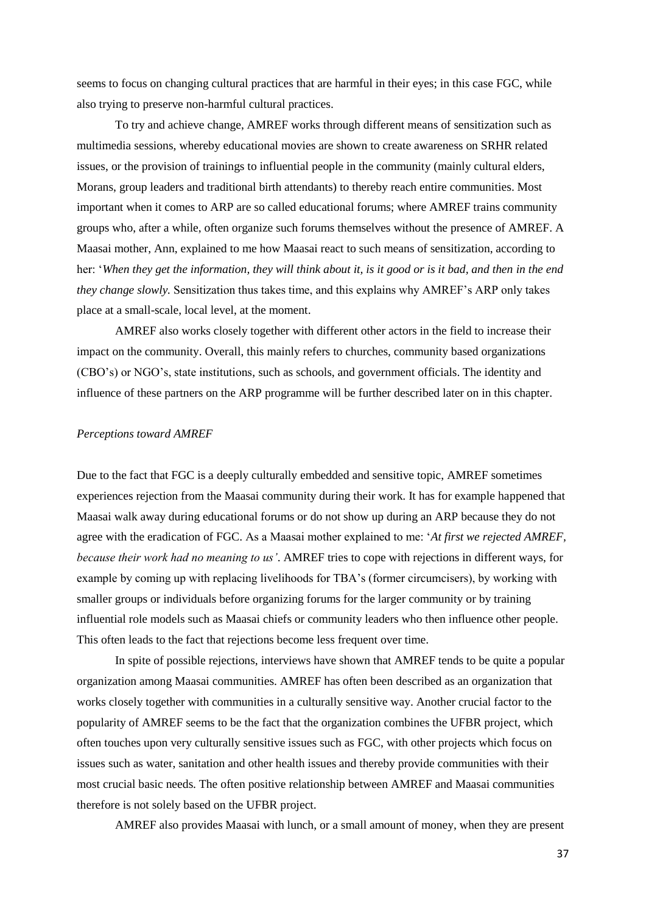seems to focus on changing cultural practices that are harmful in their eyes; in this case FGC, while also trying to preserve non-harmful cultural practices.

To try and achieve change, AMREF works through different means of sensitization such as multimedia sessions, whereby educational movies are shown to create awareness on SRHR related issues, or the provision of trainings to influential people in the community (mainly cultural elders, Morans, group leaders and traditional birth attendants) to thereby reach entire communities. Most important when it comes to ARP are so called educational forums; where AMREF trains community groups who, after a while, often organize such forums themselves without the presence of AMREF. A Maasai mother, Ann, explained to me how Maasai react to such means of sensitization, according to her: '*When they get the information, they will think about it, is it good or is it bad, and then in the end they change slowly.* Sensitization thus takes time, and this explains why AMREF's ARP only takes place at a small-scale, local level, at the moment.

AMREF also works closely together with different other actors in the field to increase their impact on the community. Overall, this mainly refers to churches, community based organizations (CBO's) or NGO's, state institutions, such as schools, and government officials. The identity and influence of these partners on the ARP programme will be further described later on in this chapter.

*Perceptions toward AMREF*

Due to the fact that FGC is a deeply culturally embedded and sensitive topic, AMREF sometimes experiences rejection from the Maasai community during their work. It has for example happened that Maasai walk away during educational forums or do not show up during an ARP because they do not agree with the eradication of FGC. As a Maasai mother explained to me: '*At first we rejected AMREF, because their work had no meaning to us'*. AMREF tries to cope with rejections in different ways, for example by coming up with replacing livelihoods for TBA's (former circumcisers), by working with smaller groups or individuals before organizing forums for the larger community or by training influential role models such as Maasai chiefs or community leaders who then influence other people. This often leads to the fact that rejections become less frequent over time.

In spite of possible rejections, interviews have shown that AMREF tends to be quite a popular organization among Maasai communities. AMREF has often been described as an organization that works closely together with communities in a culturally sensitive way. Another crucial factor to the popularity of AMREF seems to be the fact that the organization combines the UFBR project, which often touches upon very culturally sensitive issues such as FGC, with other projects which focus on issues such as water, sanitation and other health issues and thereby provide communities with their most crucial basic needs. The often positive relationship between AMREF and Maasai communities therefore is not solely based on the UFBR project.

AMREF also provides Maasai with lunch, or a small amount of money, when they are present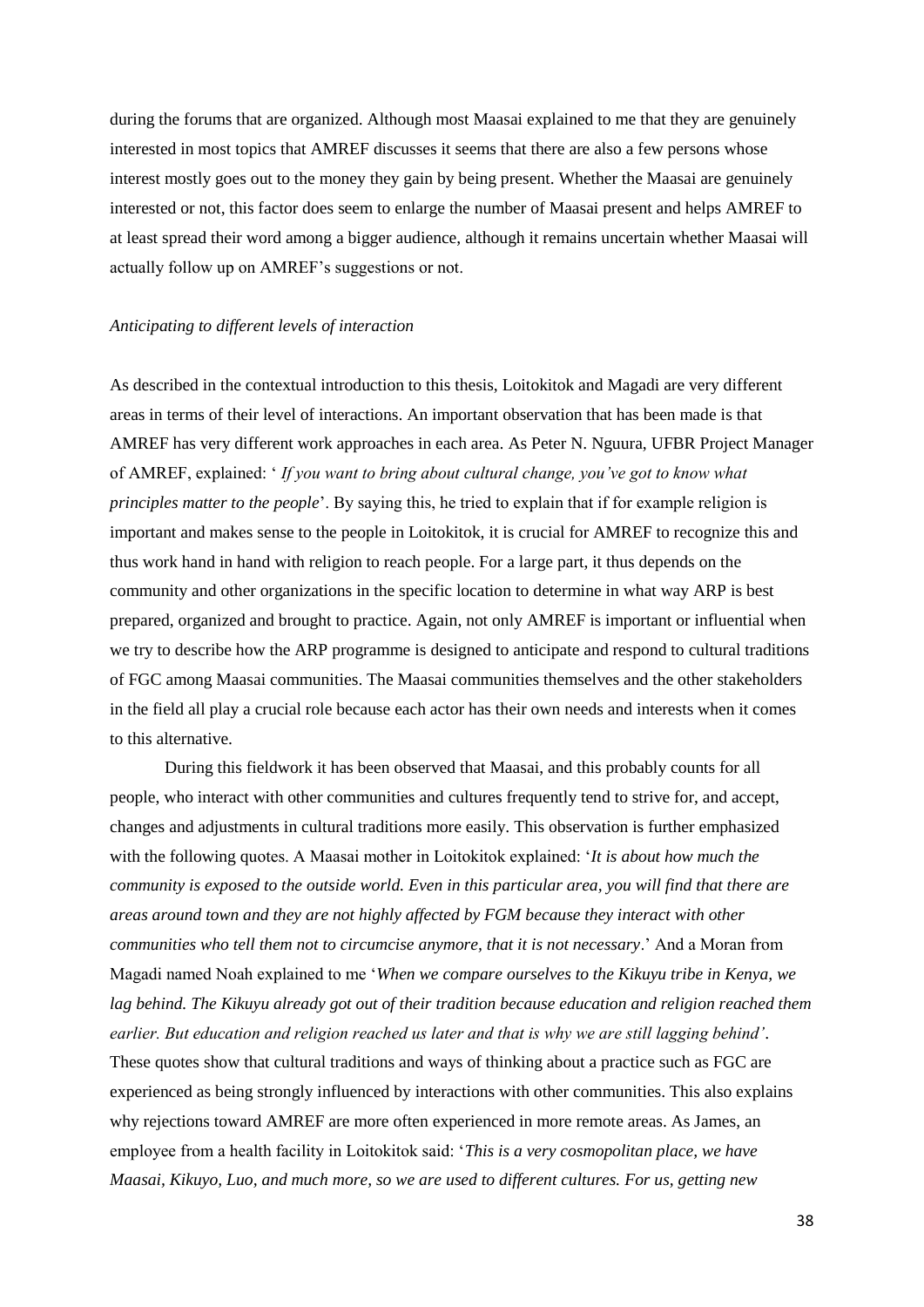during the forums that are organized. Although most Maasai explained to me that they are genuinely interested in most topics that AMREF discusses it seems that there are also a few persons whose interest mostly goes out to the money they gain by being present. Whether the Maasai are genuinely interested or not, this factor does seem to enlarge the number of Maasai present and helps AMREF to at least spread their word among a bigger audience, although it remains uncertain whether Maasai will actually follow up on AMREF's suggestions or not.

*Anticipating to different levels of interaction*

As described in the contextual introduction to this thesis, Loitokitok and Magadi are very different areas in terms of their level of interactions. An important observation that has been made is that AMREF has very different work approaches in each area. As Peter N. Nguura, UFBR Project Manager of AMREF, explained: ' *If you want to bring about cultural change, you've got to know what principles matter to the people*'. By saying this, he tried to explain that if for example religion is important and makes sense to the people in Loitokitok, it is crucial for AMREF to recognize this and thus work hand in hand with religion to reach people. For a large part, it thus depends on the community and other organizations in the specific location to determine in what way ARP is best prepared, organized and brought to practice. Again, not only AMREF is important or influential when we try to describe how the ARP programme is designed to anticipate and respond to cultural traditions of FGC among Maasai communities. The Maasai communities themselves and the other stakeholders in the field all play a crucial role because each actor has their own needs and interests when it comes to this alternative.

During this fieldwork it has been observed that Maasai, and this probably counts for all people, who interact with other communities and cultures frequently tend to strive for, and accept, changes and adjustments in cultural traditions more easily. This observation is further emphasized with the following quotes. A Maasai mother in Loitokitok explained: '*It is about how much the community is exposed to the outside world. Even in this particular area, you will find that there are areas around town and they are not highly affected by FGM because they interact with other communities who tell them not to circumcise anymore, that it is not necessary*.' And a Moran from Magadi named Noah explained to me '*When we compare ourselves to the Kikuyu tribe in Kenya, we lag behind. The Kikuyu already got out of their tradition because education and religion reached them earlier. But education and religion reached us later and that is why we are still lagging behind'*. These quotes show that cultural traditions and ways of thinking about a practice such as FGC are experienced as being strongly influenced by interactions with other communities. This also explains why rejections toward AMREF are more often experienced in more remote areas. As James, an employee from a health facility in Loitokitok said: '*This is a very cosmopolitan place, we have Maasai, Kikuyo, Luo, and much more, so we are used to different cultures. For us, getting new*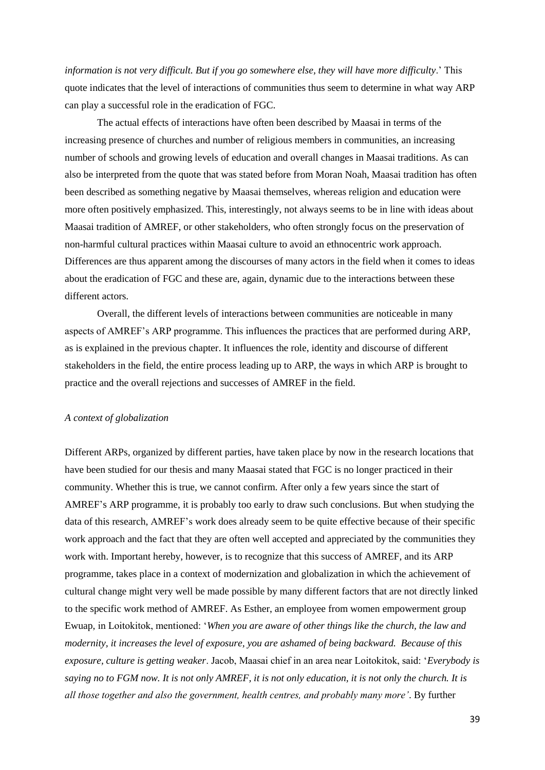*information is not very difficult. But if you go somewhere else, they will have more difficulty*.' This quote indicates that the level of interactions of communities thus seem to determine in what way ARP can play a successful role in the eradication of FGC.

The actual effects of interactions have often been described by Maasai in terms of the increasing presence of churches and number of religious members in communities, an increasing number of schools and growing levels of education and overall changes in Maasai traditions. As can also be interpreted from the quote that was stated before from Moran Noah, Maasai tradition has often been described as something negative by Maasai themselves, whereas religion and education were more often positively emphasized. This, interestingly, not always seems to be in line with ideas about Maasai tradition of AMREF, or other stakeholders, who often strongly focus on the preservation of non-harmful cultural practices within Maasai culture to avoid an ethnocentric work approach. Differences are thus apparent among the discourses of many actors in the field when it comes to ideas about the eradication of FGC and these are, again, dynamic due to the interactions between these different actors.

Overall, the different levels of interactions between communities are noticeable in many aspects of AMREF's ARP programme. This influences the practices that are performed during ARP, as is explained in the previous chapter. It influences the role, identity and discourse of different stakeholders in the field, the entire process leading up to ARP, the ways in which ARP is brought to practice and the overall rejections and successes of AMREF in the field.

*A context of globalization*

Different ARPs, organized by different parties, have taken place by now in the research locations that have been studied for our thesis and many Maasai stated that FGC is no longer practiced in their community. Whether this is true, we cannot confirm. After only a few years since the start of AMREF's ARP programme, it is probably too early to draw such conclusions. But when studying the data of this research, AMREF's work does already seem to be quite effective because of their specific work approach and the fact that they are often well accepted and appreciated by the communities they work with. Important hereby, however, is to recognize that this success of AMREF, and its ARP programme, takes place in a context of modernization and globalization in which the achievement of cultural change might very well be made possible by many different factors that are not directly linked to the specific work method of AMREF. As Esther, an employee from women empowerment group Ewuap, in Loitokitok, mentioned: '*When you are aware of other things like the church, the law and modernity, it increases the level of exposure, you are ashamed of being backward. Because of this exposure, culture is getting weaker*. Jacob, Maasai chief in an area near Loitokitok, said: '*Everybody is saying no to FGM now. It is not only AMREF, it is not only education, it is not only the church. It is all those together and also the government, health centres, and probably many more'*. By further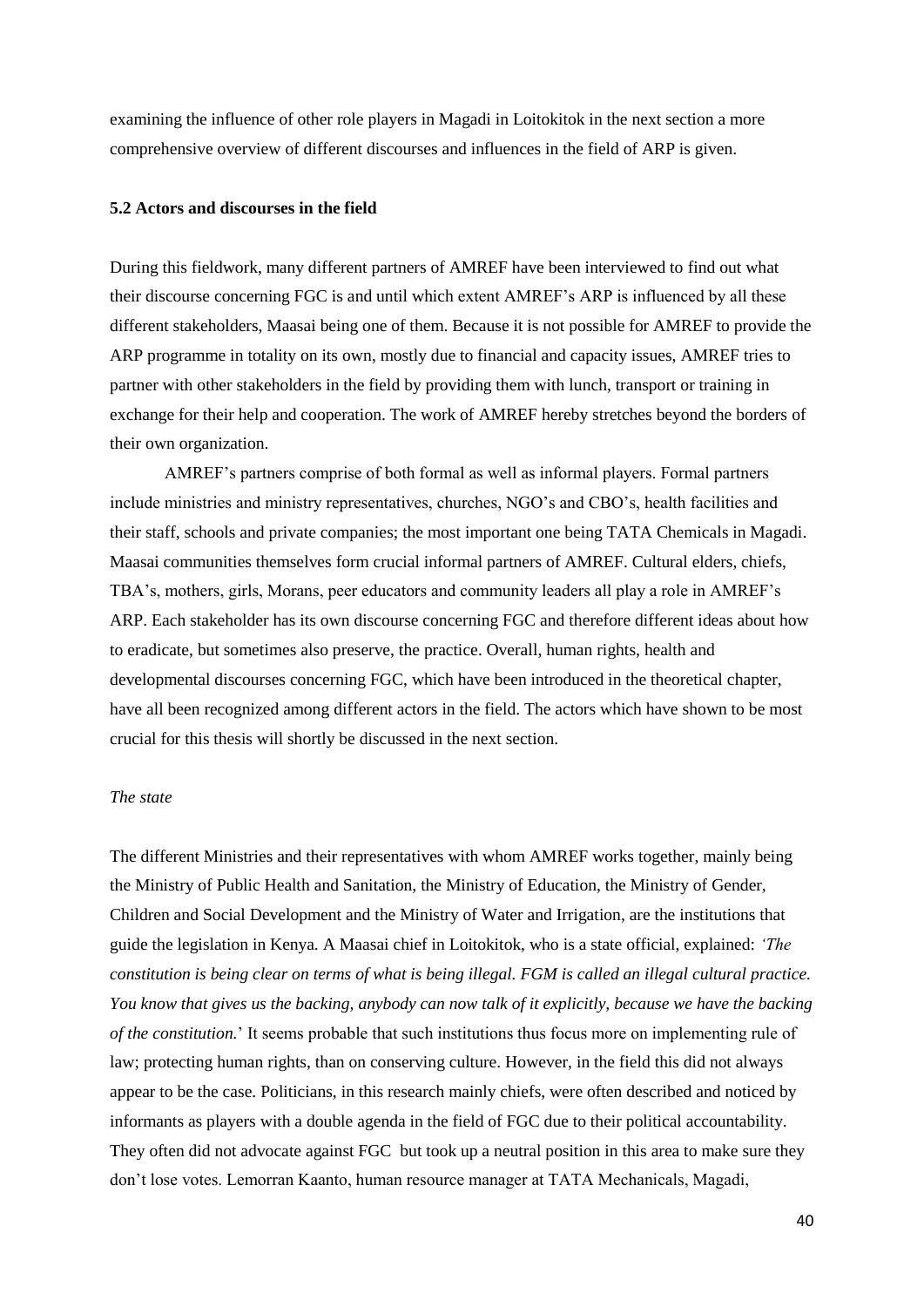examining the influence of other role players in Magadi in Loitokitok in the next section a more comprehensive overview of different discourses and influences in the field of ARP is given.

### 5.2 Actors and discourses in the field

During this fieldwork, many different partners of AMREF have been interviewed to find out what their discourse concerning FGC is and until which extent AMREF's ARP is influenced by all these different stakeholders, Maasai being one of them. Because it is not possible for AMREF to provide the ARP programme in totality on its own, mostly due to financial and capacity issues, AMREF tries to partner with other stakeholders in the field by providing them with lunch, transport or training in exchange for their help and cooperation. The work of AMREF hereby stretches beyond the borders of their own organization.

AMREF's partners comprise of both formal as well as informal players. Formal partners include ministries and ministry representatives, churches, NGO's and CBO's, health facilities and their staff, schools and private companies; the most important one being TATA Chemicals in Magadi. Maasai communities themselves form crucial informal partners of AMREF. Cultural elders, chiefs, TBA's, mothers, girls, Morans, peer educators and community leaders all play a role in AMREF's ARP. Each stakeholder has its own discourse concerning FGC and therefore different ideas about how to eradicate, but sometimes also preserve, the practice. Overall, human rights, health and developmental discourses concerning FGC, which have been introduced in the theoretical chapter, have all been recognized among different actors in the field. The actors which have shown to be most crucial for this thesis will shortly be discussed in the next section.

*The state*

The different Ministries and their representatives with whom AMREF works together, mainly being the Ministry of Public Health and Sanitation, the Ministry of Education, the Ministry of Gender, Children and Social Development and the Ministry of Water and Irrigation, are the institutions that guide the legislation in Kenya. A Maasai chief in Loitokitok, who is a state official, explained: *'The constitution is being clear on terms of what is being illegal. FGM is called an illegal cultural practice. You know that gives us the backing, anybody can now talk of it explicitly, because we have the backing of the constitution.*' It seems probable that such institutions thus focus more on implementing rule of law; protecting human rights, than on conserving culture. However, in the field this did not always appear to be the case. Politicians, in this research mainly chiefs, were often described and noticed by informants as players with a double agenda in the field of FGC due to their political accountability. They often did not advocate against FGC but took up a neutral position in this area to make sure they don't lose votes. Lemorran Kaanto, human resource manager at TATA Mechanicals, Magadi,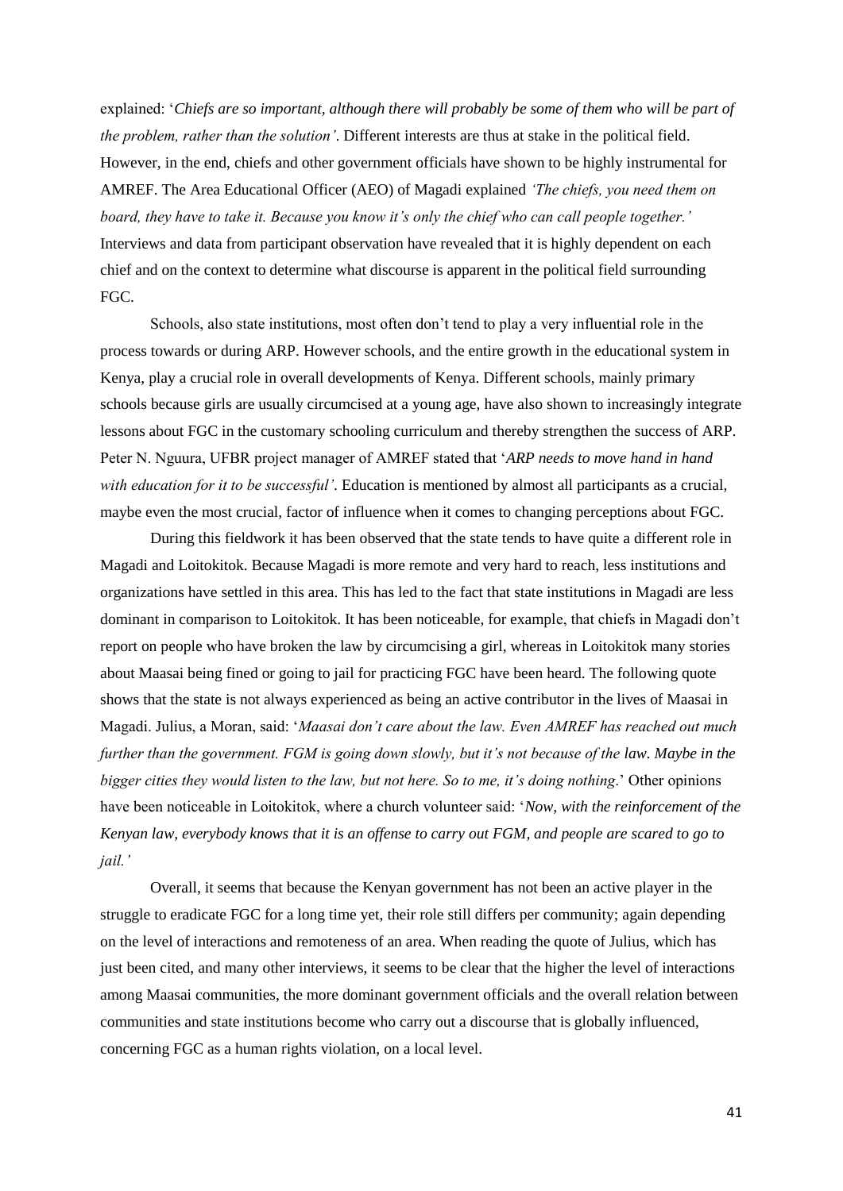explained: '*Chiefs are so important, although there will probably be some of them who will be part of the problem, rather than the solution'*. Different interests are thus at stake in the political field. However, in the end, chiefs and other government officials have shown to be highly instrumental for AMREF. The Area Educational Officer (AEO) of Magadi explained *'The chiefs, you need them on board, they have to take it. Because you know it's only the chief who can call people together.'* Interviews and data from participant observation have revealed that it is highly dependent on each chief and on the context to determine what discourse is apparent in the political field surrounding FGC.

Schools, also state institutions, most often don't tend to play a very influential role in the process towards or during ARP. However schools, and the entire growth in the educational system in Kenya, play a crucial role in overall developments of Kenya. Different schools, mainly primary schools because girls are usually circumcised at a young age, have also shown to increasingly integrate lessons about FGC in the customary schooling curriculum and thereby strengthen the success of ARP. Peter N. Nguura, UFBR project manager of AMREF stated that '*ARP needs to move hand in hand with education for it to be successful'*. Education is mentioned by almost all participants as a crucial, maybe even the most crucial, factor of influence when it comes to changing perceptions about FGC.

During this fieldwork it has been observed that the state tends to have quite a different role in Magadi and Loitokitok. Because Magadi is more remote and very hard to reach, less institutions and organizations have settled in this area. This has led to the fact that state institutions in Magadi are less dominant in comparison to Loitokitok. It has been noticeable, for example, that chiefs in Magadi don't report on people who have broken the law by circumcising a girl, whereas in Loitokitok many stories about Maasai being fined or going to jail for practicing FGC have been heard. The following quote shows that the state is not always experienced as being an active contributor in the lives of Maasai in Magadi. Julius, a Moran, said: '*Maasai don't care about the law. Even AMREF has reached out much further than the government. FGM is going down slowly, but it's not because of the law. Maybe in the bigger cities they would listen to the law, but not here. So to me, it's doing nothing*.' Other opinions have been noticeable in Loitokitok, where a church volunteer said: '*Now, with the reinforcement of the Kenyan law, everybody knows that it is an offense to carry out FGM, and people are scared to go to jail.'*

Overall, it seems that because the Kenyan government has not been an active player in the struggle to eradicate FGC for a long time yet, their role still differs per community; again depending on the level of interactions and remoteness of an area. When reading the quote of Julius, which has just been cited, and many other interviews, it seems to be clear that the higher the level of interactions among Maasai communities, the more dominant government officials and the overall relation between communities and state institutions become who carry out a discourse that is globally influenced, concerning FGC as a human rights violation, on a local level.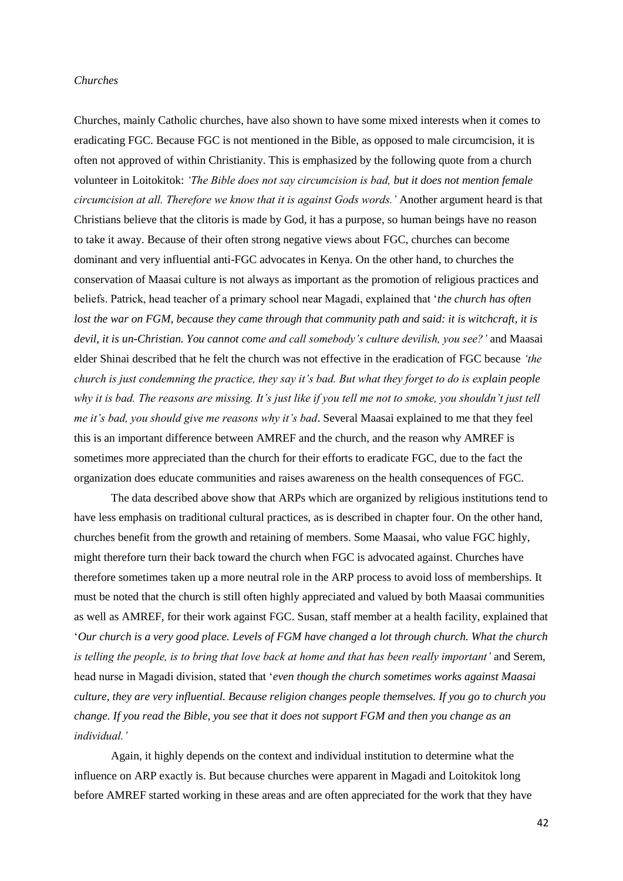*Churches*

Churches, mainly Catholic churches, have also shown to have some mixed interests when it comes to eradicating FGC. Because FGC is not mentioned in the Bible, as opposed to male circumcision, it is often not approved of within Christianity. This is emphasized by the following quote from a church volunteer in Loitokitok: *'The Bible does not say circumcision is bad, but it does not mention female circumcision at all. Therefore we know that it is against Gods words.'* Another argument heard is that Christians believe that the clitoris is made by God, it has a purpose, so human beings have no reason to take it away. Because of their often strong negative views about FGC, churches can become dominant and very influential anti-FGC advocates in Kenya. On the other hand, to churches the conservation of Maasai culture is not always as important as the promotion of religious practices and beliefs. Patrick, head teacher of a primary school near Magadi, explained that '*the church has often lost the war on FGM, because they came through that community path and said: it is witchcraft, it is devil, it is un-Christian. You cannot come and call somebody's culture devilish, you see?'* and Maasai elder Shinai described that he felt the church was not effective in the eradication of FGC because *'the church is just condemning the practice, they say it's bad. But what they forget to do is explain people why it is bad. The reasons are missing. It's just like if you tell me not to smoke, you shouldn't just tell me it's bad, you should give me reasons why it's bad*. Several Maasai explained to me that they feel this is an important difference between AMREF and the church, and the reason why AMREF is sometimes more appreciated than the church for their efforts to eradicate FGC, due to the fact the organization does educate communities and raises awareness on the health consequences of FGC.

The data described above show that ARPs which are organized by religious institutions tend to have less emphasis on traditional cultural practices, as is described in chapter four. On the other hand, churches benefit from the growth and retaining of members. Some Maasai, who value FGC highly, might therefore turn their back toward the church when FGC is advocated against. Churches have therefore sometimes taken up a more neutral role in the ARP process to avoid loss of memberships. It must be noted that the church is still often highly appreciated and valued by both Maasai communities as well as AMREF, for their work against FGC. Susan, staff member at a health facility, explained that '*Our church is a very good place. Levels of FGM have changed a lot through church. What the church is telling the people, is to bring that love back at home and that has been really important'* and Serem, head nurse in Magadi division, stated that '*even though the church sometimes works against Maasai culture, they are very influential. Because religion changes people themselves. If you go to church you change. If you read the Bible, you see that it does not support FGM and then you change as an individual.'*

Again, it highly depends on the context and individual institution to determine what the influence on ARP exactly is. But because churches were apparent in Magadi and Loitokitok long before AMREF started working in these areas and are often appreciated for the work that they have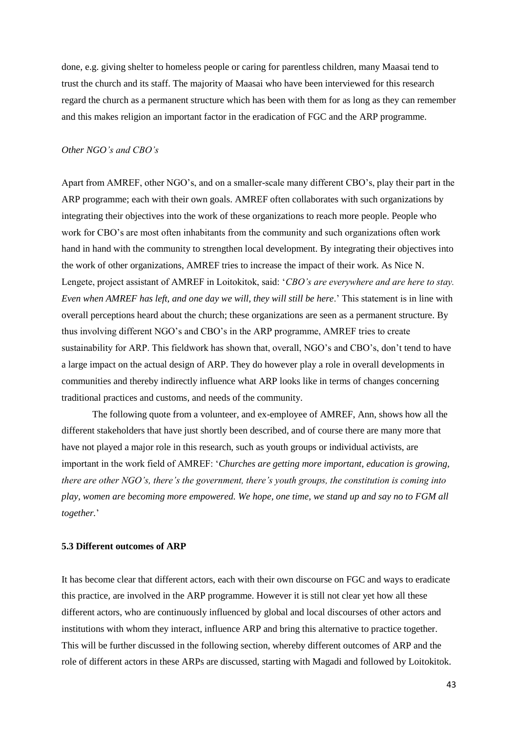done, e.g. giving shelter to homeless people or caring for parentless children, many Maasai tend to trust the church and its staff. The majority of Maasai who have been interviewed for this research regard the church as a permanent structure which has been with them for as long as they can remember and this makes religion an important factor in the eradication of FGC and the ARP programme.

*Other NGO's and CBO's*

Apart from AMREF, other NGO's, and on a smaller-scale many different CBO's, play their part in the ARP programme; each with their own goals. AMREF often collaborates with such organizations by integrating their objectives into the work of these organizations to reach more people. People who work for CBO's are most often inhabitants from the community and such organizations often work hand in hand with the community to strengthen local development. By integrating their objectives into the work of other organizations, AMREF tries to increase the impact of their work. As Nice N. Lengete, project assistant of AMREF in Loitokitok, said: '*CBO's are everywhere and are here to stay. Even when AMREF has left, and one day we will, they will still be here*.' This statement is in line with overall perceptions heard about the church; these organizations are seen as a permanent structure. By thus involving different NGO's and CBO's in the ARP programme, AMREF tries to create sustainability for ARP. This fieldwork has shown that, overall, NGO's and CBO's, don't tend to have a large impact on the actual design of ARP. They do however play a role in overall developments in communities and thereby indirectly influence what ARP looks like in terms of changes concerning traditional practices and customs, and needs of the community.

The following quote from a volunteer, and ex-employee of AMREF, Ann, shows how all the different stakeholders that have just shortly been described, and of course there are many more that have not played a major role in this research, such as youth groups or individual activists, are important in the work field of AMREF: '*Churches are getting more important, education is growing, there are other NGO's, there's the government, there's youth groups, the constitution is coming into play, women are becoming more empowered. We hope, one time, we stand up and say no to FGM all together.*'

### 5.3 Different outcomes of ARP

It has become clear that different actors, each with their own discourse on FGC and ways to eradicate this practice, are involved in the ARP programme. However it is still not clear yet how all these different actors, who are continuously influenced by global and local discourses of other actors and institutions with whom they interact, influence ARP and bring this alternative to practice together. This will be further discussed in the following section, whereby different outcomes of ARP and the role of different actors in these ARPs are discussed, starting with Magadi and followed by Loitokitok.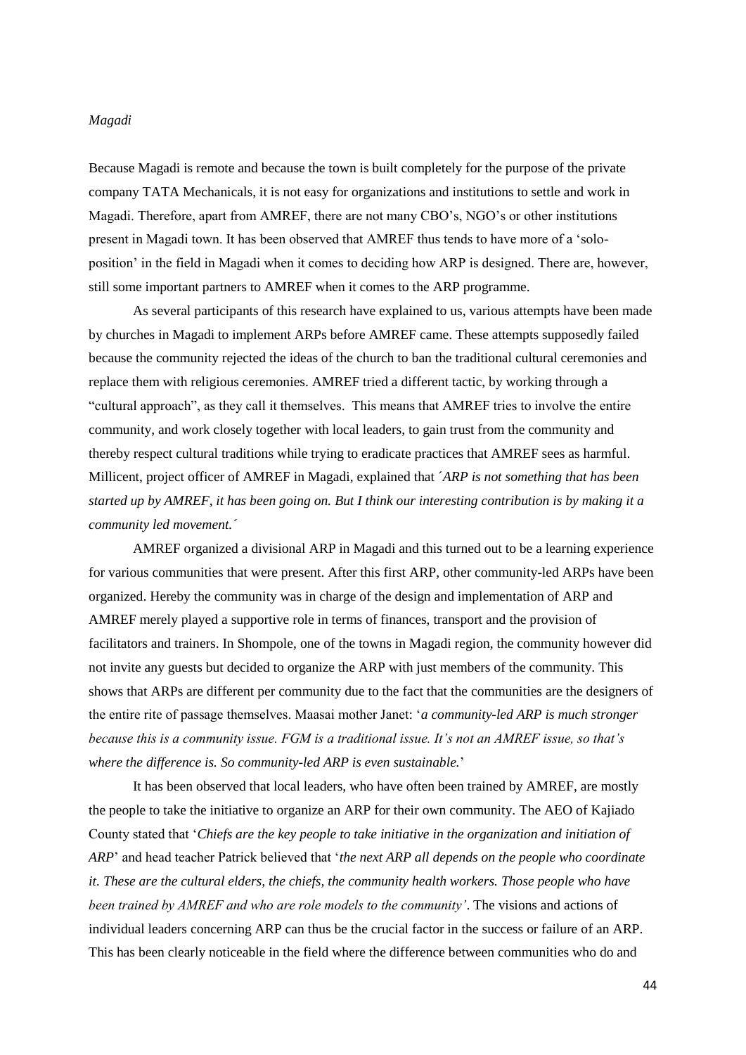*Magadi*

Because Magadi is remote and because the town is built completely for the purpose of the private company TATA Mechanicals, it is not easy for organizations and institutions to settle and work in Magadi. Therefore, apart from AMREF, there are not many CBO's, NGO's or other institutions present in Magadi town. It has been observed that AMREF thus tends to have more of a 'solo-position' in the field in Magadi when it comes to deciding how ARP is designed. There are, however, still some important partners to AMREF when it comes to the ARP programme.

As several participants of this research have explained to us, various attempts have been made by churches in Magadi to implement ARPs before AMREF came. These attempts supposedly failed because the community rejected the ideas of the church to ban the traditional cultural ceremonies and replace them with religious ceremonies. AMREF tried a different tactic, by working through a "cultural approach", as they call it themselves. This means that AMREF tries to involve the entire community, and work closely together with local leaders, to gain trust from the community and thereby respect cultural traditions while trying to eradicate practices that AMREF sees as harmful. Millicent, project officer of AMREF in Magadi, explained that *´ARP is not something that has been started up by AMREF, it has been going on. But I think our interesting contribution is by making it a community led movement.´*

AMREF organized a divisional ARP in Magadi and this turned out to be a learning experience for various communities that were present. After this first ARP, other community-led ARPs have been organized. Hereby the community was in charge of the design and implementation of ARP and AMREF merely played a supportive role in terms of finances, transport and the provision of facilitators and trainers. In Shompole, one of the towns in Magadi region, the community however did not invite any guests but decided to organize the ARP with just members of the community. This shows that ARPs are different per community due to the fact that the communities are the designers of the entire rite of passage themselves. Maasai mother Janet: '*a community-led ARP is much stronger because this is a community issue. FGM is a traditional issue. It's not an AMREF issue, so that's where the difference is. So community-led ARP is even sustainable.*'

It has been observed that local leaders, who have often been trained by AMREF, are mostly the people to take the initiative to organize an ARP for their own community. The AEO of Kajiado County stated that '*Chiefs are the key people to take initiative in the organization and initiation of ARP*' and head teacher Patrick believed that '*the next ARP all depends on the people who coordinate it. These are the cultural elders, the chiefs, the community health workers. Those people who have been trained by AMREF and who are role models to the community'*. The visions and actions of individual leaders concerning ARP can thus be the crucial factor in the success or failure of an ARP. This has been clearly noticeable in the field where the difference between communities who do and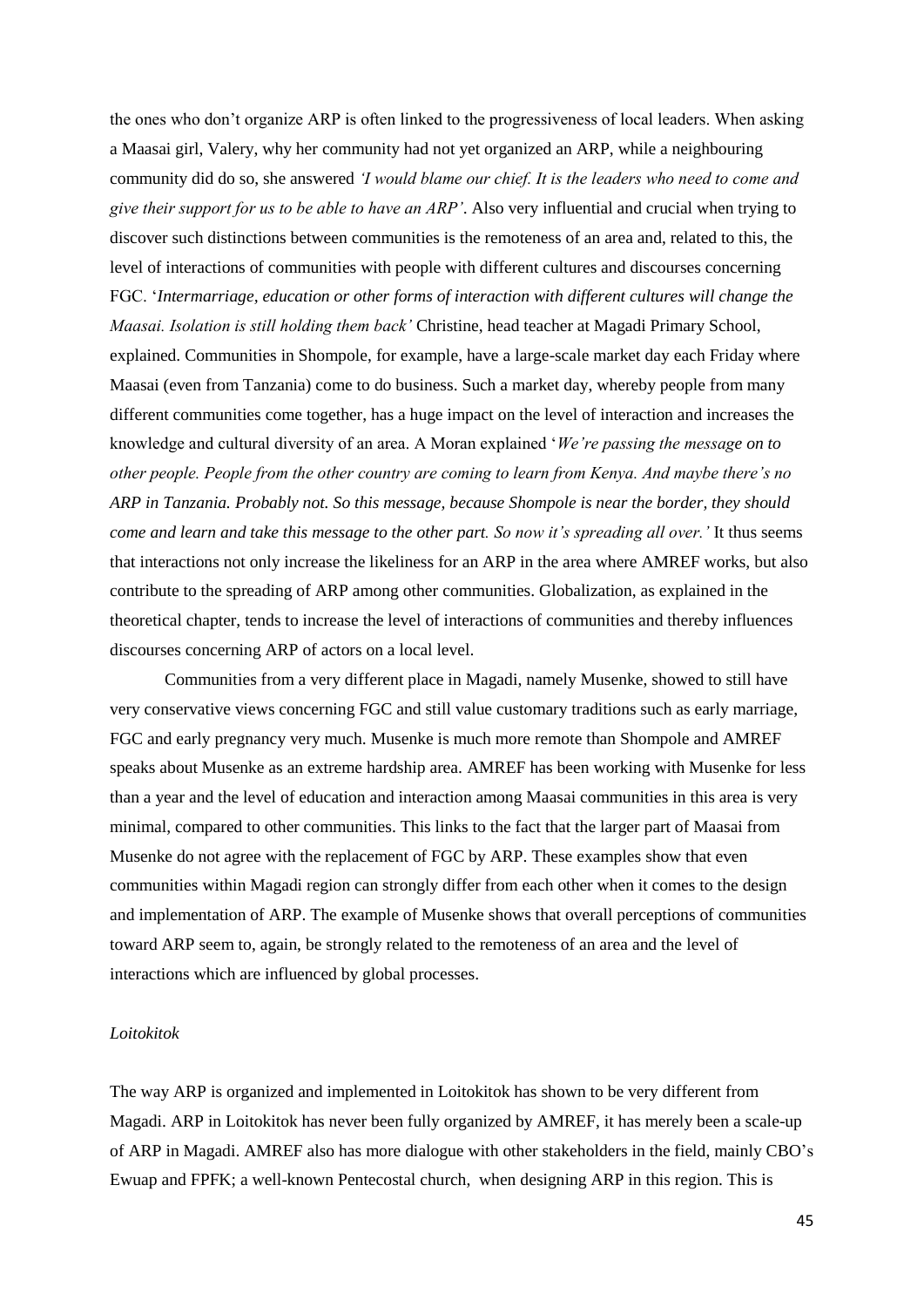the ones who don't organize ARP is often linked to the progressiveness of local leaders. When asking a Maasai girl, Valery, why her community had not yet organized an ARP, while a neighbouring community did do so, she answered *'I would blame our chief. It is the leaders who need to come and give their support for us to be able to have an ARP'*. Also very influential and crucial when trying to discover such distinctions between communities is the remoteness of an area and, related to this, the level of interactions of communities with people with different cultures and discourses concerning FGC. '*Intermarriage, education or other forms of interaction with different cultures will change the Maasai. Isolation is still holding them back'* Christine, head teacher at Magadi Primary School, explained. Communities in Shompole, for example, have a large-scale market day each Friday where Maasai (even from Tanzania) come to do business. Such a market day, whereby people from many different communities come together, has a huge impact on the level of interaction and increases the knowledge and cultural diversity of an area. A Moran explained '*We're passing the message on to other people. People from the other country are coming to learn from Kenya. And maybe there's no ARP in Tanzania. Probably not. So this message, because Shompole is near the border, they should come and learn and take this message to the other part. So now it's spreading all over.'* It thus seems that interactions not only increase the likeliness for an ARP in the area where AMREF works, but also contribute to the spreading of ARP among other communities. Globalization, as explained in the theoretical chapter, tends to increase the level of interactions of communities and thereby influences discourses concerning ARP of actors on a local level.

Communities from a very different place in Magadi, namely Musenke, showed to still have very conservative views concerning FGC and still value customary traditions such as early marriage, FGC and early pregnancy very much. Musenke is much more remote than Shompole and AMREF speaks about Musenke as an extreme hardship area. AMREF has been working with Musenke for less than a year and the level of education and interaction among Maasai communities in this area is very minimal, compared to other communities. This links to the fact that the larger part of Maasai from Musenke do not agree with the replacement of FGC by ARP. These examples show that even communities within Magadi region can strongly differ from each other when it comes to the design and implementation of ARP. The example of Musenke shows that overall perceptions of communities toward ARP seem to, again, be strongly related to the remoteness of an area and the level of interactions which are influenced by global processes.

*Loitokitok*

The way ARP is organized and implemented in Loitokitok has shown to be very different from Magadi. ARP in Loitokitok has never been fully organized by AMREF, it has merely been a scale-up of ARP in Magadi. AMREF also has more dialogue with other stakeholders in the field, mainly CBO's Ewuap and FPFK; a well-known Pentecostal church, when designing ARP in this region. This is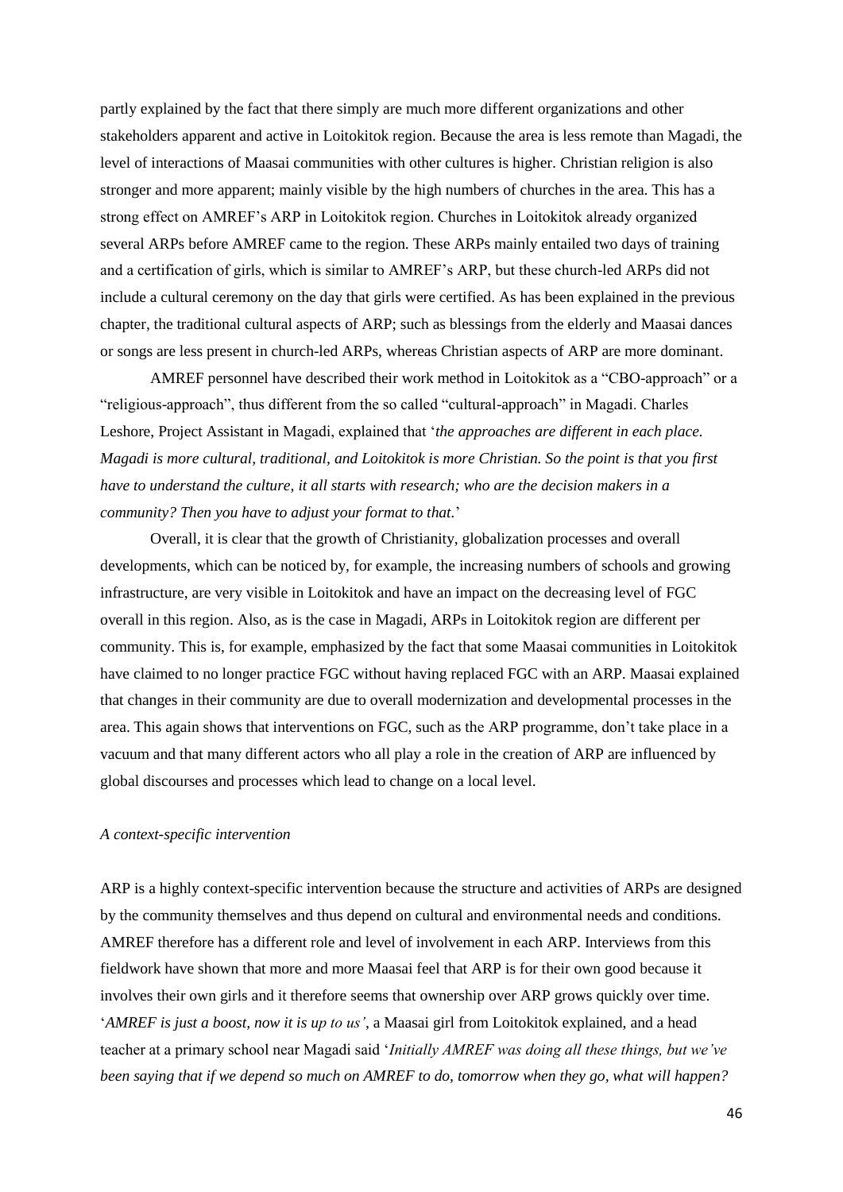partly explained by the fact that there simply are much more different organizations and other stakeholders apparent and active in Loitokitok region. Because the area is less remote than Magadi, the level of interactions of Maasai communities with other cultures is higher. Christian religion is also stronger and more apparent; mainly visible by the high numbers of churches in the area. This has a strong effect on AMREF's ARP in Loitokitok region. Churches in Loitokitok already organized several ARPs before AMREF came to the region. These ARPs mainly entailed two days of training and a certification of girls, which is similar to AMREF's ARP, but these church-led ARPs did not include a cultural ceremony on the day that girls were certified. As has been explained in the previous chapter, the traditional cultural aspects of ARP; such as blessings from the elderly and Maasai dances or songs are less present in church-led ARPs, whereas Christian aspects of ARP are more dominant.

AMREF personnel have described their work method in Loitokitok as a "CBO-approach" or a "religious-approach", thus different from the so called "cultural-approach" in Magadi. Charles Leshore, Project Assistant in Magadi, explained that '*the approaches are different in each place. Magadi is more cultural, traditional, and Loitokitok is more Christian. So the point is that you first have to understand the culture, it all starts with research; who are the decision makers in a community? Then you have to adjust your format to that.*'

Overall, it is clear that the growth of Christianity, globalization processes and overall developments, which can be noticed by, for example, the increasing numbers of schools and growing infrastructure, are very visible in Loitokitok and have an impact on the decreasing level of FGC overall in this region. Also, as is the case in Magadi, ARPs in Loitokitok region are different per community. This is, for example, emphasized by the fact that some Maasai communities in Loitokitok have claimed to no longer practice FGC without having replaced FGC with an ARP. Maasai explained that changes in their community are due to overall modernization and developmental processes in the area. This again shows that interventions on FGC, such as the ARP programme, don't take place in a vacuum and that many different actors who all play a role in the creation of ARP are influenced by global discourses and processes which lead to change on a local level.

*A context-specific intervention*

ARP is a highly context-specific intervention because the structure and activities of ARPs are designed by the community themselves and thus depend on cultural and environmental needs and conditions. AMREF therefore has a different role and level of involvement in each ARP. Interviews from this fieldwork have shown that more and more Maasai feel that ARP is for their own good because it involves their own girls and it therefore seems that ownership over ARP grows quickly over time. '*AMREF is just a boost, now it is up to us'*, a Maasai girl from Loitokitok explained, and a head teacher at a primary school near Magadi said '*Initially AMREF was doing all these things, but we've been saying that if we depend so much on AMREF to do, tomorrow when they go, what will happen?*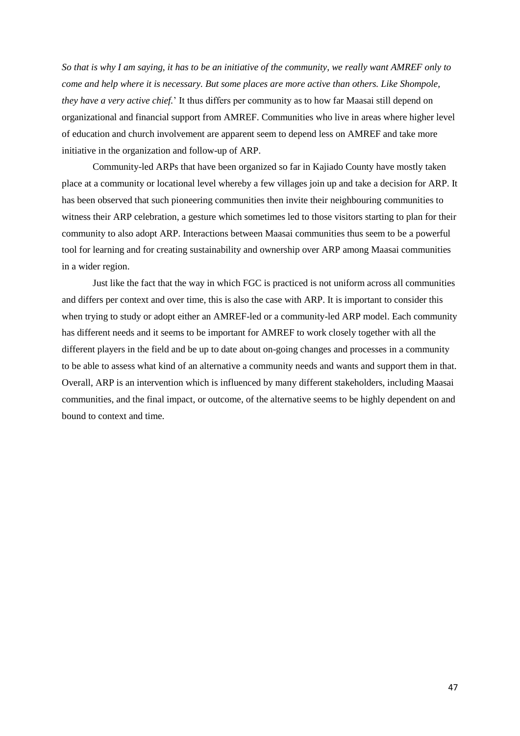*So that is why I am saying, it has to be an initiative of the community, we really want AMREF only to come and help where it is necessary. But some places are more active than others. Like Shompole, they have a very active chief.*' It thus differs per community as to how far Maasai still depend on organizational and financial support from AMREF. Communities who live in areas where higher level of education and church involvement are apparent seem to depend less on AMREF and take more initiative in the organization and follow-up of ARP.

Community-led ARPs that have been organized so far in Kajiado County have mostly taken place at a community or locational level whereby a few villages join up and take a decision for ARP. It has been observed that such pioneering communities then invite their neighbouring communities to witness their ARP celebration, a gesture which sometimes led to those visitors starting to plan for their community to also adopt ARP. Interactions between Maasai communities thus seem to be a powerful tool for learning and for creating sustainability and ownership over ARP among Maasai communities in a wider region.

Just like the fact that the way in which FGC is practiced is not uniform across all communities and differs per context and over time, this is also the case with ARP. It is important to consider this when trying to study or adopt either an AMREF-led or a community-led ARP model. Each community has different needs and it seems to be important for AMREF to work closely together with all the different players in the field and be up to date about on-going changes and processes in a community to be able to assess what kind of an alternative a community needs and wants and support them in that. Overall, ARP is an intervention which is influenced by many different stakeholders, including Maasai communities, and the final impact, or outcome, of the alternative seems to be highly dependent on and bound to context and time.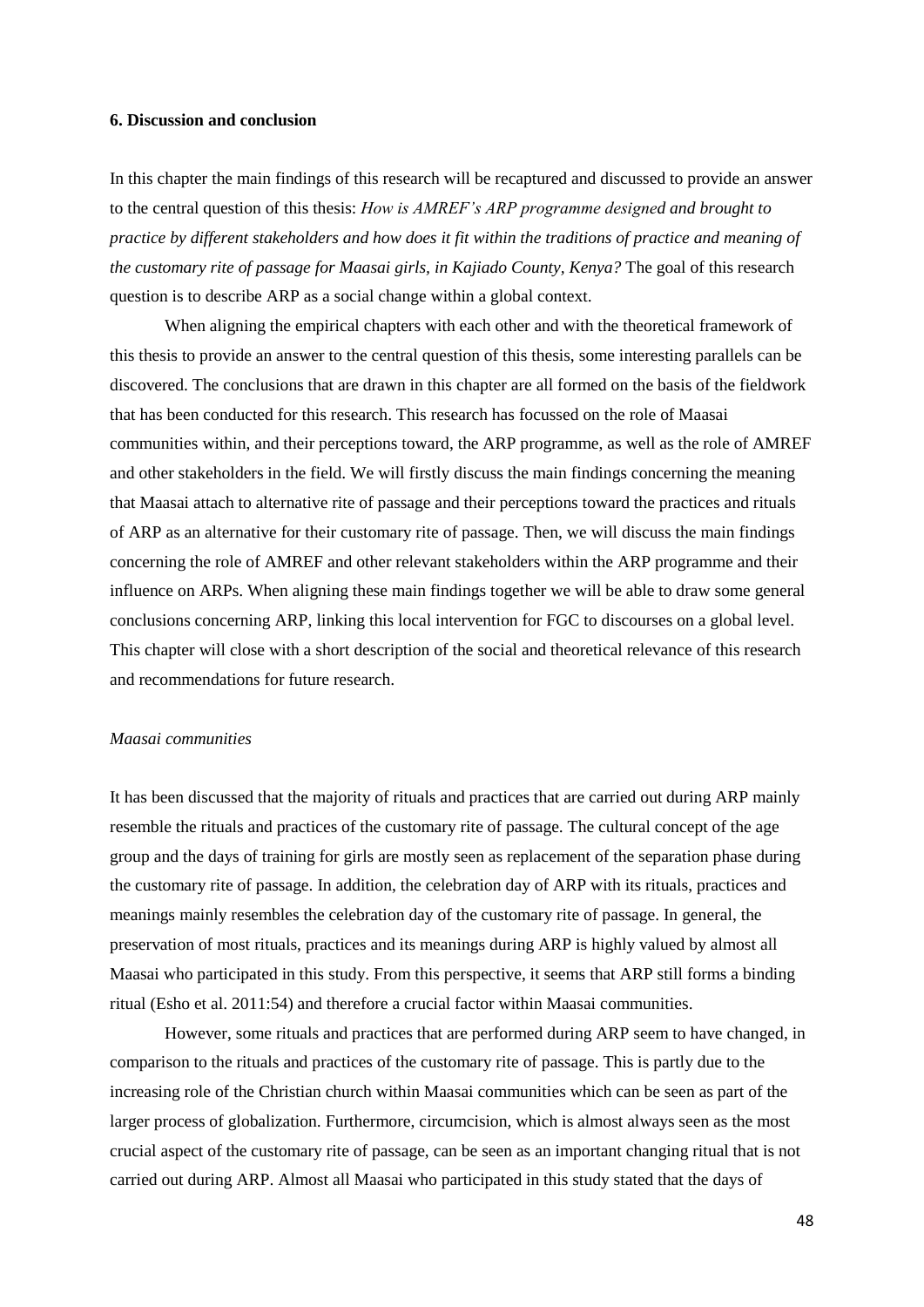## 6. Discussion and conclusion

In this chapter the main findings of this research will be recaptured and discussed to provide an answer to the central question of this thesis: *How is AMREF's ARP programme designed and brought to practice by different stakeholders and how does it fit within the traditions of practice and meaning of the customary rite of passage for Maasai girls, in Kajiado County, Kenya?* The goal of this research question is to describe ARP as a social change within a global context.

When aligning the empirical chapters with each other and with the theoretical framework of this thesis to provide an answer to the central question of this thesis, some interesting parallels can be discovered. The conclusions that are drawn in this chapter are all formed on the basis of the fieldwork that has been conducted for this research. This research has focussed on the role of Maasai communities within, and their perceptions toward, the ARP programme, as well as the role of AMREF and other stakeholders in the field. We will firstly discuss the main findings concerning the meaning that Maasai attach to alternative rite of passage and their perceptions toward the practices and rituals of ARP as an alternative for their customary rite of passage. Then, we will discuss the main findings concerning the role of AMREF and other relevant stakeholders within the ARP programme and their influence on ARPs. When aligning these main findings together we will be able to draw some general conclusions concerning ARP, linking this local intervention for FGC to discourses on a global level. This chapter will close with a short description of the social and theoretical relevance of this research and recommendations for future research.

### *Maasai communities*

It has been discussed that the majority of rituals and practices that are carried out during ARP mainly resemble the rituals and practices of the customary rite of passage. The cultural concept of the age group and the days of training for girls are mostly seen as replacement of the separation phase during the customary rite of passage. In addition, the celebration day of ARP with its rituals, practices and meanings mainly resembles the celebration day of the customary rite of passage. In general, the preservation of most rituals, practices and its meanings during ARP is highly valued by almost all Maasai who participated in this study. From this perspective, it seems that ARP still forms a binding ritual (Esho et al. 2011:54) and therefore a crucial factor within Maasai communities.

However, some rituals and practices that are performed during ARP seem to have changed, in comparison to the rituals and practices of the customary rite of passage. This is partly due to the increasing role of the Christian church within Maasai communities which can be seen as part of the larger process of globalization. Furthermore, circumcision, which is almost always seen as the most crucial aspect of the customary rite of passage, can be seen as an important changing ritual that is not carried out during ARP. Almost all Maasai who participated in this study stated that the days of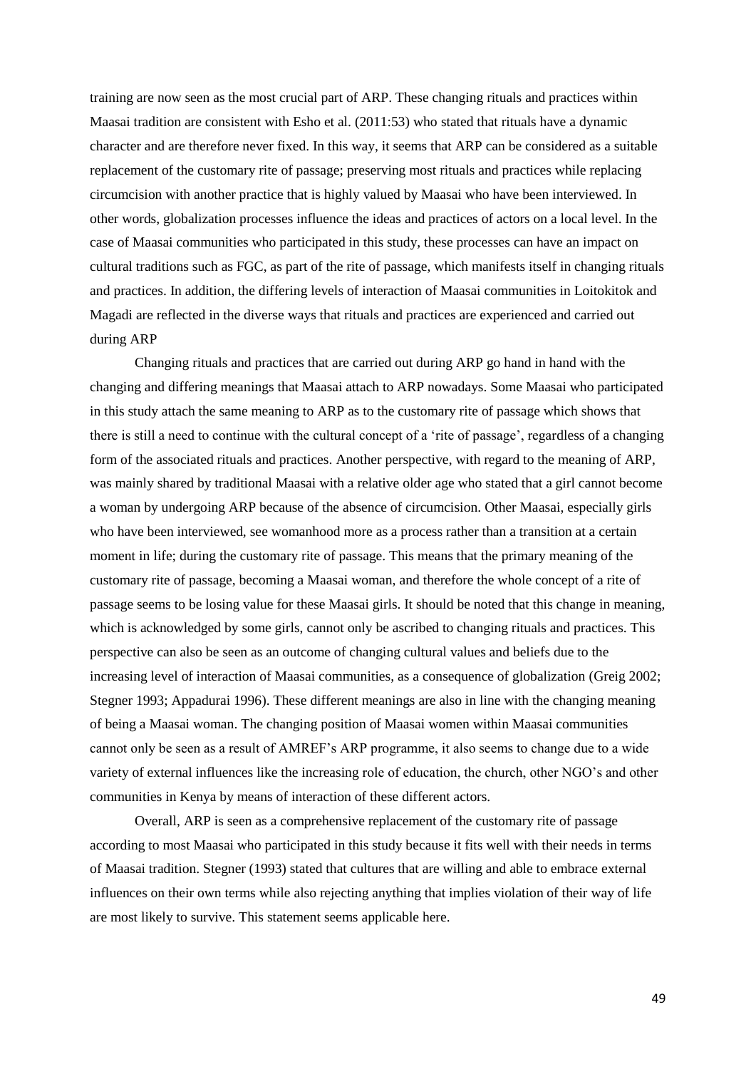training are now seen as the most crucial part of ARP. These changing rituals and practices within Maasai tradition are consistent with Esho et al. (2011:53) who stated that rituals have a dynamic character and are therefore never fixed. In this way, it seems that ARP can be considered as a suitable replacement of the customary rite of passage; preserving most rituals and practices while replacing circumcision with another practice that is highly valued by Maasai who have been interviewed. In other words, globalization processes influence the ideas and practices of actors on a local level. In the case of Maasai communities who participated in this study, these processes can have an impact on cultural traditions such as FGC, as part of the rite of passage, which manifests itself in changing rituals and practices. In addition, the differing levels of interaction of Maasai communities in Loitokitok and Magadi are reflected in the diverse ways that rituals and practices are experienced and carried out during ARP

Changing rituals and practices that are carried out during ARP go hand in hand with the changing and differing meanings that Maasai attach to ARP nowadays. Some Maasai who participated in this study attach the same meaning to ARP as to the customary rite of passage which shows that there is still a need to continue with the cultural concept of a 'rite of passage', regardless of a changing form of the associated rituals and practices. Another perspective, with regard to the meaning of ARP, was mainly shared by traditional Maasai with a relative older age who stated that a girl cannot become a woman by undergoing ARP because of the absence of circumcision. Other Maasai, especially girls who have been interviewed, see womanhood more as a process rather than a transition at a certain moment in life; during the customary rite of passage. This means that the primary meaning of the customary rite of passage, becoming a Maasai woman, and therefore the whole concept of a rite of passage seems to be losing value for these Maasai girls. It should be noted that this change in meaning, which is acknowledged by some girls, cannot only be ascribed to changing rituals and practices. This perspective can also be seen as an outcome of changing cultural values and beliefs due to the increasing level of interaction of Maasai communities, as a consequence of globalization (Greig 2002; Stegner 1993; Appadurai 1996). These different meanings are also in line with the changing meaning of being a Maasai woman. The changing position of Maasai women within Maasai communities cannot only be seen as a result of AMREF's ARP programme, it also seems to change due to a wide variety of external influences like the increasing role of education, the church, other NGO's and other communities in Kenya by means of interaction of these different actors.

Overall, ARP is seen as a comprehensive replacement of the customary rite of passage according to most Maasai who participated in this study because it fits well with their needs in terms of Maasai tradition. Stegner (1993) stated that cultures that are willing and able to embrace external influences on their own terms while also rejecting anything that implies violation of their way of life are most likely to survive. This statement seems applicable here.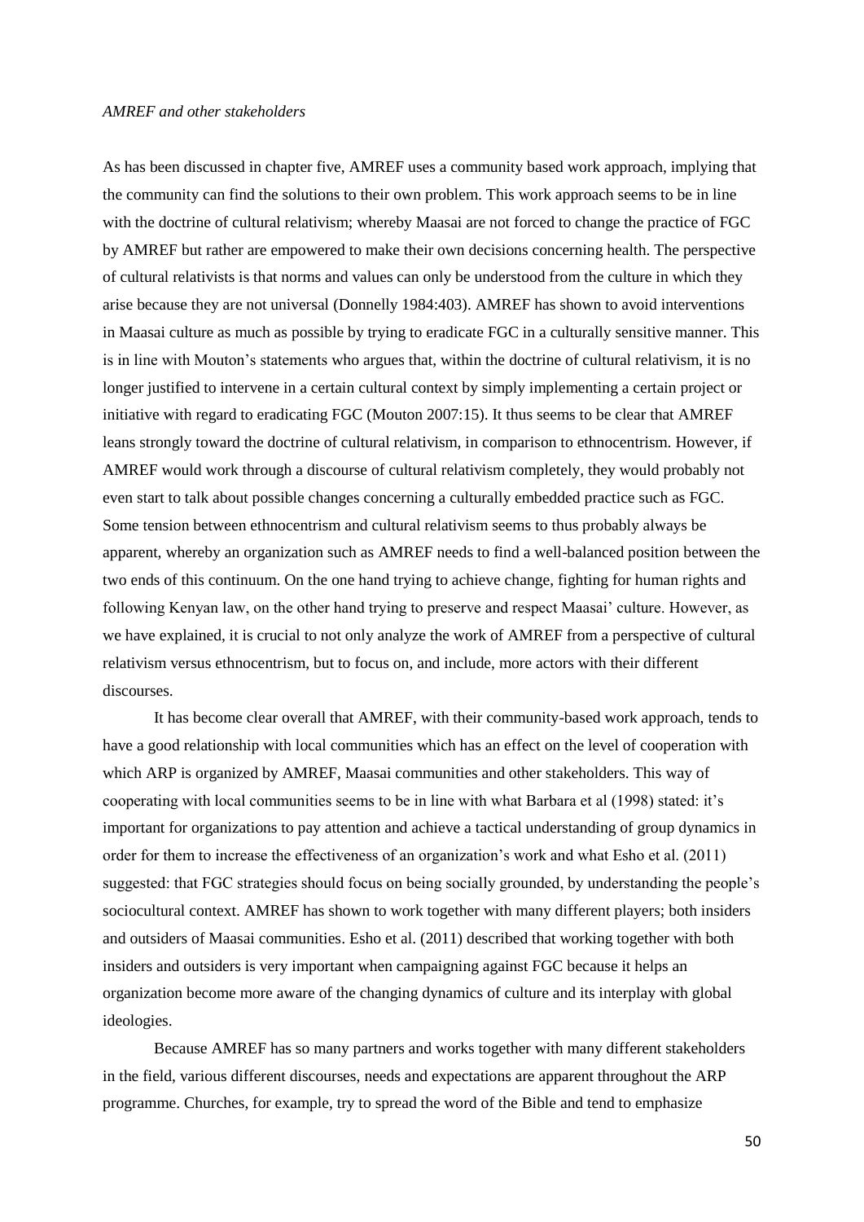*AMREF and other stakeholders*

As has been discussed in chapter five, AMREF uses a community based work approach, implying that the community can find the solutions to their own problem. This work approach seems to be in line with the doctrine of cultural relativism; whereby Maasai are not forced to change the practice of FGC by AMREF but rather are empowered to make their own decisions concerning health. The perspective of cultural relativists is that norms and values can only be understood from the culture in which they arise because they are not universal (Donnelly 1984:403). AMREF has shown to avoid interventions in Maasai culture as much as possible by trying to eradicate FGC in a culturally sensitive manner. This is in line with Mouton's statements who argues that, within the doctrine of cultural relativism, it is no longer justified to intervene in a certain cultural context by simply implementing a certain project or initiative with regard to eradicating FGC (Mouton 2007:15). It thus seems to be clear that AMREF leans strongly toward the doctrine of cultural relativism, in comparison to ethnocentrism. However, if AMREF would work through a discourse of cultural relativism completely, they would probably not even start to talk about possible changes concerning a culturally embedded practice such as FGC. Some tension between ethnocentrism and cultural relativism seems to thus probably always be apparent, whereby an organization such as AMREF needs to find a well-balanced position between the two ends of this continuum. On the one hand trying to achieve change, fighting for human rights and following Kenyan law, on the other hand trying to preserve and respect Maasai' culture. However, as we have explained, it is crucial to not only analyze the work of AMREF from a perspective of cultural relativism versus ethnocentrism, but to focus on, and include, more actors with their different discourses.

It has become clear overall that AMREF, with their community-based work approach, tends to have a good relationship with local communities which has an effect on the level of cooperation with which ARP is organized by AMREF, Maasai communities and other stakeholders. This way of cooperating with local communities seems to be in line with what Barbara et al (1998) stated: it's important for organizations to pay attention and achieve a tactical understanding of group dynamics in order for them to increase the effectiveness of an organization's work and what Esho et al. (2011) suggested: that FGC strategies should focus on being socially grounded, by understanding the people's sociocultural context. AMREF has shown to work together with many different players; both insiders and outsiders of Maasai communities. Esho et al. (2011) described that working together with both insiders and outsiders is very important when campaigning against FGC because it helps an organization become more aware of the changing dynamics of culture and its interplay with global ideologies.

Because AMREF has so many partners and works together with many different stakeholders in the field, various different discourses, needs and expectations are apparent throughout the ARP programme. Churches, for example, try to spread the word of the Bible and tend to emphasize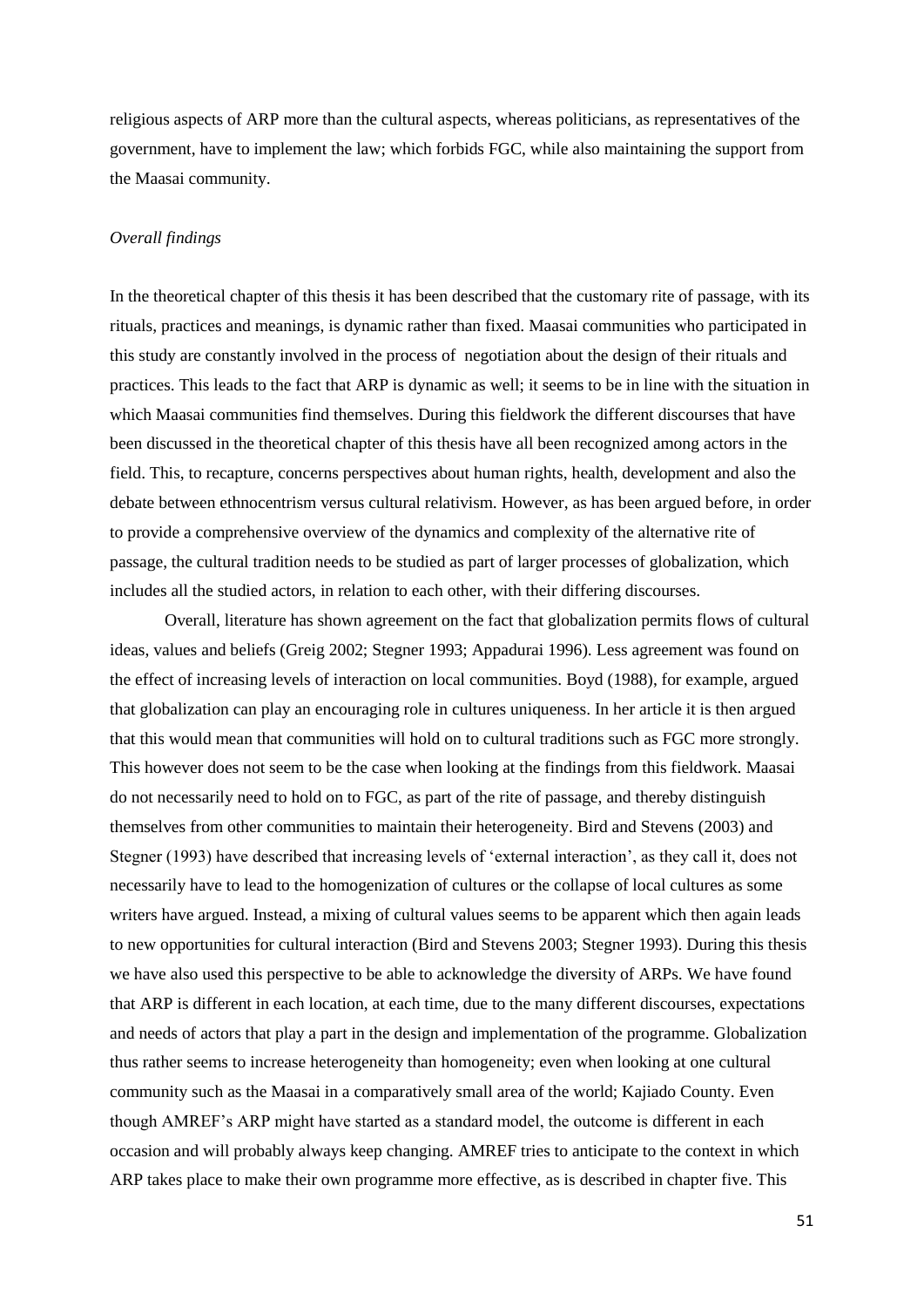religious aspects of ARP more than the cultural aspects, whereas politicians, as representatives of the government, have to implement the law; which forbids FGC, while also maintaining the support from the Maasai community.

*Overall findings*

In the theoretical chapter of this thesis it has been described that the customary rite of passage, with its rituals, practices and meanings, is dynamic rather than fixed. Maasai communities who participated in this study are constantly involved in the process of negotiation about the design of their rituals and practices. This leads to the fact that ARP is dynamic as well; it seems to be in line with the situation in which Maasai communities find themselves. During this fieldwork the different discourses that have been discussed in the theoretical chapter of this thesis have all been recognized among actors in the field. This, to recapture, concerns perspectives about human rights, health, development and also the debate between ethnocentrism versus cultural relativism. However, as has been argued before, in order to provide a comprehensive overview of the dynamics and complexity of the alternative rite of passage, the cultural tradition needs to be studied as part of larger processes of globalization, which includes all the studied actors, in relation to each other, with their differing discourses.

Overall, literature has shown agreement on the fact that globalization permits flows of cultural ideas, values and beliefs (Greig 2002; Stegner 1993; Appadurai 1996). Less agreement was found on the effect of increasing levels of interaction on local communities. Boyd (1988), for example, argued that globalization can play an encouraging role in cultures uniqueness. In her article it is then argued that this would mean that communities will hold on to cultural traditions such as FGC more strongly. This however does not seem to be the case when looking at the findings from this fieldwork. Maasai do not necessarily need to hold on to FGC, as part of the rite of passage, and thereby distinguish themselves from other communities to maintain their heterogeneity. Bird and Stevens (2003) and Stegner (1993) have described that increasing levels of 'external interaction', as they call it, does not necessarily have to lead to the homogenization of cultures or the collapse of local cultures as some writers have argued. Instead, a mixing of cultural values seems to be apparent which then again leads to new opportunities for cultural interaction (Bird and Stevens 2003; Stegner 1993). During this thesis we have also used this perspective to be able to acknowledge the diversity of ARPs. We have found that ARP is different in each location, at each time, due to the many different discourses, expectations and needs of actors that play a part in the design and implementation of the programme. Globalization thus rather seems to increase heterogeneity than homogeneity; even when looking at one cultural community such as the Maasai in a comparatively small area of the world; Kajiado County. Even though AMREF's ARP might have started as a standard model, the outcome is different in each occasion and will probably always keep changing. AMREF tries to anticipate to the context in which ARP takes place to make their own programme more effective, as is described in chapter five. This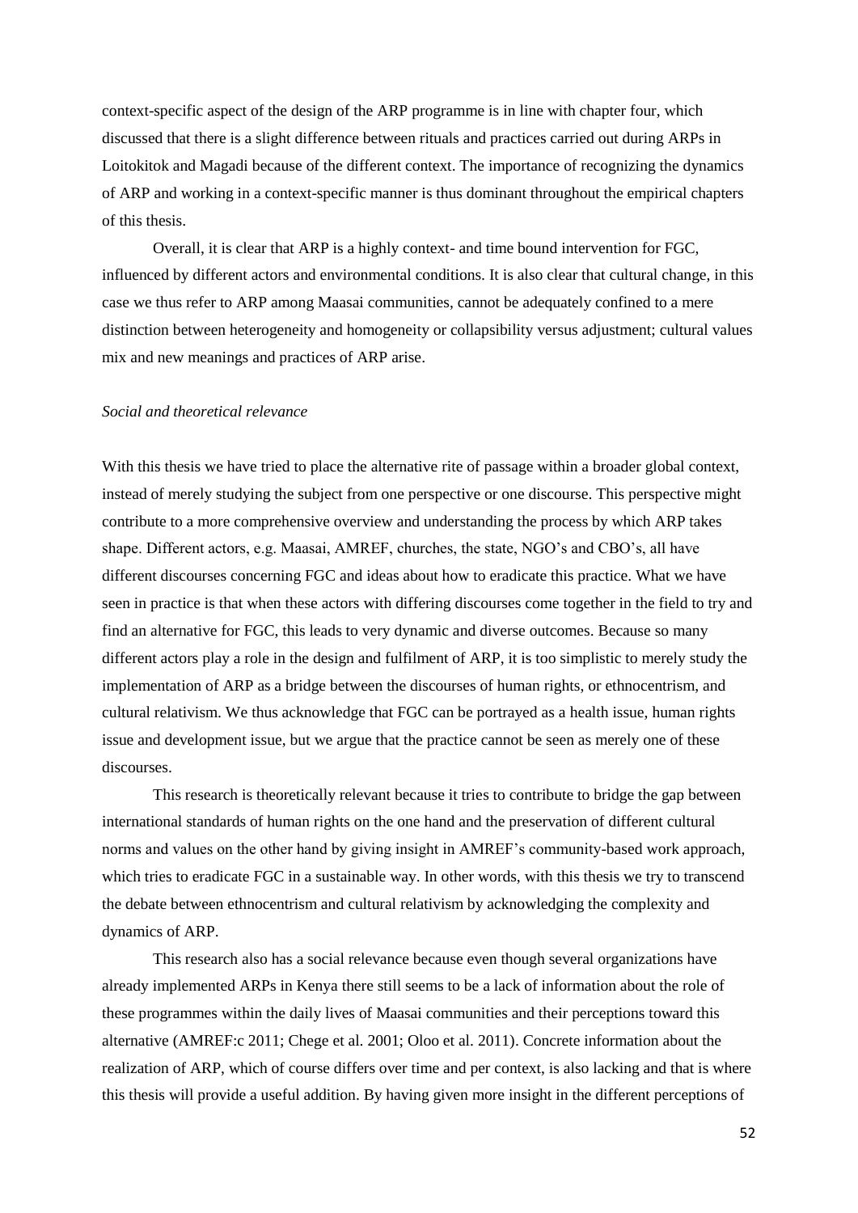context-specific aspect of the design of the ARP programme is in line with chapter four, which discussed that there is a slight difference between rituals and practices carried out during ARPs in Loitokitok and Magadi because of the different context. The importance of recognizing the dynamics of ARP and working in a context-specific manner is thus dominant throughout the empirical chapters of this thesis.

Overall, it is clear that ARP is a highly context- and time bound intervention for FGC, influenced by different actors and environmental conditions. It is also clear that cultural change, in this case we thus refer to ARP among Maasai communities, cannot be adequately confined to a mere distinction between heterogeneity and homogeneity or collapsibility versus adjustment; cultural values mix and new meanings and practices of ARP arise.

*Social and theoretical relevance*

With this thesis we have tried to place the alternative rite of passage within a broader global context, instead of merely studying the subject from one perspective or one discourse. This perspective might contribute to a more comprehensive overview and understanding the process by which ARP takes shape. Different actors, e.g. Maasai, AMREF, churches, the state, NGO's and CBO's, all have different discourses concerning FGC and ideas about how to eradicate this practice. What we have seen in practice is that when these actors with differing discourses come together in the field to try and find an alternative for FGC, this leads to very dynamic and diverse outcomes. Because so many different actors play a role in the design and fulfilment of ARP, it is too simplistic to merely study the implementation of ARP as a bridge between the discourses of human rights, or ethnocentrism, and cultural relativism. We thus acknowledge that FGC can be portrayed as a health issue, human rights issue and development issue, but we argue that the practice cannot be seen as merely one of these discourses.

This research is theoretically relevant because it tries to contribute to bridge the gap between international standards of human rights on the one hand and the preservation of different cultural norms and values on the other hand by giving insight in AMREF's community-based work approach, which tries to eradicate FGC in a sustainable way. In other words, with this thesis we try to transcend the debate between ethnocentrism and cultural relativism by acknowledging the complexity and dynamics of ARP.

This research also has a social relevance because even though several organizations have already implemented ARPs in Kenya there still seems to be a lack of information about the role of these programmes within the daily lives of Maasai communities and their perceptions toward this alternative (AMREF:c 2011; Chege et al. 2001; Oloo et al. 2011). Concrete information about the realization of ARP, which of course differs over time and per context, is also lacking and that is where this thesis will provide a useful addition. By having given more insight in the different perceptions of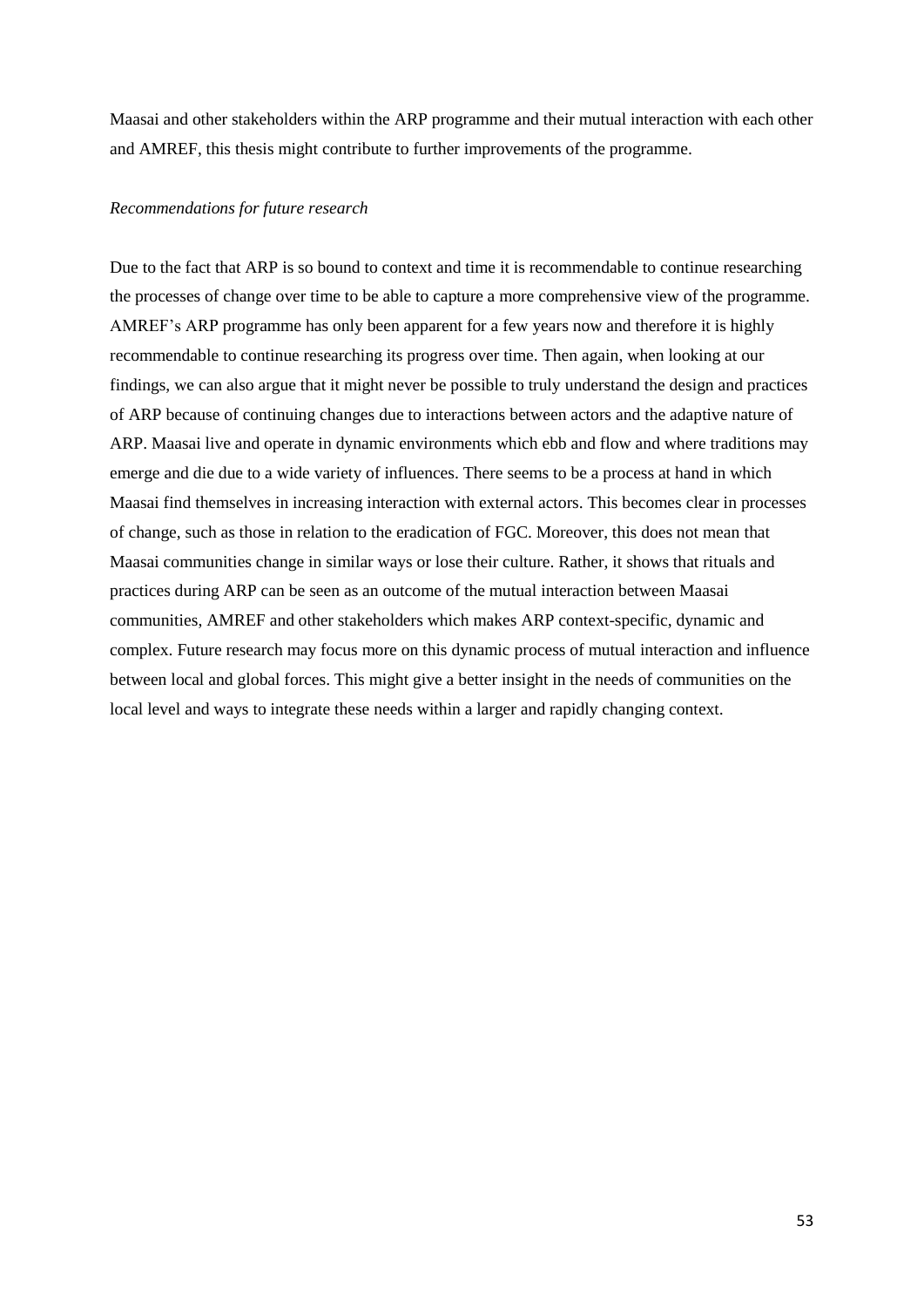Maasai and other stakeholders within the ARP programme and their mutual interaction with each other and AMREF, this thesis might contribute to further improvements of the programme.

*Recommendations for future research*

Due to the fact that ARP is so bound to context and time it is recommendable to continue researching the processes of change over time to be able to capture a more comprehensive view of the programme. AMREF's ARP programme has only been apparent for a few years now and therefore it is highly recommendable to continue researching its progress over time. Then again, when looking at our findings, we can also argue that it might never be possible to truly understand the design and practices of ARP because of continuing changes due to interactions between actors and the adaptive nature of ARP. Maasai live and operate in dynamic environments which ebb and flow and where traditions may emerge and die due to a wide variety of influences. There seems to be a process at hand in which Maasai find themselves in increasing interaction with external actors. This becomes clear in processes of change, such as those in relation to the eradication of FGC. Moreover, this does not mean that Maasai communities change in similar ways or lose their culture. Rather, it shows that rituals and practices during ARP can be seen as an outcome of the mutual interaction between Maasai communities, AMREF and other stakeholders which makes ARP context-specific, dynamic and complex. Future research may focus more on this dynamic process of mutual interaction and influence between local and global forces. This might give a better insight in the needs of communities on the local level and ways to integrate these needs within a larger and rapidly changing context.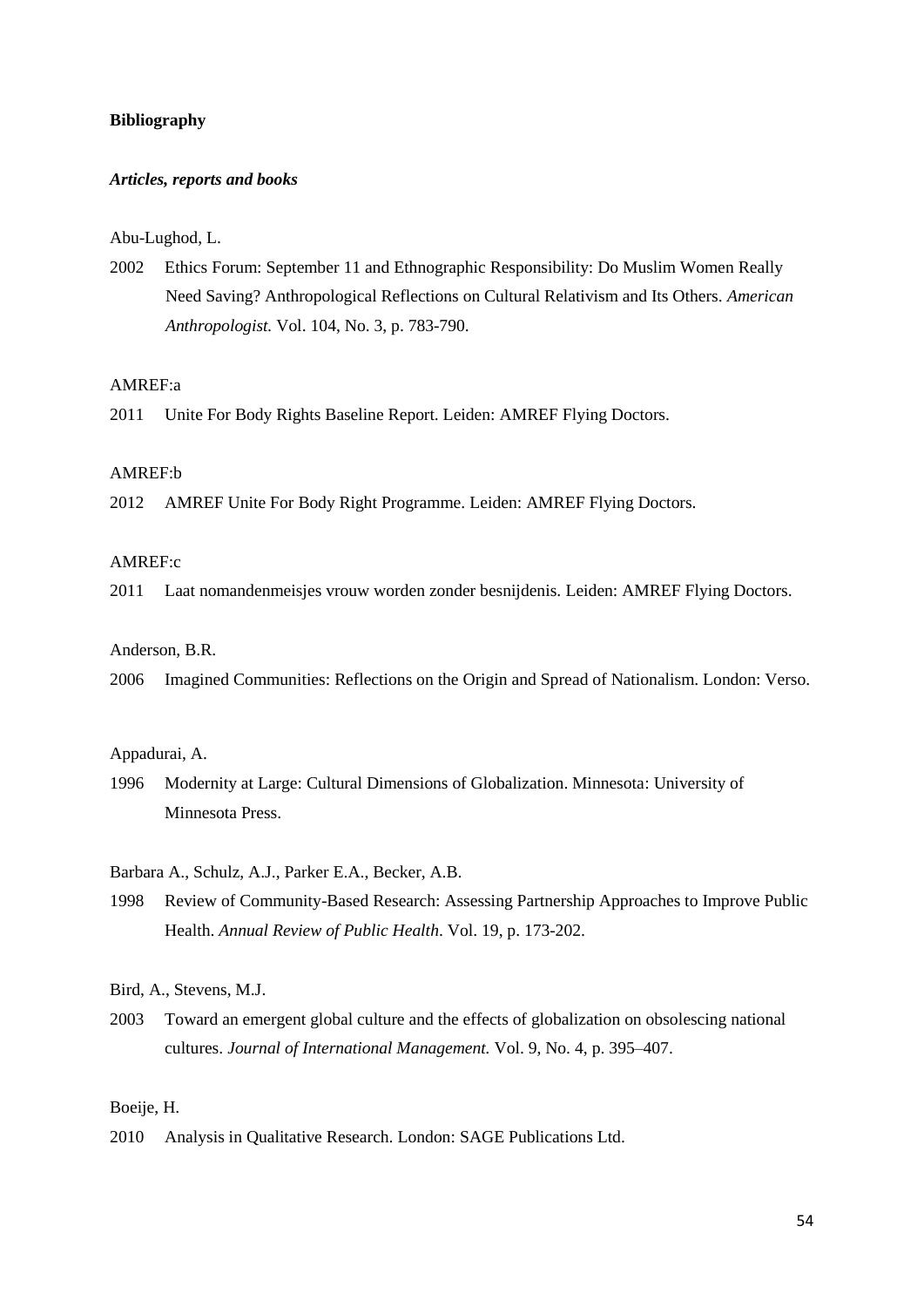**Bibliography**

***Articles, reports and books***

Abu-Lughod, L.

2002 Ethics Forum: September 11 and Ethnographic Responsibility: Do Muslim Women Really Need Saving? Anthropological Reflections on Cultural Relativism and Its Others. *American Anthropologist.* Vol. 104, No. 3, p. 783-790.

AMREF:a

2011 Unite For Body Rights Baseline Report. Leiden: AMREF Flying Doctors.

AMREF:b

2012 AMREF Unite For Body Right Programme. Leiden: AMREF Flying Doctors.

AMREF:c

2011 Laat nomandenmeisjes vrouw worden zonder besnijdenis. Leiden: AMREF Flying Doctors.

Anderson, B.R.

2006 Imagined Communities: Reflections on the Origin and Spread of Nationalism. London: Verso.

Appadurai, A.

1996 Modernity at Large: Cultural Dimensions of Globalization. Minnesota: University of Minnesota Press.

Barbara A., Schulz, A.J., Parker E.A., Becker, A.B.

1998 Review of Community-Based Research: Assessing Partnership Approaches to Improve Public Health. *Annual Review of Public Health*. Vol. 19, p. 173-202.

Bird, A., Stevens, M.J.

2003 Toward an emergent global culture and the effects of globalization on obsolescing national cultures. *Journal of International Management.* Vol. 9, No. 4, p. 395–407.

Boeije, H.

2010 Analysis in Qualitative Research. London: SAGE Publications Ltd.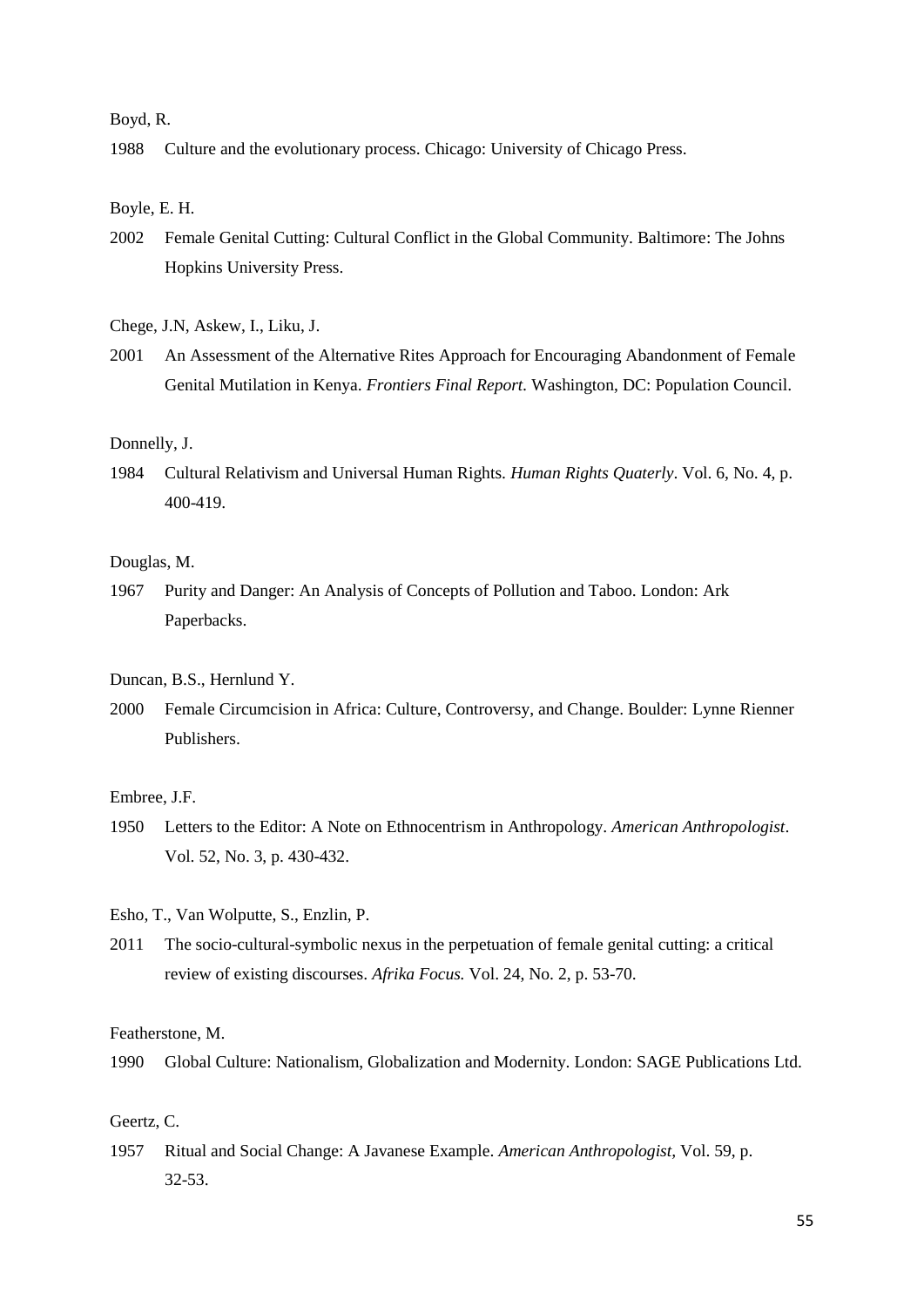Boyd, R.

1988 Culture and the evolutionary process. Chicago: University of Chicago Press.

Boyle, E. H.

2002 Female Genital Cutting: Cultural Conflict in the Global Community. Baltimore: The Johns Hopkins University Press.

Chege, J.N, Askew, I., Liku, J.

2001 An Assessment of the Alternative Rites Approach for Encouraging Abandonment of Female Genital Mutilation in Kenya. *Frontiers Final Report.* Washington, DC: Population Council.

Donnelly, J.

1984 Cultural Relativism and Universal Human Rights. *Human Rights Quaterly*. Vol. 6, No. 4, p. 400-419.

Douglas, M.

1967 Purity and Danger: An Analysis of Concepts of Pollution and Taboo. London: Ark Paperbacks.

Duncan, B.S., Hernlund Y.

2000 Female Circumcision in Africa: Culture, Controversy, and Change. Boulder: Lynne Rienner Publishers.

Embree, J.F.

1950 Letters to the Editor: A Note on Ethnocentrism in Anthropology. *American Anthropologist*. Vol. 52, No. 3, p. 430-432.

Esho, T., Van Wolputte, S., Enzlin, P.

2011 The socio-cultural-symbolic nexus in the perpetuation of female genital cutting: a critical review of existing discourses. *Afrika Focus.* Vol. 24, No. 2, p. 53-70.

Featherstone, M.

1990 Global Culture: Nationalism, Globalization and Modernity. London: SAGE Publications Ltd.

Geertz, C.

1957 Ritual and Social Change: A Javanese Example. *American Anthropologist*, Vol. 59, p. 32-53.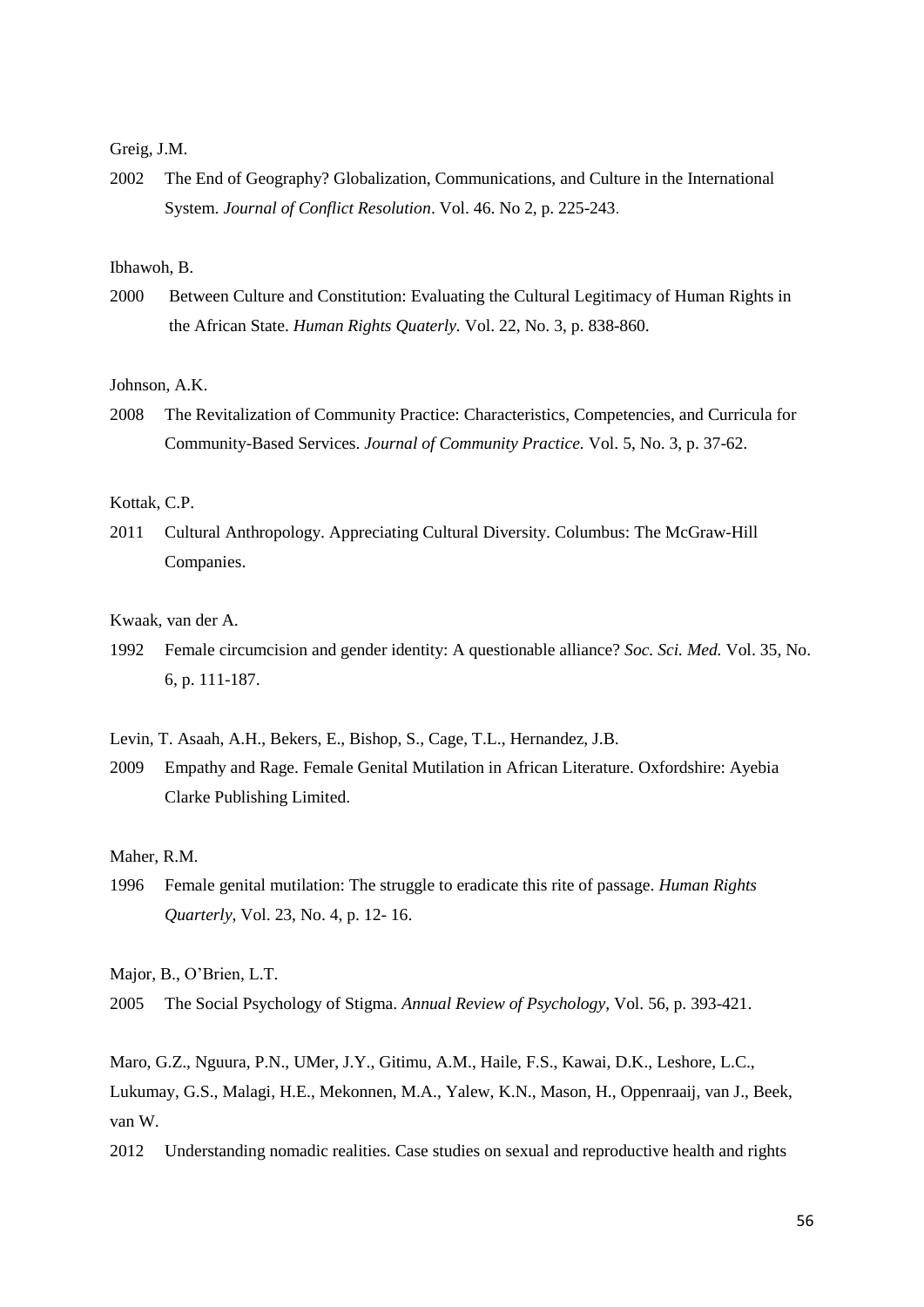Greig, J.M.

2002 The End of Geography? Globalization, Communications, and Culture in the International System. *Journal of Conflict Resolution*. Vol. 46. No 2, p. 225-243.

Ibhawoh, B.

2000 Between Culture and Constitution: Evaluating the Cultural Legitimacy of Human Rights in the African State. *Human Rights Quaterly.* Vol. 22, No. 3, p. 838-860.

Johnson, A.K.

2008 The Revitalization of Community Practice: Characteristics, Competencies, and Curricula for Community-Based Services. *Journal of Community Practice.* Vol. 5, No. 3, p. 37-62.

Kottak, C.P.

2011 Cultural Anthropology. Appreciating Cultural Diversity. Columbus: The McGraw-Hill Companies.

Kwaak, van der A.

1992 Female circumcision and gender identity: A questionable alliance? *Soc. Sci. Med.* Vol. 35, No. 6, p. 111-187.

Levin, T. Asaah, A.H., Bekers, E., Bishop, S., Cage, T.L., Hernandez, J.B.

2009 Empathy and Rage. Female Genital Mutilation in African Literature. Oxfordshire: Ayebia Clarke Publishing Limited.

Maher, R.M.

1996 Female genital mutilation: The struggle to eradicate this rite of passage. *Human Rights Quarterly*, Vol. 23, No. 4, p. 12- 16.

Major, B., O'Brien, L.T.

2005 The Social Psychology of Stigma. *Annual Review of Psychology,* Vol. 56, p. 393-421.

Maro, G.Z., Nguura, P.N., UMer, J.Y., Gitimu, A.M., Haile, F.S., Kawai, D.K., Leshore, L.C., Lukumay, G.S., Malagi, H.E., Mekonnen, M.A., Yalew, K.N., Mason, H., Oppenraaij, van J., Beek, van W.

2012 Understanding nomadic realities. Case studies on sexual and reproductive health and rights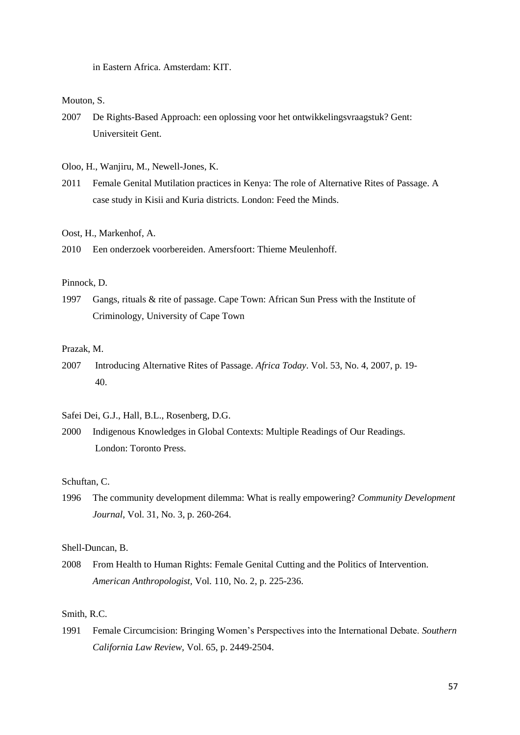in Eastern Africa. Amsterdam: KIT.

Mouton, S.

2007 De Rights-Based Approach: een oplossing voor het ontwikkelingsvraagstuk? Gent: Universiteit Gent.

Oloo, H., Wanjiru, M., Newell-Jones, K.

2011 Female Genital Mutilation practices in Kenya: The role of Alternative Rites of Passage. A case study in Kisii and Kuria districts. London: Feed the Minds.

Oost, H., Markenhof, A.

2010 Een onderzoek voorbereiden. Amersfoort: Thieme Meulenhoff.

Pinnock, D.

1997 Gangs, rituals & rite of passage. Cape Town: African Sun Press with the Institute of Criminology, University of Cape Town

Prazak, M.

2007 Introducing Alternative Rites of Passage. *Africa Today*. Vol. 53, No. 4, 2007, p. 19-40.

Safei Dei, G.J., Hall, B.L., Rosenberg, D.G.

2000 Indigenous Knowledges in Global Contexts: Multiple Readings of Our Readings. London: Toronto Press.

Schuftan, C.

1996 The community development dilemma: What is really empowering? *Community Development Journal*, Vol. 31, No. 3, p. 260-264.

Shell-Duncan, B.

2008 From Health to Human Rights: Female Genital Cutting and the Politics of Intervention. *American Anthropologist*, Vol. 110, No. 2, p. 225-236.

Smith, R.C.

1991 Female Circumcision: Bringing Women's Perspectives into the International Debate. *Southern California Law Review*, Vol. 65, p. 2449-2504.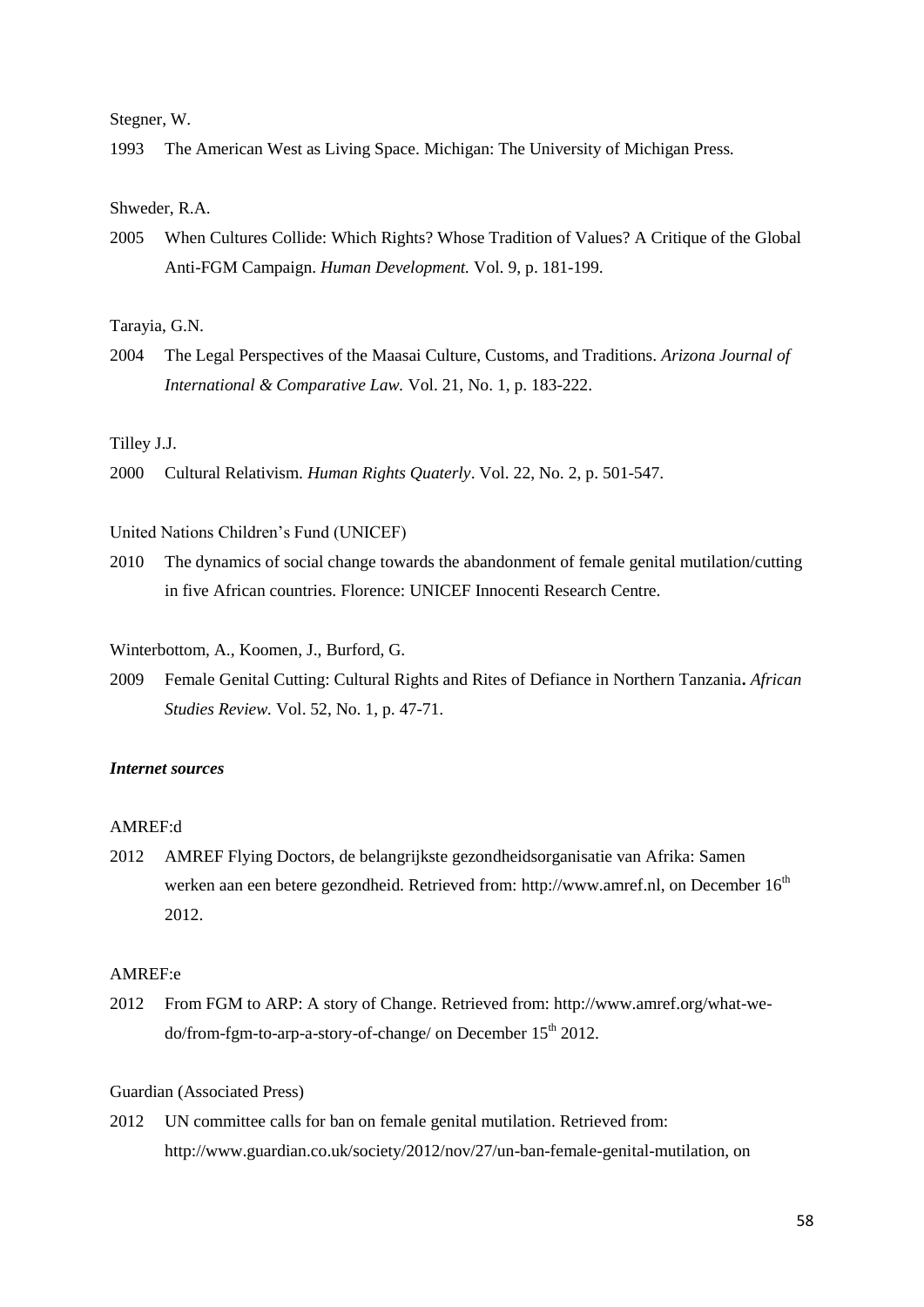Stegner, W.

1993 The American West as Living Space. Michigan: The University of Michigan Press.

Shweder, R.A.

2005 When Cultures Collide: Which Rights? Whose Tradition of Values? A Critique of the Global Anti-FGM Campaign. *Human Development.* Vol. 9, p. 181-199.

Tarayia, G.N.

2004 The Legal Perspectives of the Maasai Culture, Customs, and Traditions. *Arizona Journal of International & Comparative Law.* Vol. 21, No. 1, p. 183-222.

Tilley J.J.

2000 Cultural Relativism. *Human Rights Quaterly*. Vol. 22, No. 2, p. 501-547.

United Nations Children's Fund (UNICEF)

2010 The dynamics of social change towards the abandonment of female genital mutilation/cutting in five African countries. Florence: UNICEF Innocenti Research Centre.

Winterbottom, A., Koomen, J., Burford, G.

2009 Female Genital Cutting: Cultural Rights and Rites of Defiance in Northern Tanzania**.** *African Studies Review.* Vol. 52, No. 1, p. 47-71.

***Internet sources***

AMREF:d

2012 AMREF Flying Doctors, de belangrijkste gezondheidsorganisatie van Afrika: Samen werken aan een betere gezondheid. Retrieved from: http://www.amref.nl, on December 16th 2012.

AMREF:e

2012 From FGM to ARP: A story of Change. Retrieved from: http://www.amref.org/what-we-do/from-fgm-to-arp-a-story-of-change/ on December 15th 2012.

Guardian (Associated Press)

2012 UN committee calls for ban on female genital mutilation. Retrieved from: http://www.guardian.co.uk/society/2012/nov/27/un-ban-female-genital-mutilation, on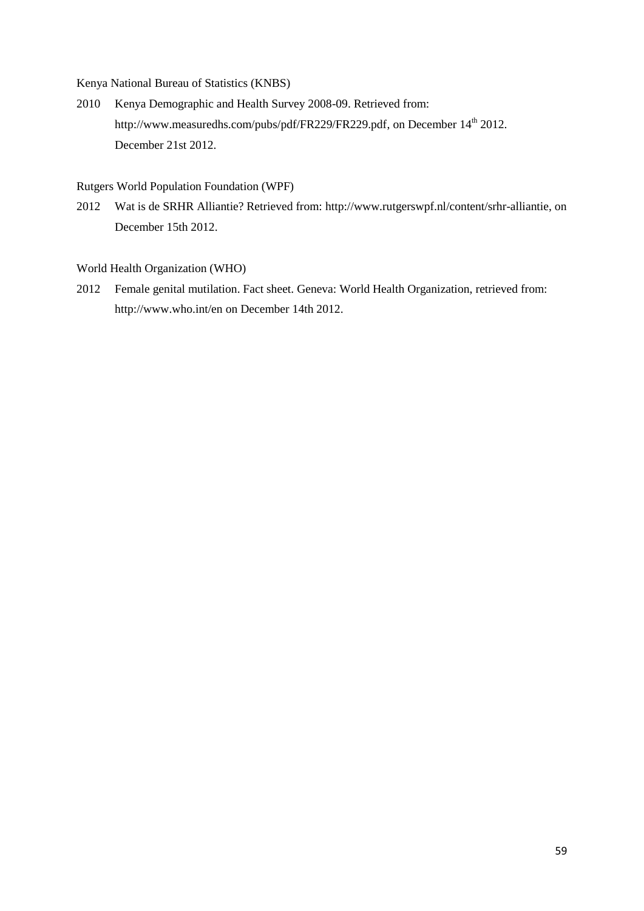Kenya National Bureau of Statistics (KNBS)

2010 Kenya Demographic and Health Survey 2008-09. Retrieved from: http://www.measuredhs.com/pubs/pdf/FR229/FR229.pdf, on December 14th 2012. December 21st 2012.

Rutgers World Population Foundation (WPF)

2012 Wat is de SRHR Alliantie? Retrieved from: http://www.rutgerswpf.nl/content/srhr-alliantie, on December 15th 2012.

World Health Organization (WHO)

2012 Female genital mutilation. Fact sheet. Geneva: World Health Organization, retrieved from: http://www.who.int/en on December 14th 2012.